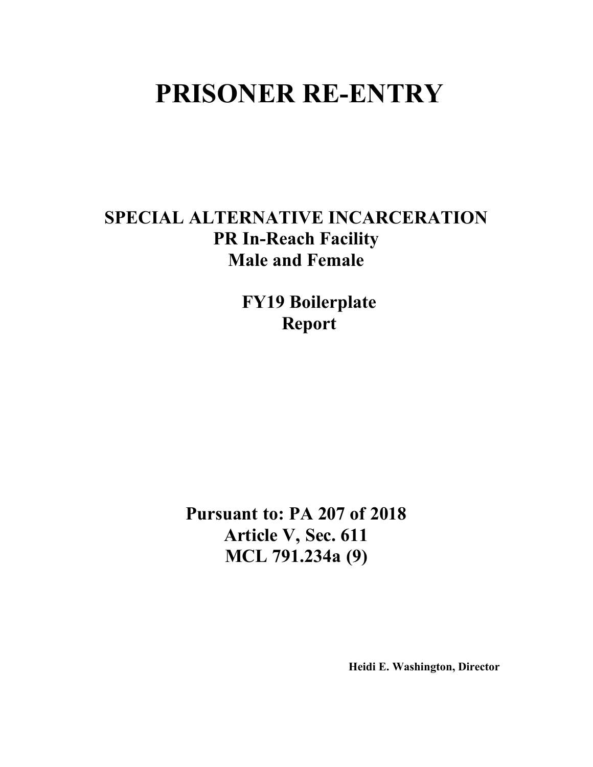# PRISONER RE-ENTRY

## SPECIAL ALTERNATIVE INCARCERATION
## PR In-Reach Facility
## Male and Female

## FY19 Boilerplate Report

## Pursuant to: PA 207 of 2018
## Article V, Sec. 611
## MCL 791.234a (9)

**Heidi E. Washington, Director**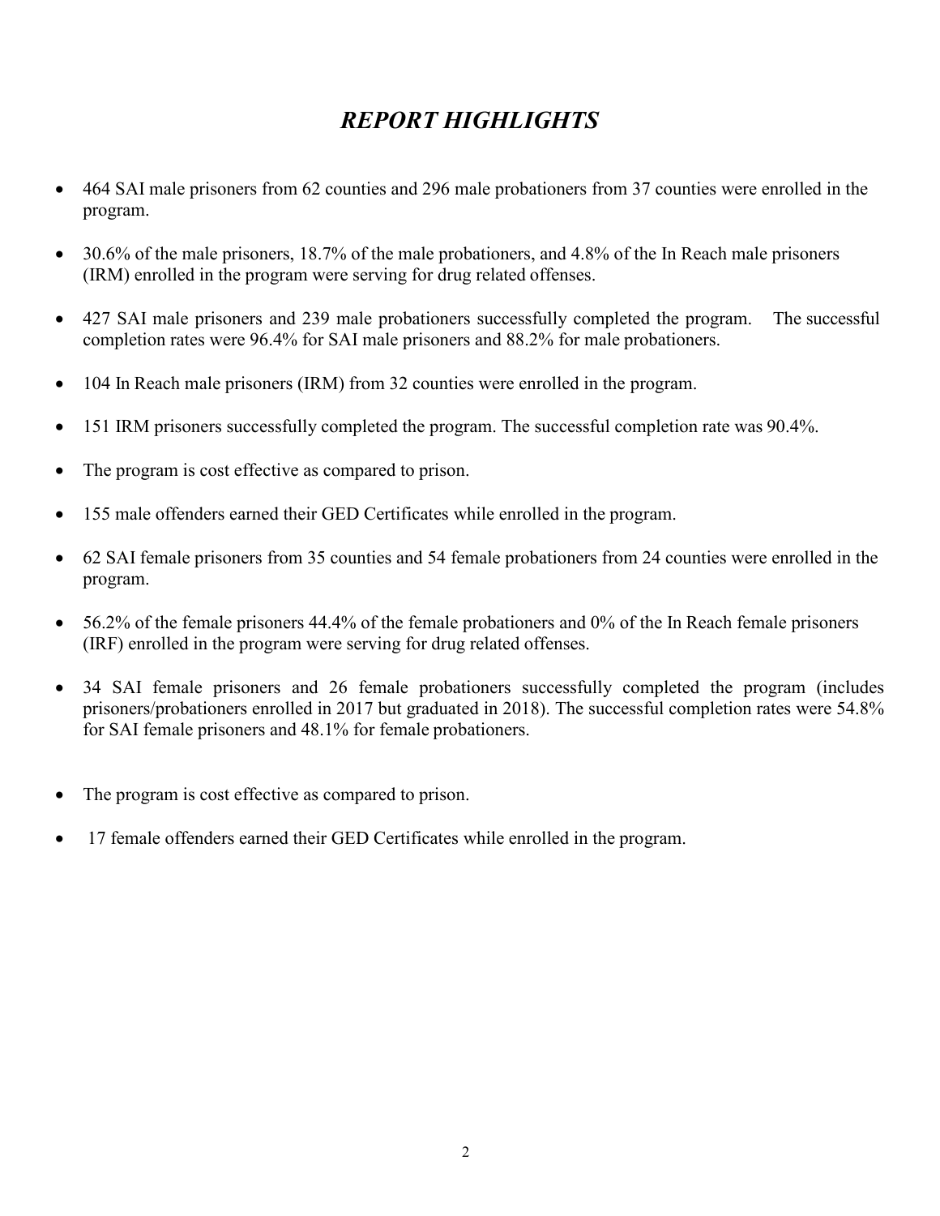# *REPORT HIGHLIGHTS*

- 464 SAI male prisoners from 62 counties and 296 male probationers from 37 counties were enrolled in the program.
- 30.6% of the male prisoners, 18.7% of the male probationers, and 4.8% of the In Reach male prisoners (IRM) enrolled in the program were serving for drug related offenses.
- 427 SAI male prisoners and 239 male probationers successfully completed the program. The successful completion rates were 96.4% for SAI male prisoners and 88.2% for male probationers.
- 104 In Reach male prisoners (IRM) from 32 counties were enrolled in the program.
- 151 IRM prisoners successfully completed the program. The successful completion rate was 90.4%.
- The program is cost effective as compared to prison.
- 155 male offenders earned their GED Certificates while enrolled in the program.
- 62 SAI female prisoners from 35 counties and 54 female probationers from 24 counties were enrolled in the program.
- 56.2% of the female prisoners 44.4% of the female probationers and 0% of the In Reach female prisoners (IRF) enrolled in the program were serving for drug related offenses.
- 34 SAI female prisoners and 26 female probationers successfully completed the program (includes prisoners/probationers enrolled in 2017 but graduated in 2018). The successful completion rates were 54.8% for SAI female prisoners and 48.1% for female probationers.
- The program is cost effective as compared to prison.
- 17 female offenders earned their GED Certificates while enrolled in the program.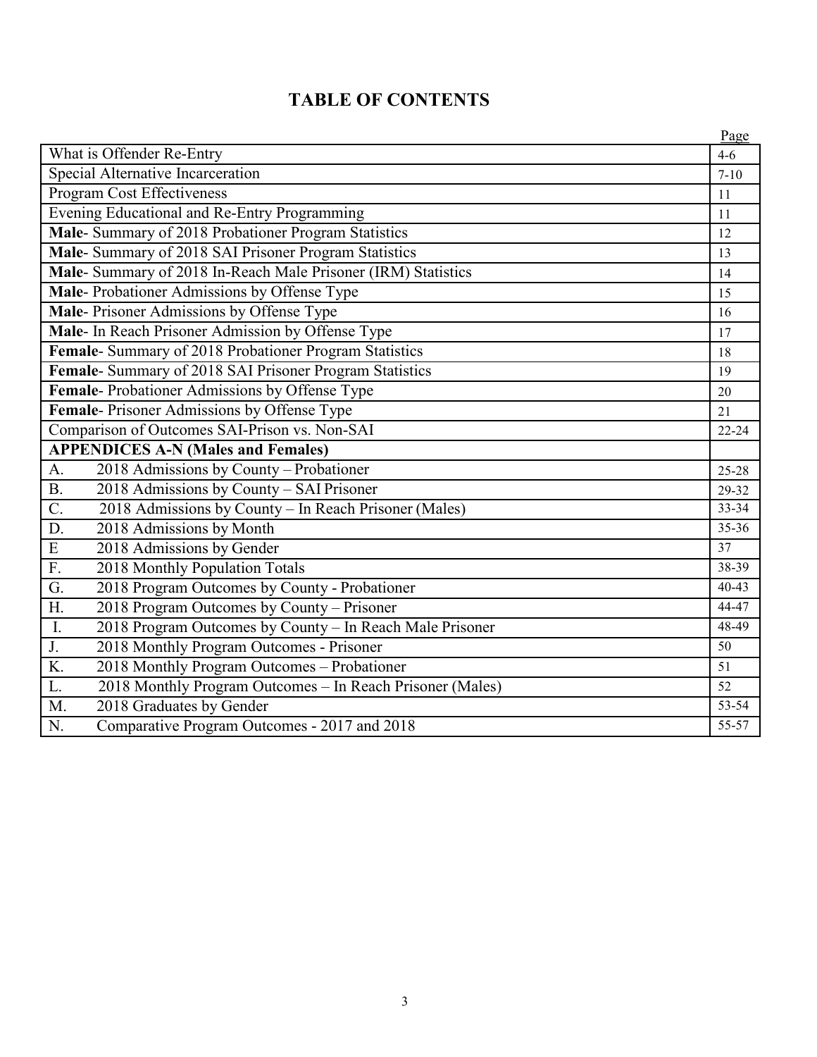# TABLE OF CONTENTS

| | Page |
|---|---|
| What is Offender Re-Entry | 4-6 |
| Special Alternative Incarceration | 7-10 |
| Program Cost Effectiveness | 11 |
| Evening Educational and Re-Entry Programming | 11 |
| **Male**- Summary of 2018 Probationer Program Statistics | 12 |
| **Male**- Summary of 2018 SAI Prisoner Program Statistics | 13 |
| **Male**- Summary of 2018 In-Reach Male Prisoner (IRM) Statistics | 14 |
| **Male**- Probationer Admissions by Offense Type | 15 |
| **Male**- Prisoner Admissions by Offense Type | 16 |
| **Male**- In Reach Prisoner Admission by Offense Type | 17 |
| **Female**- Summary of 2018 Probationer Program Statistics | 18 |
| **Female**- Summary of 2018 SAI Prisoner Program Statistics | 19 |
| **Female**- Probationer Admissions by Offense Type | 20 |
| **Female**- Prisoner Admissions by Offense Type | 21 |
| Comparison of Outcomes SAI-Prison vs. Non-SAI | 22-24 |
| **APPENDICES A-N (Males and Females)** | |
| A. 2018 Admissions by County – Probationer | 25-28 |
| B. 2018 Admissions by County – SAI Prisoner | 29-32 |
| C. 2018 Admissions by County – In Reach Prisoner (Males) | 33-34 |
| D. 2018 Admissions by Month | 35-36 |
| E 2018 Admissions by Gender | 37 |
| F. 2018 Monthly Population Totals | 38-39 |
| G. 2018 Program Outcomes by County - Probationer | 40-43 |
| H. 2018 Program Outcomes by County – Prisoner | 44-47 |
| I. 2018 Program Outcomes by County – In Reach Male Prisoner | 48-49 |
| J. 2018 Monthly Program Outcomes - Prisoner | 50 |
| K. 2018 Monthly Program Outcomes – Probationer | 51 |
| L. 2018 Monthly Program Outcomes – In Reach Prisoner (Males) | 52 |
| M. 2018 Graduates by Gender | 53-54 |
| N. Comparative Program Outcomes - 2017 and 2018 | 55-57 |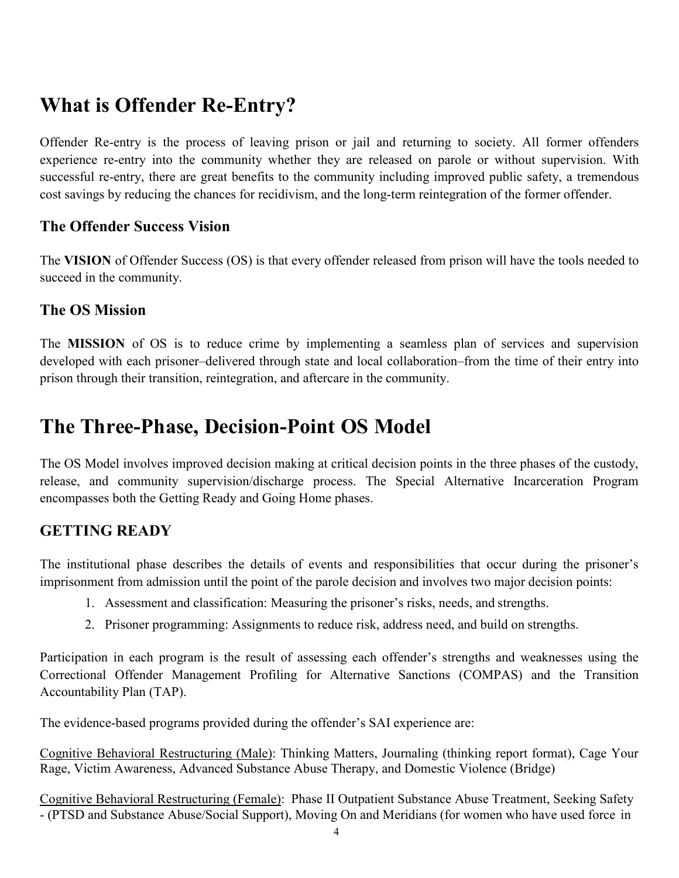# What is Offender Re-Entry?

Offender Re-entry is the process of leaving prison or jail and returning to society. All former offenders experience re-entry into the community whether they are released on parole or without supervision. With successful re-entry, there are great benefits to the community including improved public safety, a tremendous cost savings by reducing the chances for recidivism, and the long-term reintegration of the former offender.

## The Offender Success Vision

The **VISION** of Offender Success (OS) is that every offender released from prison will have the tools needed to succeed in the community.

## The OS Mission

The **MISSION** of OS is to reduce crime by implementing a seamless plan of services and supervision developed with each prisoner–delivered through state and local collaboration–from the time of their entry into prison through their transition, reintegration, and aftercare in the community.

# The Three-Phase, Decision-Point OS Model

The OS Model involves improved decision making at critical decision points in the three phases of the custody, release, and community supervision/discharge process. The Special Alternative Incarceration Program encompasses both the Getting Ready and Going Home phases.

## GETTING READY

The institutional phase describes the details of events and responsibilities that occur during the prisoner's imprisonment from admission until the point of the parole decision and involves two major decision points:

1. Assessment and classification: Measuring the prisoner's risks, needs, and strengths.
2. Prisoner programming: Assignments to reduce risk, address need, and build on strengths.

Participation in each program is the result of assessing each offender's strengths and weaknesses using the Correctional Offender Management Profiling for Alternative Sanctions (COMPAS) and the Transition Accountability Plan (TAP).

The evidence-based programs provided during the offender's SAI experience are:

Cognitive Behavioral Restructuring (Male): Thinking Matters, Journaling (thinking report format), Cage Your Rage, Victim Awareness, Advanced Substance Abuse Therapy, and Domestic Violence (Bridge)

Cognitive Behavioral Restructuring (Female): Phase II Outpatient Substance Abuse Treatment, Seeking Safety - (PTSD and Substance Abuse/Social Support), Moving On and Meridians (for women who have used force in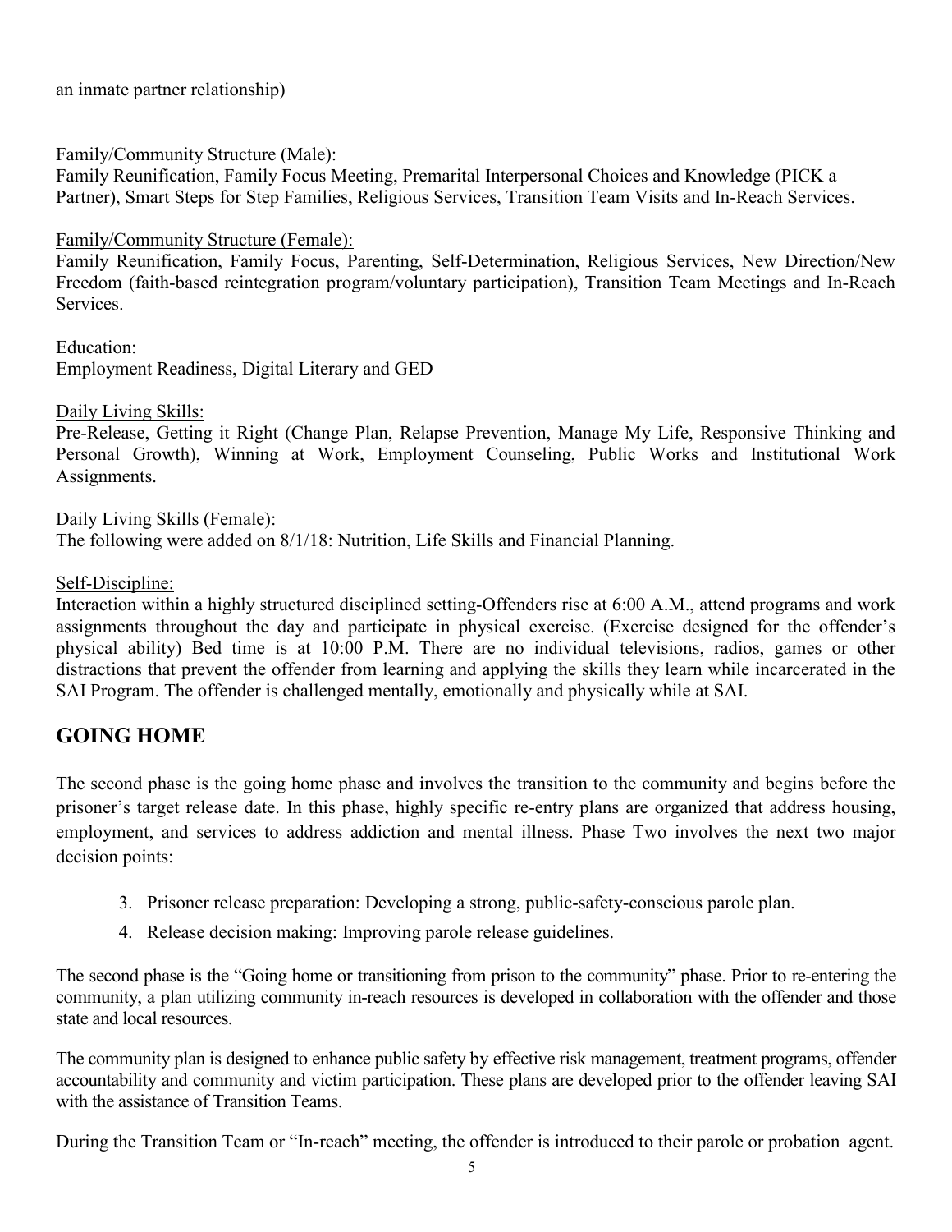an inmate partner relationship)

Family/Community Structure (Male):
Family Reunification, Family Focus Meeting, Premarital Interpersonal Choices and Knowledge (PICK a Partner), Smart Steps for Step Families, Religious Services, Transition Team Visits and In-Reach Services.

Family/Community Structure (Female):
Family Reunification, Family Focus, Parenting, Self-Determination, Religious Services, New Direction/New Freedom (faith-based reintegration program/voluntary participation), Transition Team Meetings and In-Reach Services.

Education:
Employment Readiness, Digital Literary and GED

Daily Living Skills:
Pre-Release, Getting it Right (Change Plan, Relapse Prevention, Manage My Life, Responsive Thinking and Personal Growth), Winning at Work, Employment Counseling, Public Works and Institutional Work Assignments.

Daily Living Skills (Female):
The following were added on 8/1/18: Nutrition, Life Skills and Financial Planning.

Self-Discipline:
Interaction within a highly structured disciplined setting-Offenders rise at 6:00 A.M., attend programs and work assignments throughout the day and participate in physical exercise. (Exercise designed for the offender's physical ability) Bed time is at 10:00 P.M. There are no individual televisions, radios, games or other distractions that prevent the offender from learning and applying the skills they learn while incarcerated in the SAI Program. The offender is challenged mentally, emotionally and physically while at SAI.

## GOING HOME

The second phase is the going home phase and involves the transition to the community and begins before the prisoner's target release date. In this phase, highly specific re-entry plans are organized that address housing, employment, and services to address addiction and mental illness. Phase Two involves the next two major decision points:

3. Prisoner release preparation: Developing a strong, public-safety-conscious parole plan.
4. Release decision making: Improving parole release guidelines.

The second phase is the "Going home or transitioning from prison to the community" phase. Prior to re-entering the community, a plan utilizing community in-reach resources is developed in collaboration with the offender and those state and local resources.

The community plan is designed to enhance public safety by effective risk management, treatment programs, offender accountability and community and victim participation. These plans are developed prior to the offender leaving SAI with the assistance of Transition Teams.

During the Transition Team or "In-reach" meeting, the offender is introduced to their parole or probation agent.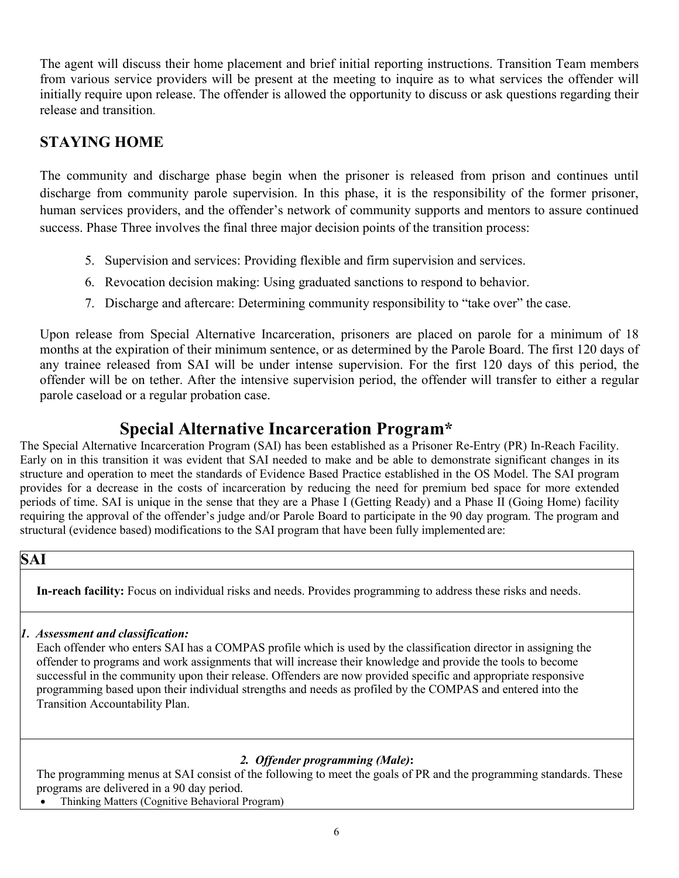The agent will discuss their home placement and brief initial reporting instructions. Transition Team members from various service providers will be present at the meeting to inquire as to what services the offender will initially require upon release. The offender is allowed the opportunity to discuss or ask questions regarding their release and transition.

## STAYING HOME

The community and discharge phase begin when the prisoner is released from prison and continues until discharge from community parole supervision. In this phase, it is the responsibility of the former prisoner, human services providers, and the offender's network of community supports and mentors to assure continued success. Phase Three involves the final three major decision points of the transition process:

5. Supervision and services: Providing flexible and firm supervision and services.
6. Revocation decision making: Using graduated sanctions to respond to behavior.
7. Discharge and aftercare: Determining community responsibility to "take over" the case.

Upon release from Special Alternative Incarceration, prisoners are placed on parole for a minimum of 18 months at the expiration of their minimum sentence, or as determined by the Parole Board. The first 120 days of any trainee released from SAI will be under intense supervision. For the first 120 days of this period, the offender will be on tether. After the intensive supervision period, the offender will transfer to either a regular parole caseload or a regular probation case.

# Special Alternative Incarceration Program*

The Special Alternative Incarceration Program (SAI) has been established as a Prisoner Re-Entry (PR) In-Reach Facility. Early on in this transition it was evident that SAI needed to make and be able to demonstrate significant changes in its structure and operation to meet the standards of Evidence Based Practice established in the OS Model. The SAI program provides for a decrease in the costs of incarceration by reducing the need for premium bed space for more extended periods of time. SAI is unique in the sense that they are a Phase I (Getting Ready) and a Phase II (Going Home) facility requiring the approval of the offender's judge and/or Parole Board to participate in the 90 day program. The program and structural (evidence based) modifications to the SAI program that have been fully implemented are:

| SAI |
| --- |
| **In-reach facility:** Focus on individual risks and needs. Provides programming to address these risks and needs. |
| ***1. Assessment and classification:*** Each offender who enters SAI has a COMPAS profile which is used by the classification director in assigning the offender to programs and work assignments that will increase their knowledge and provide the tools to become successful in the community upon their release. Offenders are now provided specific and appropriate responsive programming based upon their individual strengths and needs as profiled by the COMPAS and entered into the Transition Accountability Plan. |
| ***2. Offender programming (Male)*:** The programming menus at SAI consist of the following to meet the goals of PR and the programming standards. These programs are delivered in a 90 day period. • Thinking Matters (Cognitive Behavioral Program) |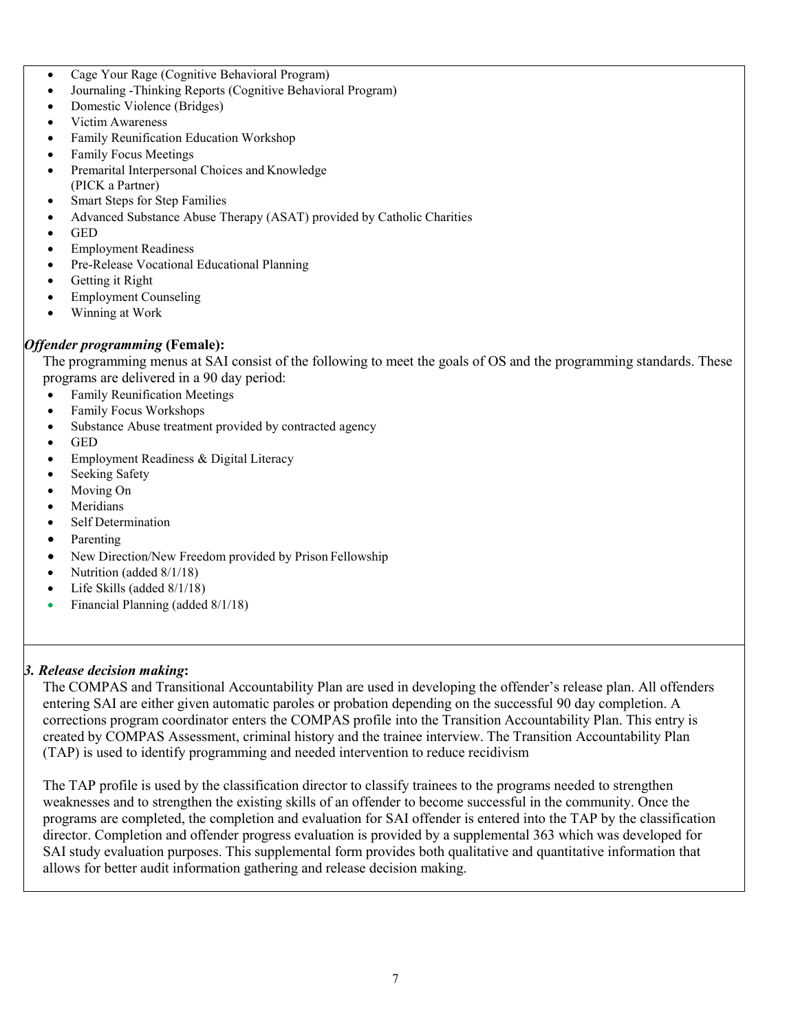- Cage Your Rage (Cognitive Behavioral Program)
- Journaling -Thinking Reports (Cognitive Behavioral Program)
- Domestic Violence (Bridges)
- Victim Awareness
- Family Reunification Education Workshop
- Family Focus Meetings
- Premarital Interpersonal Choices and Knowledge (PICK a Partner)
- Smart Steps for Step Families
- Advanced Substance Abuse Therapy (ASAT) provided by Catholic Charities
- GED
- Employment Readiness
- Pre-Release Vocational Educational Planning
- Getting it Right
- Employment Counseling
- Winning at Work

***Offender programming* (Female):**

The programming menus at SAI consist of the following to meet the goals of OS and the programming standards. These programs are delivered in a 90 day period:

- Family Reunification Meetings
- Family Focus Workshops
- Substance Abuse treatment provided by contracted agency
- GED
- Employment Readiness & Digital Literacy
- Seeking Safety
- Moving On
- Meridians
- Self Determination
- Parenting
- New Direction/New Freedom provided by Prison Fellowship
- Nutrition (added 8/1/18)
- Life Skills (added 8/1/18)
- Financial Planning (added 8/1/18)

***3. Release decision making*:**

The COMPAS and Transitional Accountability Plan are used in developing the offender's release plan. All offenders entering SAI are either given automatic paroles or probation depending on the successful 90 day completion. A corrections program coordinator enters the COMPAS profile into the Transition Accountability Plan. This entry is created by COMPAS Assessment, criminal history and the trainee interview. The Transition Accountability Plan (TAP) is used to identify programming and needed intervention to reduce recidivism

The TAP profile is used by the classification director to classify trainees to the programs needed to strengthen weaknesses and to strengthen the existing skills of an offender to become successful in the community. Once the programs are completed, the completion and evaluation for SAI offender is entered into the TAP by the classification director. Completion and offender progress evaluation is provided by a supplemental 363 which was developed for SAI study evaluation purposes. This supplemental form provides both qualitative and quantitative information that allows for better audit information gathering and release decision making.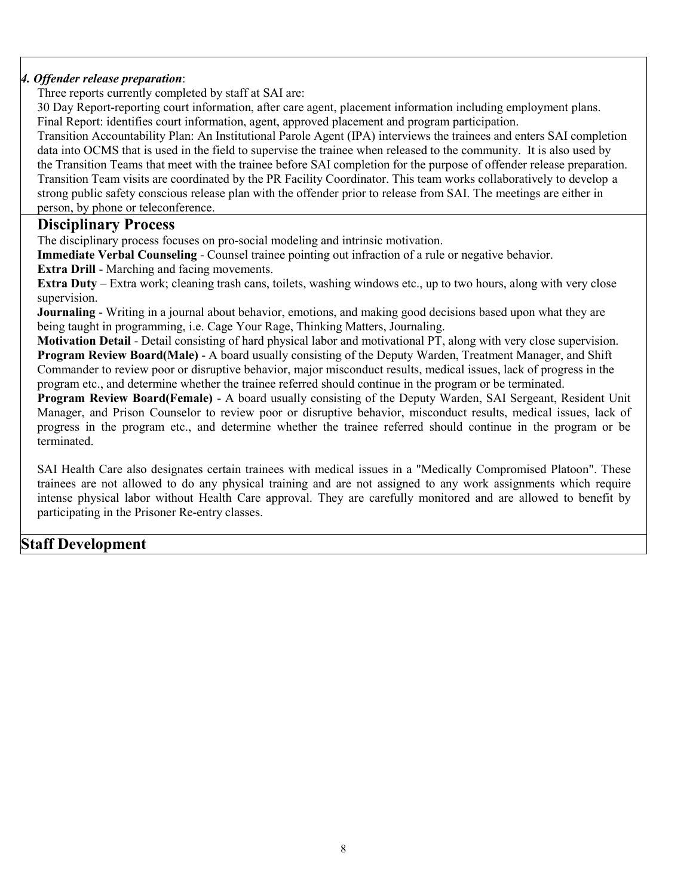*4. Offender release preparation*:

Three reports currently completed by staff at SAI are:

30 Day Report-reporting court information, after care agent, placement information including employment plans.

Final Report: identifies court information, agent, approved placement and program participation.

Transition Accountability Plan: An Institutional Parole Agent (IPA) interviews the trainees and enters SAI completion data into OCMS that is used in the field to supervise the trainee when released to the community. It is also used by the Transition Teams that meet with the trainee before SAI completion for the purpose of offender release preparation. Transition Team visits are coordinated by the PR Facility Coordinator. This team works collaboratively to develop a strong public safety conscious release plan with the offender prior to release from SAI. The meetings are either in person, by phone or teleconference.

## Disciplinary Process

The disciplinary process focuses on pro-social modeling and intrinsic motivation.

**Immediate Verbal Counseling** - Counsel trainee pointing out infraction of a rule or negative behavior.

**Extra Drill** - Marching and facing movements.

**Extra Duty** – Extra work; cleaning trash cans, toilets, washing windows etc., up to two hours, along with very close supervision.

**Journaling** - Writing in a journal about behavior, emotions, and making good decisions based upon what they are being taught in programming, i.e. Cage Your Rage, Thinking Matters, Journaling.

**Motivation Detail** - Detail consisting of hard physical labor and motivational PT, along with very close supervision.

**Program Review Board(Male)** - A board usually consisting of the Deputy Warden, Treatment Manager, and Shift Commander to review poor or disruptive behavior, major misconduct results, medical issues, lack of progress in the program etc., and determine whether the trainee referred should continue in the program or be terminated.

**Program Review Board(Female)** - A board usually consisting of the Deputy Warden, SAI Sergeant, Resident Unit Manager, and Prison Counselor to review poor or disruptive behavior, misconduct results, medical issues, lack of progress in the program etc., and determine whether the trainee referred should continue in the program or be terminated.

SAI Health Care also designates certain trainees with medical issues in a "Medically Compromised Platoon". These trainees are not allowed to do any physical training and are not assigned to any work assignments which require intense physical labor without Health Care approval. They are carefully monitored and are allowed to benefit by participating in the Prisoner Re-entry classes.

## Staff Development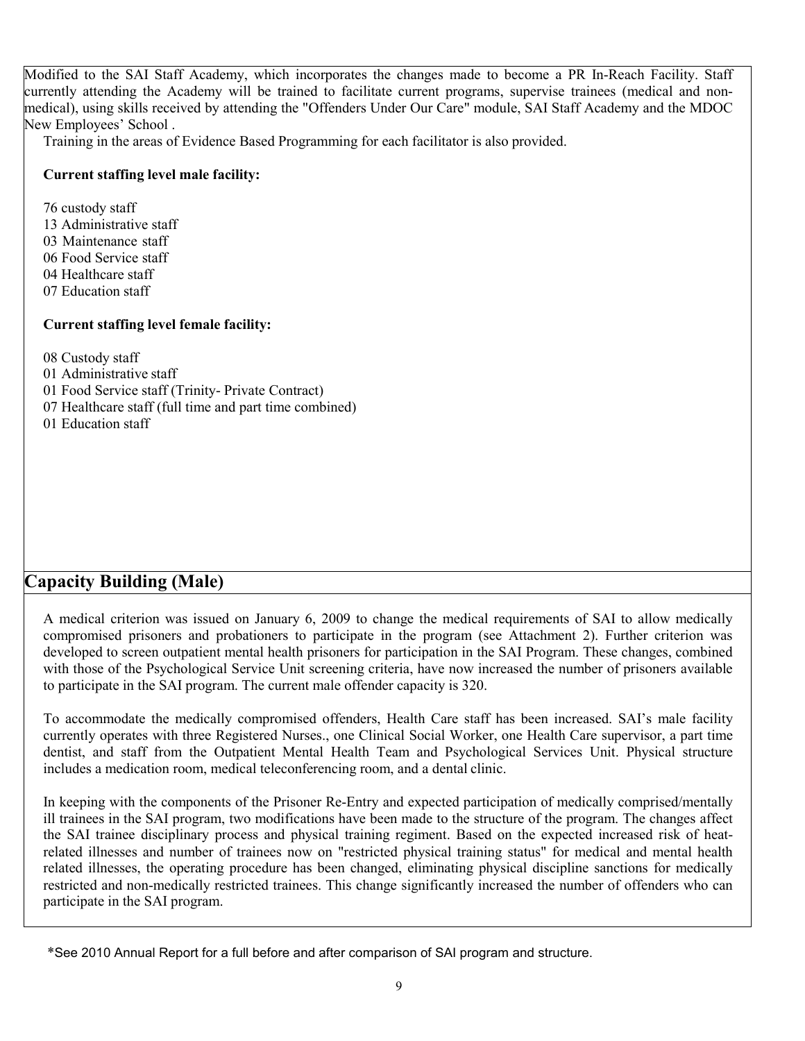Modified to the SAI Staff Academy, which incorporates the changes made to become a PR In-Reach Facility. Staff currently attending the Academy will be trained to facilitate current programs, supervise trainees (medical and non-medical), using skills received by attending the "Offenders Under Our Care" module, SAI Staff Academy and the MDOC New Employees' School .

Training in the areas of Evidence Based Programming for each facilitator is also provided.

**Current staffing level male facility:**

76 custody staff
13 Administrative staff
03 Maintenance staff
06 Food Service staff
04 Healthcare staff
07 Education staff

**Current staffing level female facility:**

08 Custody staff
01 Administrative staff
01 Food Service staff (Trinity- Private Contract)
07 Healthcare staff (full time and part time combined)
01 Education staff

## Capacity Building (Male)

A medical criterion was issued on January 6, 2009 to change the medical requirements of SAI to allow medically compromised prisoners and probationers to participate in the program (see Attachment 2). Further criterion was developed to screen outpatient mental health prisoners for participation in the SAI Program. These changes, combined with those of the Psychological Service Unit screening criteria, have now increased the number of prisoners available to participate in the SAI program. The current male offender capacity is 320.

To accommodate the medically compromised offenders, Health Care staff has been increased. SAI's male facility currently operates with three Registered Nurses., one Clinical Social Worker, one Health Care supervisor, a part time dentist, and staff from the Outpatient Mental Health Team and Psychological Services Unit. Physical structure includes a medication room, medical teleconferencing room, and a dental clinic.

In keeping with the components of the Prisoner Re-Entry and expected participation of medically comprised/mentally ill trainees in the SAI program, two modifications have been made to the structure of the program. The changes affect the SAI trainee disciplinary process and physical training regiment. Based on the expected increased risk of heat-related illnesses and number of trainees now on "restricted physical training status" for medical and mental health related illnesses, the operating procedure has been changed, eliminating physical discipline sanctions for medically restricted and non-medically restricted trainees. This change significantly increased the number of offenders who can participate in the SAI program.

*See 2010 Annual Report for a full before and after comparison of SAI program and structure.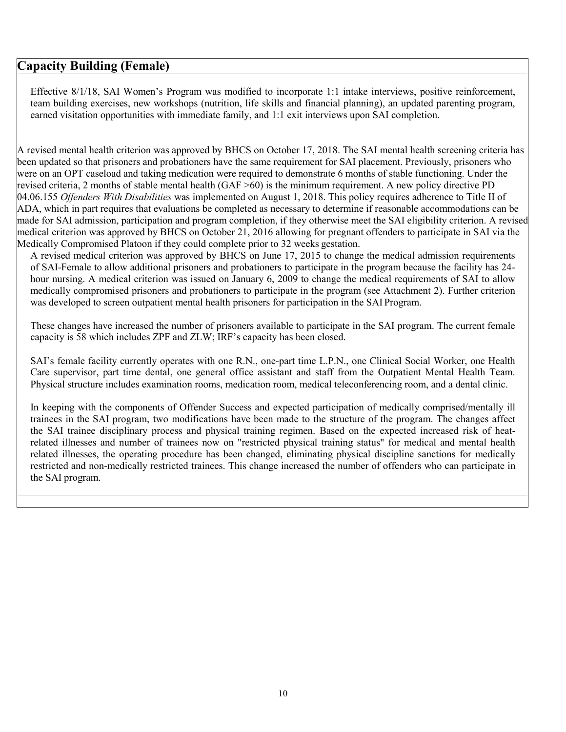## Capacity Building (Female)

Effective 8/1/18, SAI Women's Program was modified to incorporate 1:1 intake interviews, positive reinforcement, team building exercises, new workshops (nutrition, life skills and financial planning), an updated parenting program, earned visitation opportunities with immediate family, and 1:1 exit interviews upon SAI completion.

A revised mental health criterion was approved by BHCS on October 17, 2018. The SAI mental health screening criteria has been updated so that prisoners and probationers have the same requirement for SAI placement. Previously, prisoners who were on an OPT caseload and taking medication were required to demonstrate 6 months of stable functioning. Under the revised criteria, 2 months of stable mental health (GAF >60) is the minimum requirement. A new policy directive PD 04.06.155 *Offenders With Disabilities* was implemented on August 1, 2018. This policy requires adherence to Title II of ADA, which in part requires that evaluations be completed as necessary to determine if reasonable accommodations can be made for SAI admission, participation and program completion, if they otherwise meet the SAI eligibility criterion. A revised medical criterion was approved by BHCS on October 21, 2016 allowing for pregnant offenders to participate in SAI via the Medically Compromised Platoon if they could complete prior to 32 weeks gestation.

A revised medical criterion was approved by BHCS on June 17, 2015 to change the medical admission requirements of SAI-Female to allow additional prisoners and probationers to participate in the program because the facility has 24-hour nursing. A medical criterion was issued on January 6, 2009 to change the medical requirements of SAI to allow medically compromised prisoners and probationers to participate in the program (see Attachment 2). Further criterion was developed to screen outpatient mental health prisoners for participation in the SAI Program.

These changes have increased the number of prisoners available to participate in the SAI program. The current female capacity is 58 which includes ZPF and ZLW; IRF's capacity has been closed.

SAI's female facility currently operates with one R.N., one-part time L.P.N., one Clinical Social Worker, one Health Care supervisor, part time dental, one general office assistant and staff from the Outpatient Mental Health Team. Physical structure includes examination rooms, medication room, medical teleconferencing room, and a dental clinic.

In keeping with the components of Offender Success and expected participation of medically comprised/mentally ill trainees in the SAI program, two modifications have been made to the structure of the program. The changes affect the SAI trainee disciplinary process and physical training regimen. Based on the expected increased risk of heat-related illnesses and number of trainees now on "restricted physical training status" for medical and mental health related illnesses, the operating procedure has been changed, eliminating physical discipline sanctions for medically restricted and non-medically restricted trainees. This change increased the number of offenders who can participate in the SAI program.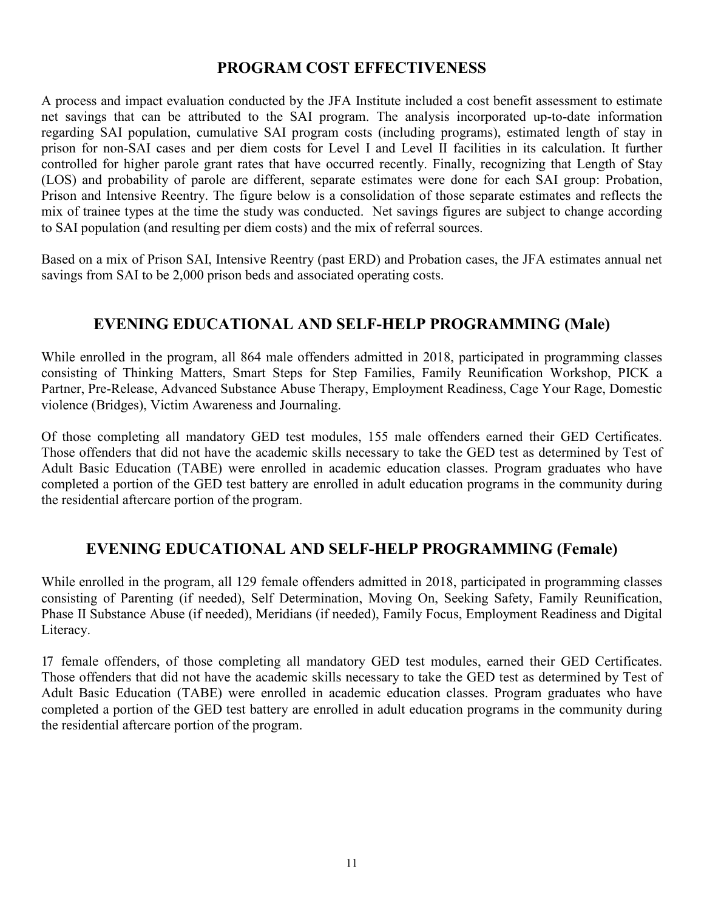## PROGRAM COST EFFECTIVENESS

A process and impact evaluation conducted by the JFA Institute included a cost benefit assessment to estimate net savings that can be attributed to the SAI program. The analysis incorporated up-to-date information regarding SAI population, cumulative SAI program costs (including programs), estimated length of stay in prison for non-SAI cases and per diem costs for Level I and Level II facilities in its calculation. It further controlled for higher parole grant rates that have occurred recently. Finally, recognizing that Length of Stay (LOS) and probability of parole are different, separate estimates were done for each SAI group: Probation, Prison and Intensive Reentry. The figure below is a consolidation of those separate estimates and reflects the mix of trainee types at the time the study was conducted. Net savings figures are subject to change according to SAI population (and resulting per diem costs) and the mix of referral sources.

Based on a mix of Prison SAI, Intensive Reentry (past ERD) and Probation cases, the JFA estimates annual net savings from SAI to be 2,000 prison beds and associated operating costs.

## EVENING EDUCATIONAL AND SELF-HELP PROGRAMMING (Male)

While enrolled in the program, all 864 male offenders admitted in 2018, participated in programming classes consisting of Thinking Matters, Smart Steps for Step Families, Family Reunification Workshop, PICK a Partner, Pre-Release, Advanced Substance Abuse Therapy, Employment Readiness, Cage Your Rage, Domestic violence (Bridges), Victim Awareness and Journaling.

Of those completing all mandatory GED test modules, 155 male offenders earned their GED Certificates. Those offenders that did not have the academic skills necessary to take the GED test as determined by Test of Adult Basic Education (TABE) were enrolled in academic education classes. Program graduates who have completed a portion of the GED test battery are enrolled in adult education programs in the community during the residential aftercare portion of the program.

## EVENING EDUCATIONAL AND SELF-HELP PROGRAMMING (Female)

While enrolled in the program, all 129 female offenders admitted in 2018, participated in programming classes consisting of Parenting (if needed), Self Determination, Moving On, Seeking Safety, Family Reunification, Phase II Substance Abuse (if needed), Meridians (if needed), Family Focus, Employment Readiness and Digital Literacy.

17 female offenders, of those completing all mandatory GED test modules, earned their GED Certificates. Those offenders that did not have the academic skills necessary to take the GED test as determined by Test of Adult Basic Education (TABE) were enrolled in academic education classes. Program graduates who have completed a portion of the GED test battery are enrolled in adult education programs in the community during the residential aftercare portion of the program.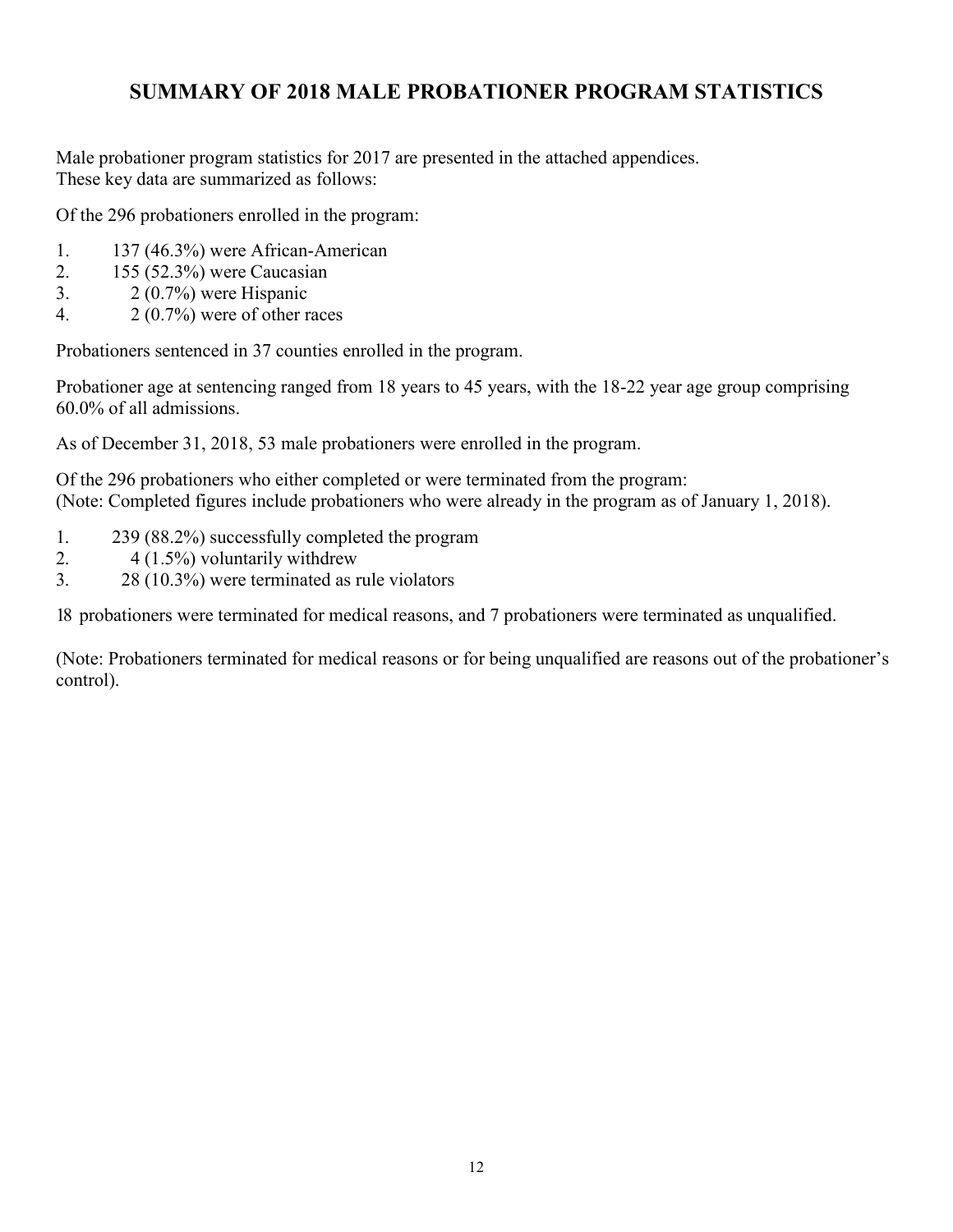## SUMMARY OF 2018 MALE PROBATIONER PROGRAM STATISTICS

Male probationer program statistics for 2017 are presented in the attached appendices. These key data are summarized as follows:

Of the 296 probationers enrolled in the program:

1. 137 (46.3%) were African-American
2. 155 (52.3%) were Caucasian
3. 2 (0.7%) were Hispanic
4. 2 (0.7%) were of other races

Probationers sentenced in 37 counties enrolled in the program.

Probationer age at sentencing ranged from 18 years to 45 years, with the 18-22 year age group comprising 60.0% of all admissions.

As of December 31, 2018, 53 male probationers were enrolled in the program.

Of the 296 probationers who either completed or were terminated from the program:
(Note: Completed figures include probationers who were already in the program as of January 1, 2018).

1. 239 (88.2%) successfully completed the program
2. 4 (1.5%) voluntarily withdrew
3. 28 (10.3%) were terminated as rule violators

18 probationers were terminated for medical reasons, and 7 probationers were terminated as unqualified.

(Note: Probationers terminated for medical reasons or for being unqualified are reasons out of the probationer's control).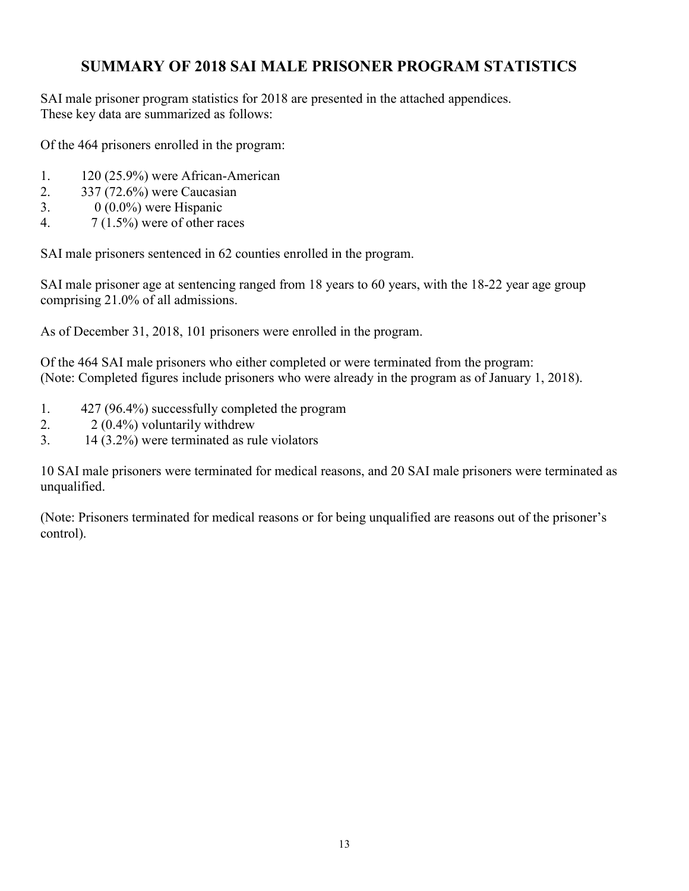# SUMMARY OF 2018 SAI MALE PRISONER PROGRAM STATISTICS

SAI male prisoner program statistics for 2018 are presented in the attached appendices. These key data are summarized as follows:

Of the 464 prisoners enrolled in the program:

1. 120 (25.9%) were African-American
2. 337 (72.6%) were Caucasian
3. 0 (0.0%) were Hispanic
4. 7 (1.5%) were of other races

SAI male prisoners sentenced in 62 counties enrolled in the program.

SAI male prisoner age at sentencing ranged from 18 years to 60 years, with the 18-22 year age group comprising 21.0% of all admissions.

As of December 31, 2018, 101 prisoners were enrolled in the program.

Of the 464 SAI male prisoners who either completed or were terminated from the program:
(Note: Completed figures include prisoners who were already in the program as of January 1, 2018).

1. 427 (96.4%) successfully completed the program
2. 2 (0.4%) voluntarily withdrew
3. 14 (3.2%) were terminated as rule violators

10 SAI male prisoners were terminated for medical reasons, and 20 SAI male prisoners were terminated as unqualified.

(Note: Prisoners terminated for medical reasons or for being unqualified are reasons out of the prisoner's control).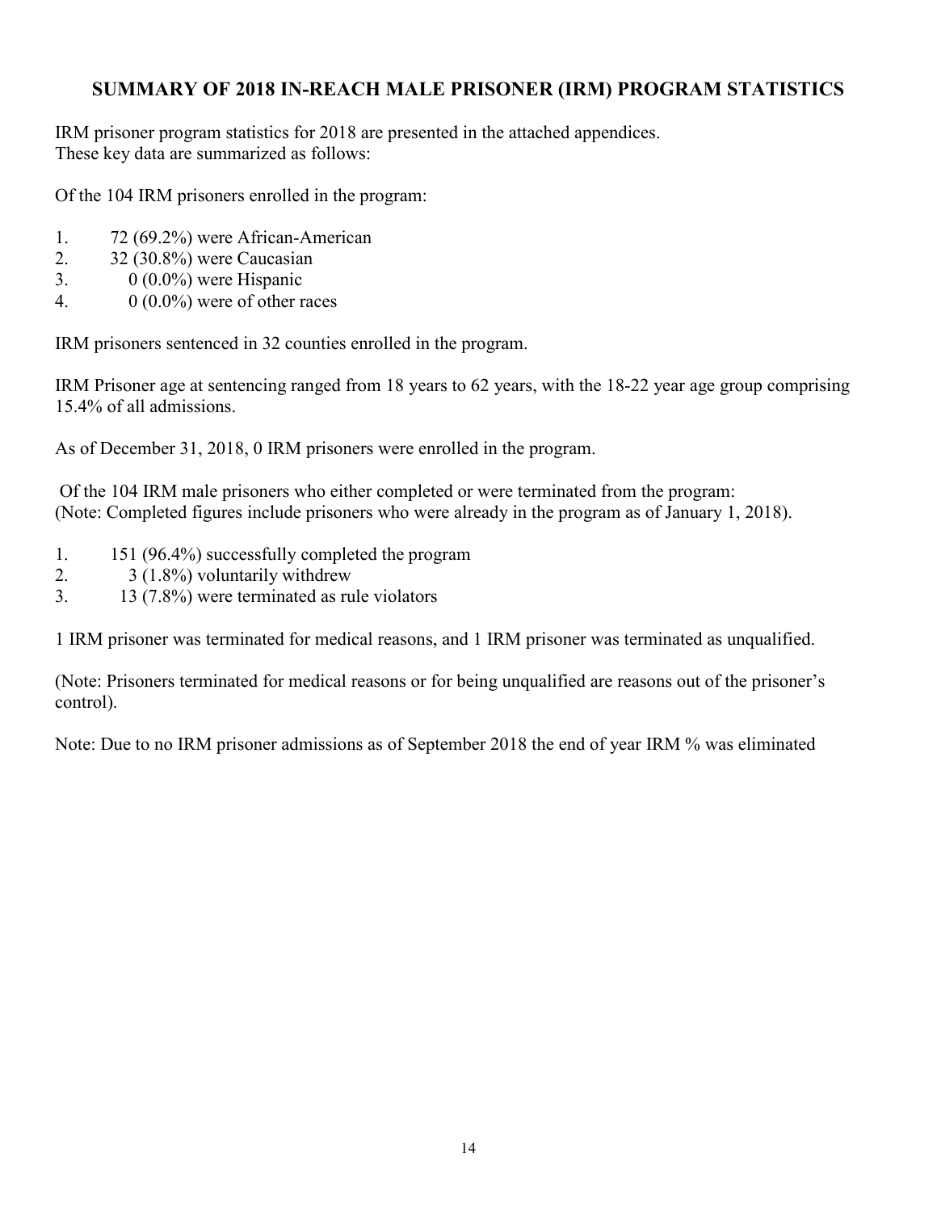## SUMMARY OF 2018 IN-REACH MALE PRISONER (IRM) PROGRAM STATISTICS

IRM prisoner program statistics for 2018 are presented in the attached appendices.
These key data are summarized as follows:

Of the 104 IRM prisoners enrolled in the program:

1. 72 (69.2%) were African-American
2. 32 (30.8%) were Caucasian
3. 0 (0.0%) were Hispanic
4. 0 (0.0%) were of other races

IRM prisoners sentenced in 32 counties enrolled in the program.

IRM Prisoner age at sentencing ranged from 18 years to 62 years, with the 18-22 year age group comprising 15.4% of all admissions.

As of December 31, 2018, 0 IRM prisoners were enrolled in the program.

Of the 104 IRM male prisoners who either completed or were terminated from the program:
(Note: Completed figures include prisoners who were already in the program as of January 1, 2018).

1. 151 (96.4%) successfully completed the program
2. 3 (1.8%) voluntarily withdrew
3. 13 (7.8%) were terminated as rule violators

1 IRM prisoner was terminated for medical reasons, and 1 IRM prisoner was terminated as unqualified.

(Note: Prisoners terminated for medical reasons or for being unqualified are reasons out of the prisoner's control).

Note: Due to no IRM prisoner admissions as of September 2018 the end of year IRM % was eliminated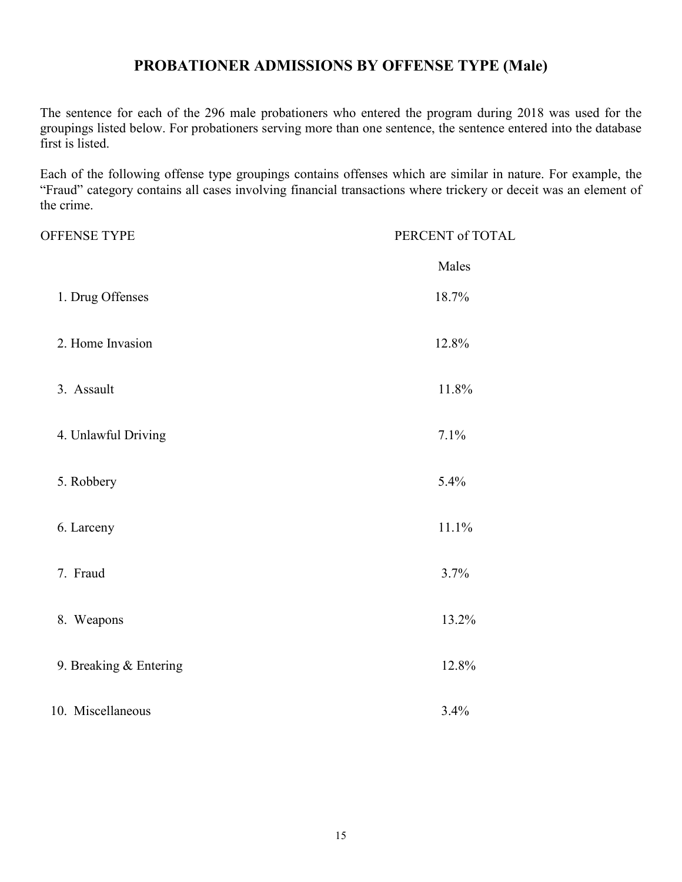# PROBATIONER ADMISSIONS BY OFFENSE TYPE (Male)

The sentence for each of the 296 male probationers who entered the program during 2018 was used for the groupings listed below. For probationers serving more than one sentence, the sentence entered into the database first is listed.

Each of the following offense type groupings contains offenses which are similar in nature. For example, the "Fraud" category contains all cases involving financial transactions where trickery or deceit was an element of the crime.

| OFFENSE TYPE | PERCENT of TOTAL |
|---|---|
| | Males |
| 1. Drug Offenses | 18.7% |
| 2. Home Invasion | 12.8% |
| 3. Assault | 11.8% |
| 4. Unlawful Driving | 7.1% |
| 5. Robbery | 5.4% |
| 6. Larceny | 11.1% |
| 7. Fraud | 3.7% |
| 8. Weapons | 13.2% |
| 9. Breaking & Entering | 12.8% |
| 10. Miscellaneous | 3.4% |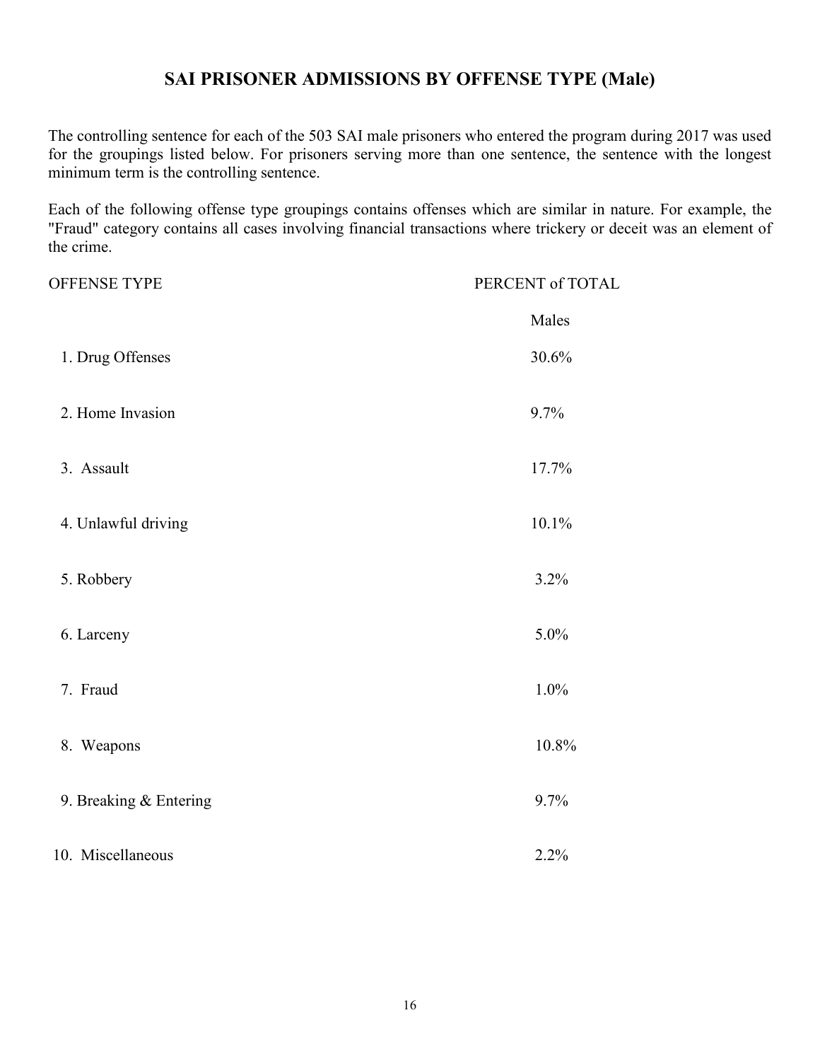# SAI PRISONER ADMISSIONS BY OFFENSE TYPE (Male)

The controlling sentence for each of the 503 SAI male prisoners who entered the program during 2017 was used for the groupings listed below. For prisoners serving more than one sentence, the sentence with the longest minimum term is the controlling sentence.

Each of the following offense type groupings contains offenses which are similar in nature. For example, the "Fraud" category contains all cases involving financial transactions where trickery or deceit was an element of the crime.

| OFFENSE TYPE | PERCENT of TOTAL |
|---|---|
| | Males |
| 1. Drug Offenses | 30.6% |
| 2. Home Invasion | 9.7% |
| 3. Assault | 17.7% |
| 4. Unlawful driving | 10.1% |
| 5. Robbery | 3.2% |
| 6. Larceny | 5.0% |
| 7. Fraud | 1.0% |
| 8. Weapons | 10.8% |
| 9. Breaking & Entering | 9.7% |
| 10. Miscellaneous | 2.2% |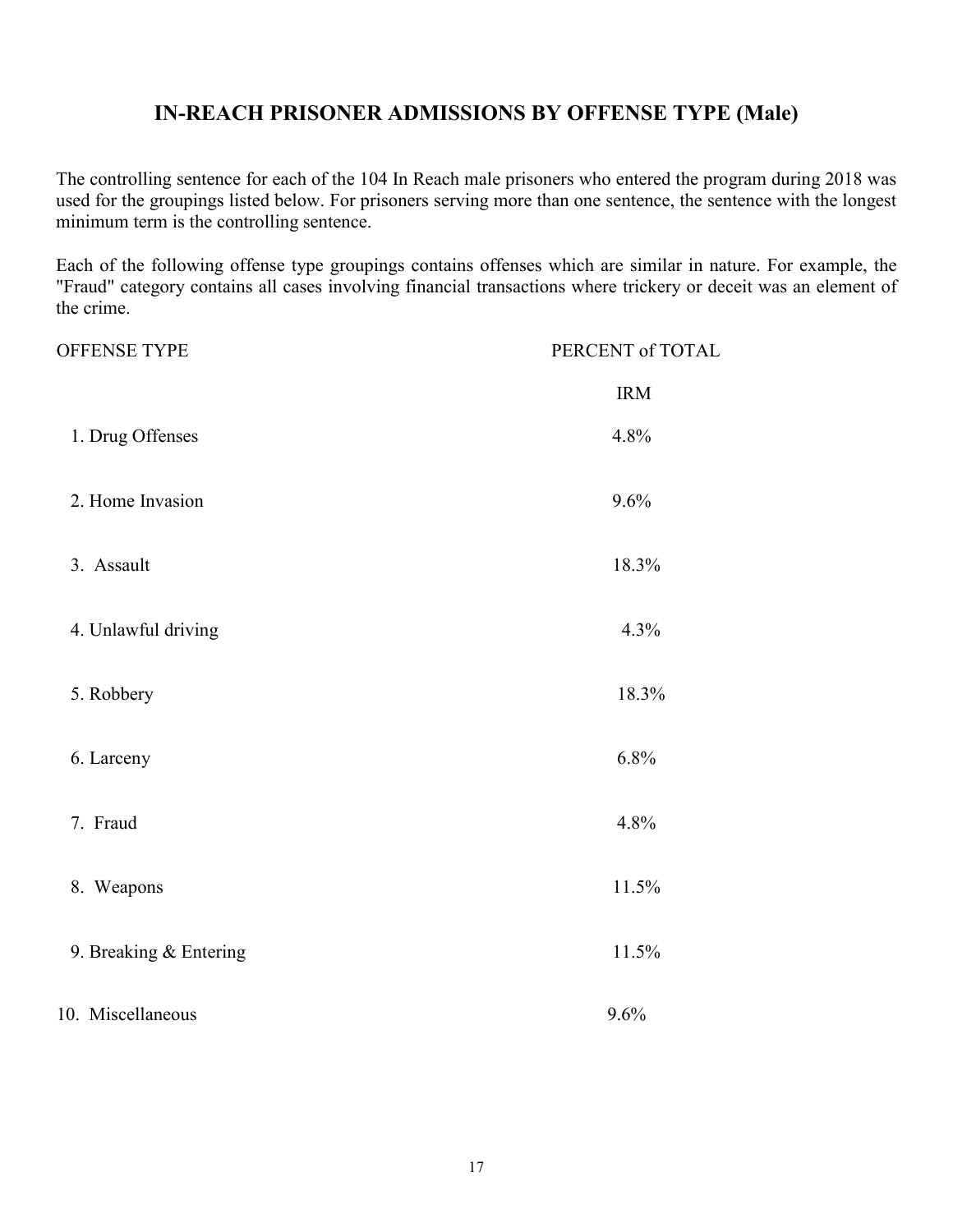## IN-REACH PRISONER ADMISSIONS BY OFFENSE TYPE (Male)

The controlling sentence for each of the 104 In Reach male prisoners who entered the program during 2018 was used for the groupings listed below. For prisoners serving more than one sentence, the sentence with the longest minimum term is the controlling sentence.

Each of the following offense type groupings contains offenses which are similar in nature. For example, the "Fraud" category contains all cases involving financial transactions where trickery or deceit was an element of the crime.

| OFFENSE TYPE | PERCENT of TOTAL |
|---|---|
| | IRM |
| 1. Drug Offenses | 4.8% |
| 2. Home Invasion | 9.6% |
| 3. Assault | 18.3% |
| 4. Unlawful driving | 4.3% |
| 5. Robbery | 18.3% |
| 6. Larceny | 6.8% |
| 7. Fraud | 4.8% |
| 8. Weapons | 11.5% |
| 9. Breaking & Entering | 11.5% |
| 10. Miscellaneous | 9.6% |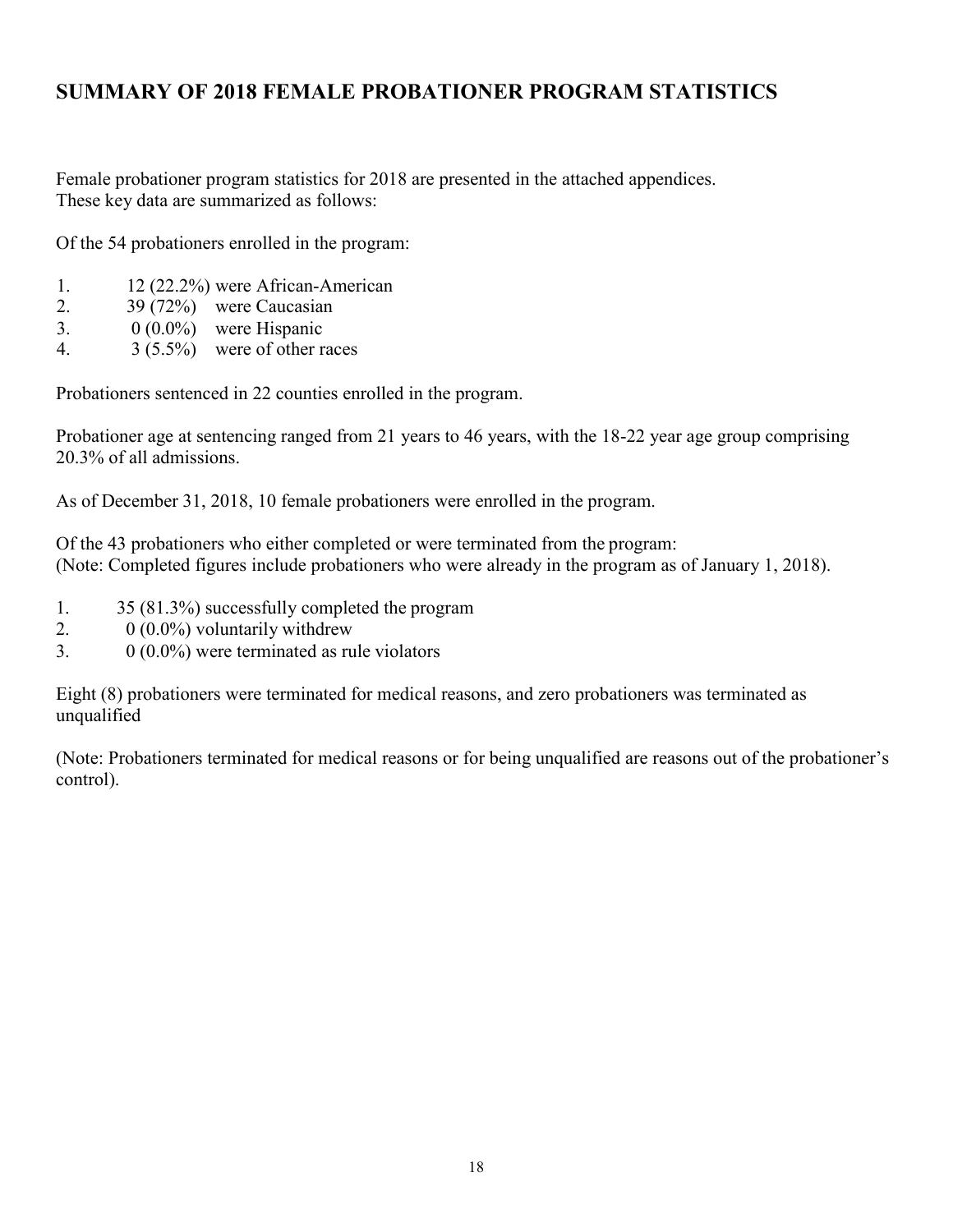## SUMMARY OF 2018 FEMALE PROBATIONER PROGRAM STATISTICS

Female probationer program statistics for 2018 are presented in the attached appendices. These key data are summarized as follows:

Of the 54 probationers enrolled in the program:

1. 12 (22.2%) were African-American
2. 39 (72%) were Caucasian
3. 0 (0.0%) were Hispanic
4. 3 (5.5%) were of other races

Probationers sentenced in 22 counties enrolled in the program.

Probationer age at sentencing ranged from 21 years to 46 years, with the 18-22 year age group comprising 20.3% of all admissions.

As of December 31, 2018, 10 female probationers were enrolled in the program.

Of the 43 probationers who either completed or were terminated from the program:
(Note: Completed figures include probationers who were already in the program as of January 1, 2018).

1. 35 (81.3%) successfully completed the program
2. 0 (0.0%) voluntarily withdrew
3. 0 (0.0%) were terminated as rule violators

Eight (8) probationers were terminated for medical reasons, and zero probationers was terminated as unqualified

(Note: Probationers terminated for medical reasons or for being unqualified are reasons out of the probationer's control).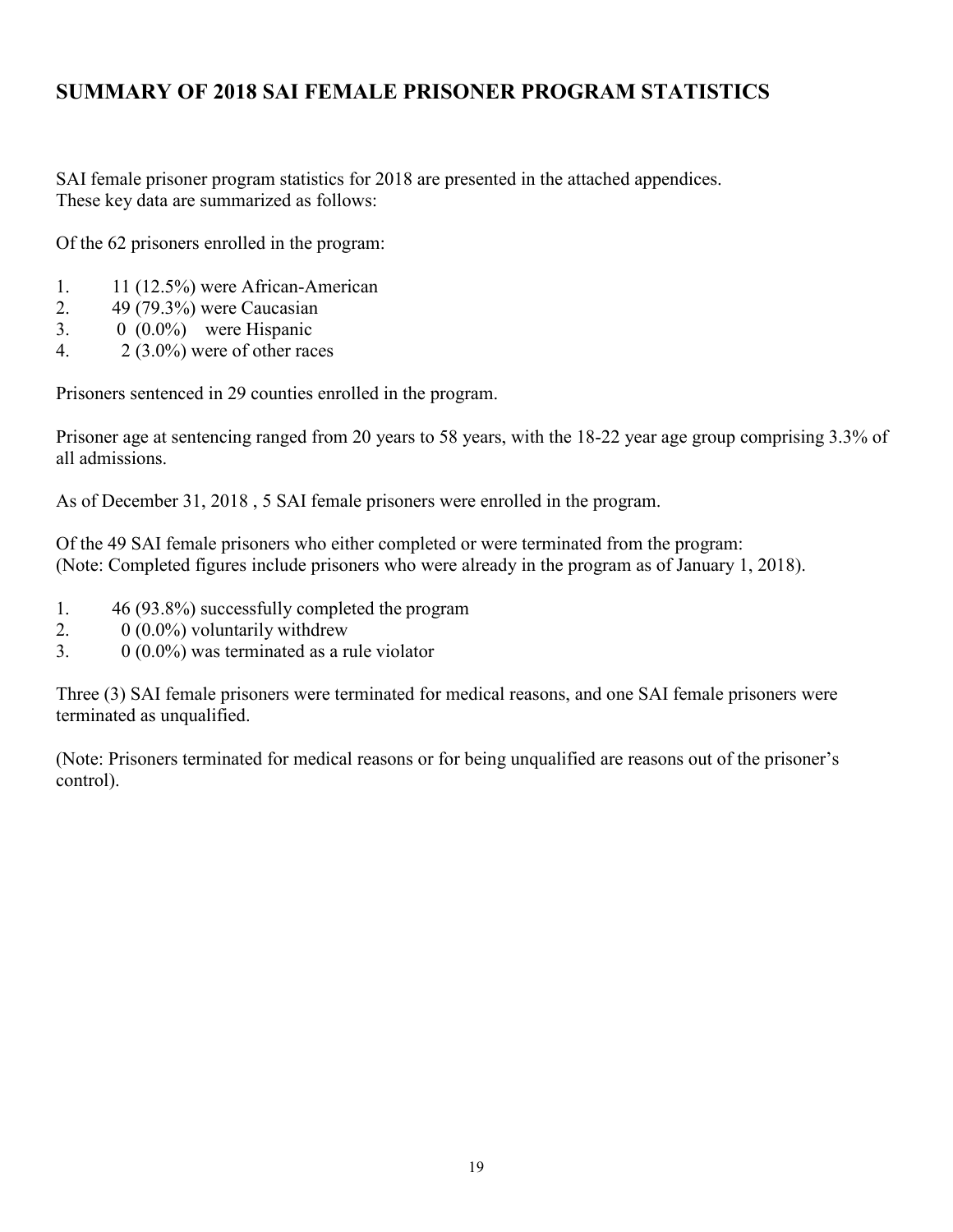# SUMMARY OF 2018 SAI FEMALE PRISONER PROGRAM STATISTICS

SAI female prisoner program statistics for 2018 are presented in the attached appendices. These key data are summarized as follows:

Of the 62 prisoners enrolled in the program:

1. 11 (12.5%) were African-American
2. 49 (79.3%) were Caucasian
3. 0 (0.0%) were Hispanic
4. 2 (3.0%) were of other races

Prisoners sentenced in 29 counties enrolled in the program.

Prisoner age at sentencing ranged from 20 years to 58 years, with the 18-22 year age group comprising 3.3% of all admissions.

As of December 31, 2018 , 5 SAI female prisoners were enrolled in the program.

Of the 49 SAI female prisoners who either completed or were terminated from the program:
(Note: Completed figures include prisoners who were already in the program as of January 1, 2018).

1. 46 (93.8%) successfully completed the program
2. 0 (0.0%) voluntarily withdrew
3. 0 (0.0%) was terminated as a rule violator

Three (3) SAI female prisoners were terminated for medical reasons, and one SAI female prisoners were terminated as unqualified.

(Note: Prisoners terminated for medical reasons or for being unqualified are reasons out of the prisoner's control).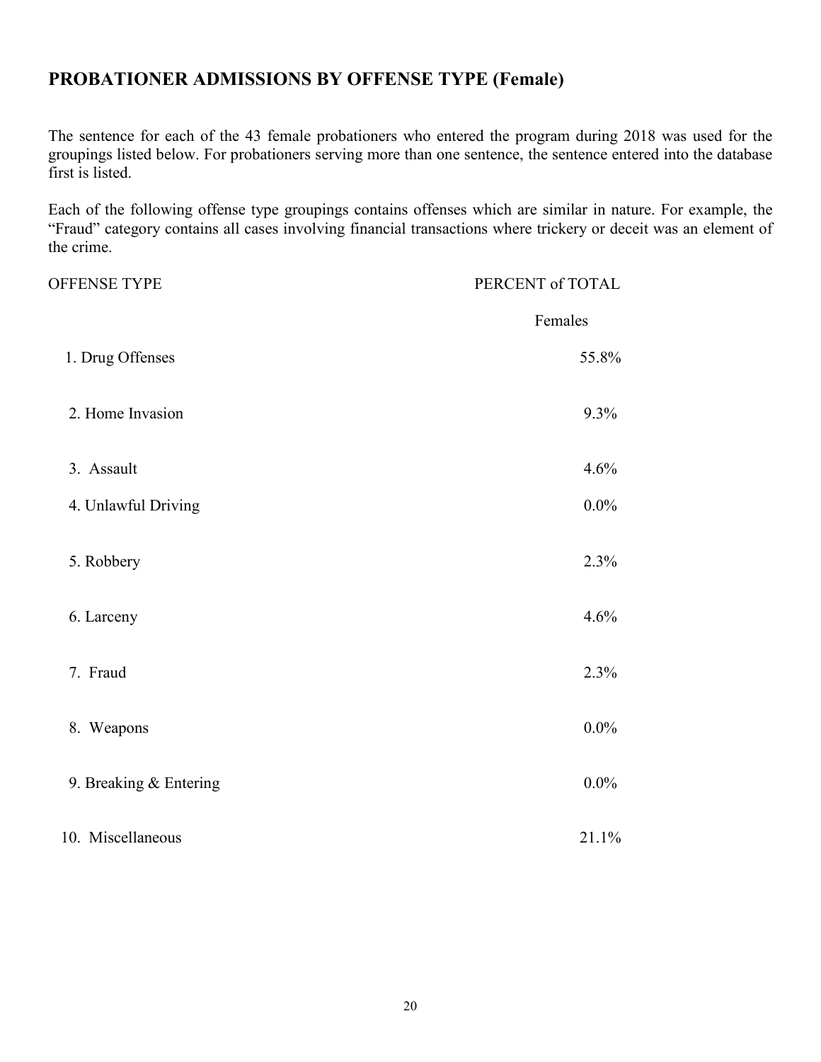## PROBATIONER ADMISSIONS BY OFFENSE TYPE (Female)

The sentence for each of the 43 female probationers who entered the program during 2018 was used for the groupings listed below. For probationers serving more than one sentence, the sentence entered into the database first is listed.

Each of the following offense type groupings contains offenses which are similar in nature. For example, the "Fraud" category contains all cases involving financial transactions where trickery or deceit was an element of the crime.

| OFFENSE TYPE | PERCENT of TOTAL |
|---|---|
| | Females |
| 1. Drug Offenses | 55.8% |
| 2. Home Invasion | 9.3% |
| 3. Assault | 4.6% |
| 4. Unlawful Driving | 0.0% |
| 5. Robbery | 2.3% |
| 6. Larceny | 4.6% |
| 7. Fraud | 2.3% |
| 8. Weapons | 0.0% |
| 9. Breaking & Entering | 0.0% |
| 10. Miscellaneous | 21.1% |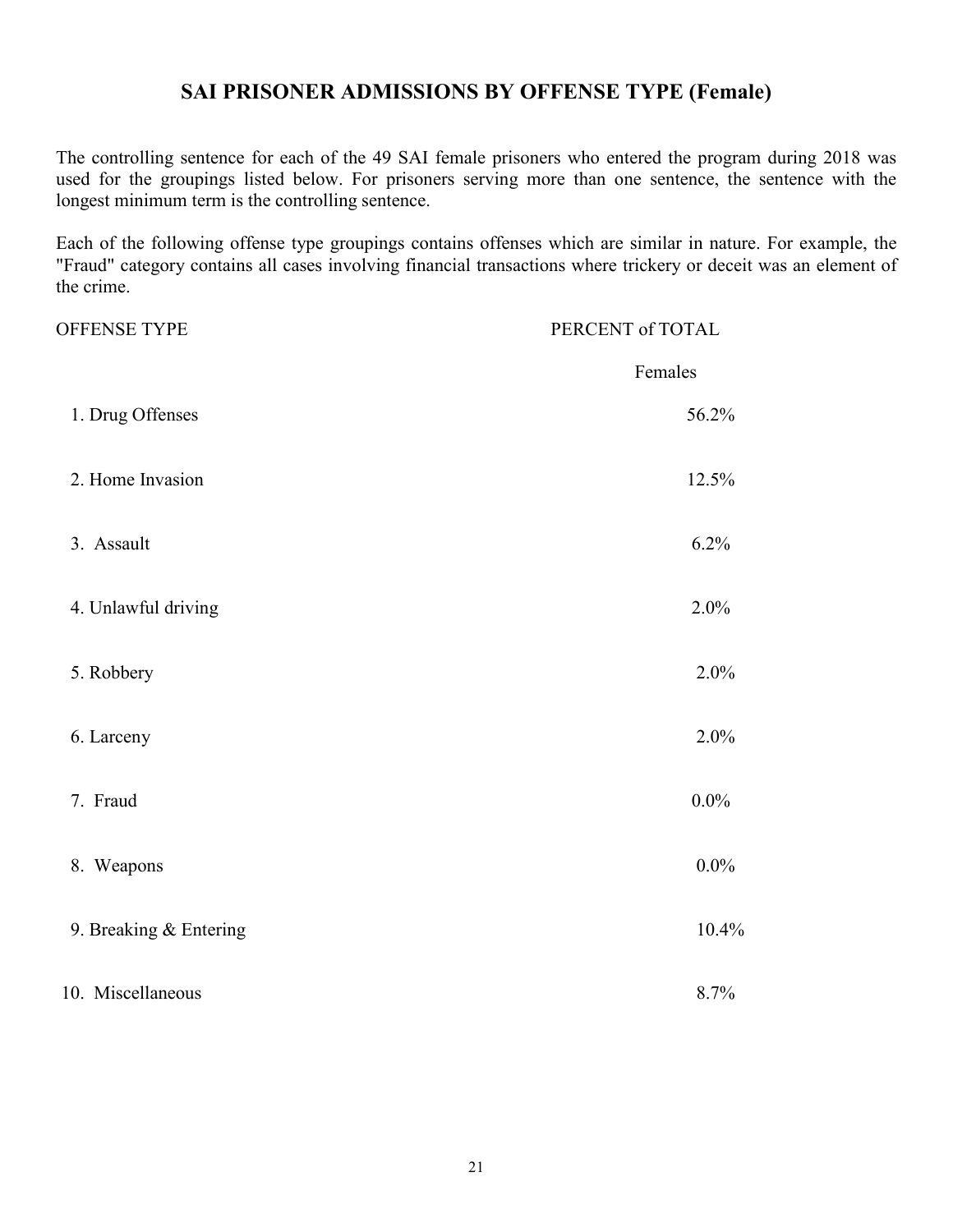# SAI PRISONER ADMISSIONS BY OFFENSE TYPE (Female)

The controlling sentence for each of the 49 SAI female prisoners who entered the program during 2018 was used for the groupings listed below. For prisoners serving more than one sentence, the sentence with the longest minimum term is the controlling sentence.

Each of the following offense type groupings contains offenses which are similar in nature. For example, the "Fraud" category contains all cases involving financial transactions where trickery or deceit was an element of the crime.

| OFFENSE TYPE | PERCENT of TOTAL |
|---|---|
| | Females |
| 1. Drug Offenses | 56.2% |
| 2. Home Invasion | 12.5% |
| 3. Assault | 6.2% |
| 4. Unlawful driving | 2.0% |
| 5. Robbery | 2.0% |
| 6. Larceny | 2.0% |
| 7. Fraud | 0.0% |
| 8. Weapons | 0.0% |
| 9. Breaking & Entering | 10.4% |
| 10. Miscellaneous | 8.7% |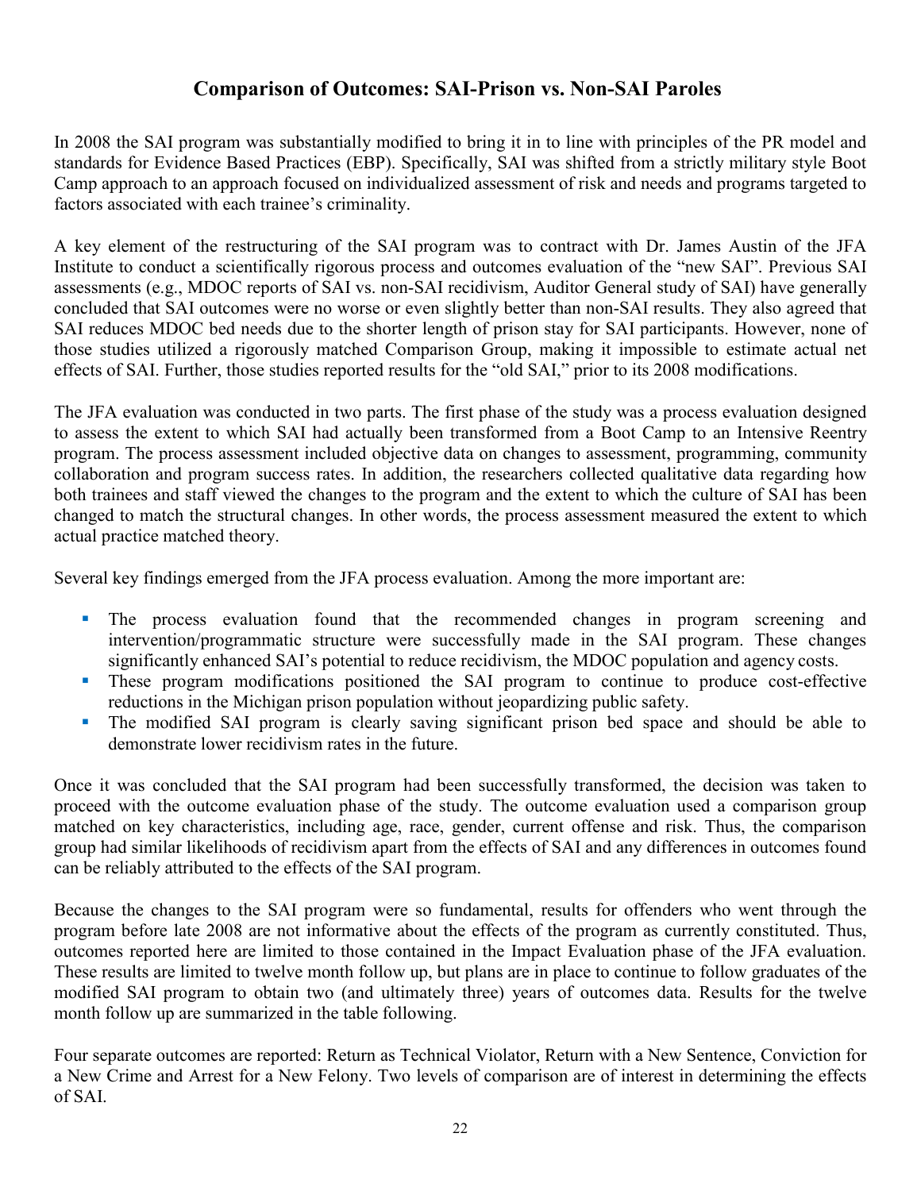## Comparison of Outcomes: SAI-Prison vs. Non-SAI Paroles

In 2008 the SAI program was substantially modified to bring it in to line with principles of the PR model and standards for Evidence Based Practices (EBP). Specifically, SAI was shifted from a strictly military style Boot Camp approach to an approach focused on individualized assessment of risk and needs and programs targeted to factors associated with each trainee's criminality.

A key element of the restructuring of the SAI program was to contract with Dr. James Austin of the JFA Institute to conduct a scientifically rigorous process and outcomes evaluation of the "new SAI". Previous SAI assessments (e.g., MDOC reports of SAI vs. non-SAI recidivism, Auditor General study of SAI) have generally concluded that SAI outcomes were no worse or even slightly better than non-SAI results. They also agreed that SAI reduces MDOC bed needs due to the shorter length of prison stay for SAI participants. However, none of those studies utilized a rigorously matched Comparison Group, making it impossible to estimate actual net effects of SAI. Further, those studies reported results for the "old SAI," prior to its 2008 modifications.

The JFA evaluation was conducted in two parts. The first phase of the study was a process evaluation designed to assess the extent to which SAI had actually been transformed from a Boot Camp to an Intensive Reentry program. The process assessment included objective data on changes to assessment, programming, community collaboration and program success rates. In addition, the researchers collected qualitative data regarding how both trainees and staff viewed the changes to the program and the extent to which the culture of SAI has been changed to match the structural changes. In other words, the process assessment measured the extent to which actual practice matched theory.

Several key findings emerged from the JFA process evaluation. Among the more important are:

- The process evaluation found that the recommended changes in program screening and intervention/programmatic structure were successfully made in the SAI program. These changes significantly enhanced SAI's potential to reduce recidivism, the MDOC population and agency costs.
- These program modifications positioned the SAI program to continue to produce cost-effective reductions in the Michigan prison population without jeopardizing public safety.
- The modified SAI program is clearly saving significant prison bed space and should be able to demonstrate lower recidivism rates in the future.

Once it was concluded that the SAI program had been successfully transformed, the decision was taken to proceed with the outcome evaluation phase of the study. The outcome evaluation used a comparison group matched on key characteristics, including age, race, gender, current offense and risk. Thus, the comparison group had similar likelihoods of recidivism apart from the effects of SAI and any differences in outcomes found can be reliably attributed to the effects of the SAI program.

Because the changes to the SAI program were so fundamental, results for offenders who went through the program before late 2008 are not informative about the effects of the program as currently constituted. Thus, outcomes reported here are limited to those contained in the Impact Evaluation phase of the JFA evaluation. These results are limited to twelve month follow up, but plans are in place to continue to follow graduates of the modified SAI program to obtain two (and ultimately three) years of outcomes data. Results for the twelve month follow up are summarized in the table following.

Four separate outcomes are reported: Return as Technical Violator, Return with a New Sentence, Conviction for a New Crime and Arrest for a New Felony. Two levels of comparison are of interest in determining the effects of SAI.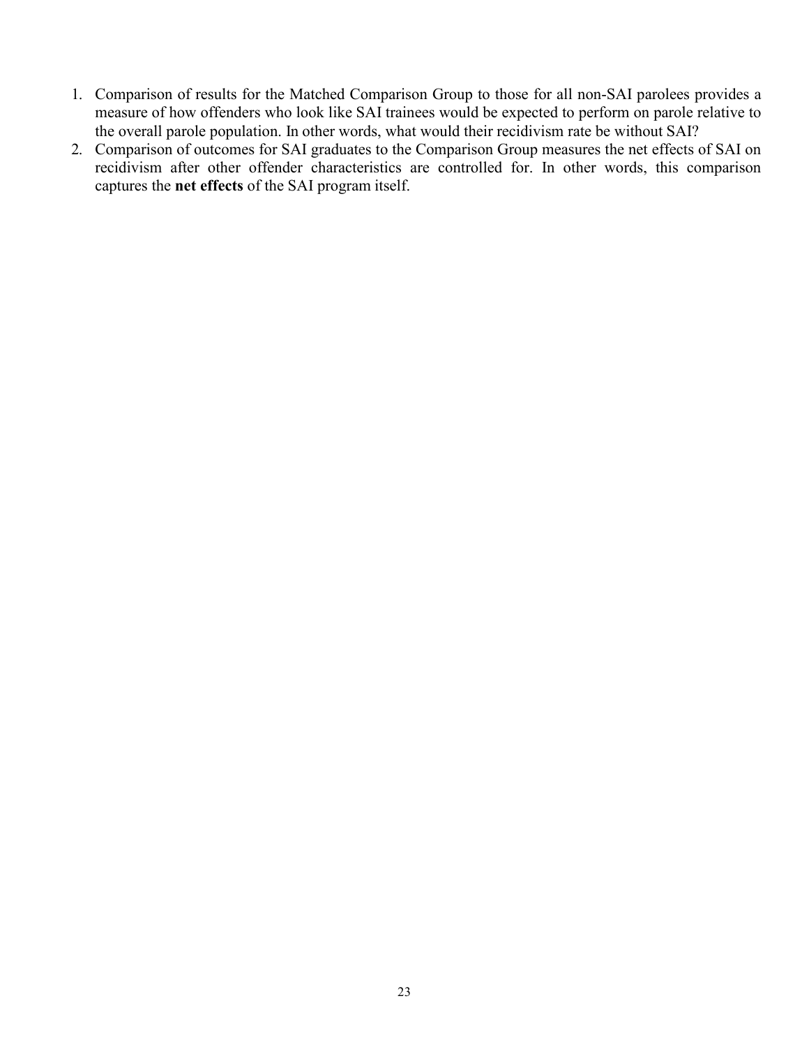1. Comparison of results for the Matched Comparison Group to those for all non-SAI parolees provides a measure of how offenders who look like SAI trainees would be expected to perform on parole relative to the overall parole population. In other words, what would their recidivism rate be without SAI?
2. Comparison of outcomes for SAI graduates to the Comparison Group measures the net effects of SAI on recidivism after other offender characteristics are controlled for. In other words, this comparison captures the **net effects** of the SAI program itself.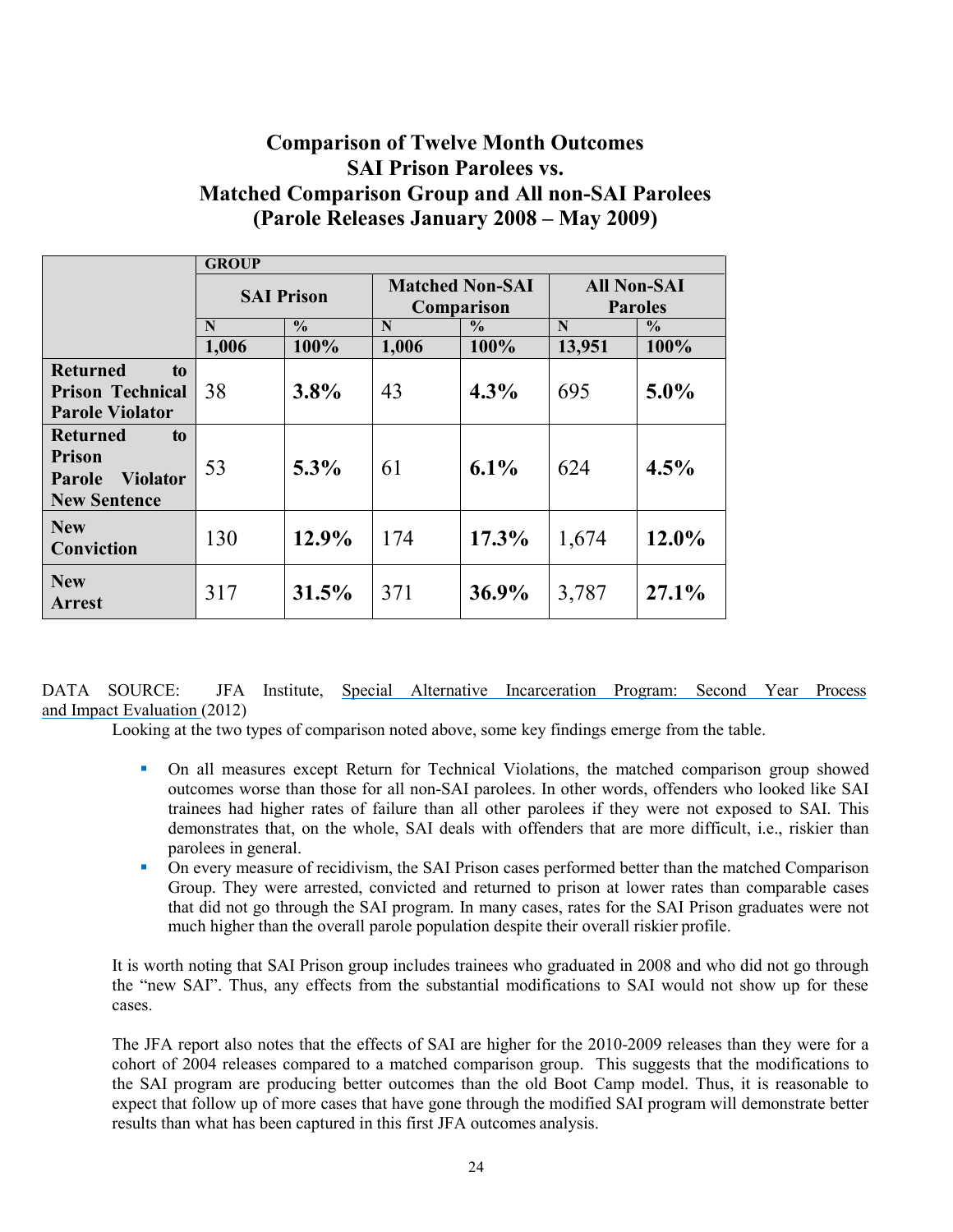## Comparison of Twelve Month Outcomes SAI Prison Parolees vs. Matched Comparison Group and All non-SAI Parolees (Parole Releases January 2008 – May 2009)

| | **GROUP** | | | | | |
|---|---|---|---|---|---|---|
| | **SAI Prison** | | **Matched Non-SAI Comparison** | | **All Non-SAI Paroles** | |
| | **N** | **%** | **N** | **%** | **N** | **%** |
| | **1,006** | **100%** | **1,006** | **100%** | **13,951** | **100%** |
| **Returned to Prison Technical Parole Violator** | 38 | **3.8%** | 43 | **4.3%** | 695 | **5.0%** |
| **Returned to Prison Parole Violator New Sentence** | 53 | **5.3%** | 61 | **6.1%** | 624 | **4.5%** |
| **New Conviction** | 130 | **12.9%** | 174 | **17.3%** | 1,674 | **12.0%** |
| **New Arrest** | 317 | **31.5%** | 371 | **36.9%** | 3,787 | **27.1%** |

DATA SOURCE: JFA Institute, Special Alternative Incarceration Program: Second Year Process and Impact Evaluation (2012)

Looking at the two types of comparison noted above, some key findings emerge from the table.

- On all measures except Return for Technical Violations, the matched comparison group showed outcomes worse than those for all non-SAI parolees. In other words, offenders who looked like SAI trainees had higher rates of failure than all other parolees if they were not exposed to SAI. This demonstrates that, on the whole, SAI deals with offenders that are more difficult, i.e., riskier than parolees in general.
- On every measure of recidivism, the SAI Prison cases performed better than the matched Comparison Group. They were arrested, convicted and returned to prison at lower rates than comparable cases that did not go through the SAI program. In many cases, rates for the SAI Prison graduates were not much higher than the overall parole population despite their overall riskier profile.

It is worth noting that SAI Prison group includes trainees who graduated in 2008 and who did not go through the "new SAI". Thus, any effects from the substantial modifications to SAI would not show up for these cases.

The JFA report also notes that the effects of SAI are higher for the 2010-2009 releases than they were for a cohort of 2004 releases compared to a matched comparison group. This suggests that the modifications to the SAI program are producing better outcomes than the old Boot Camp model. Thus, it is reasonable to expect that follow up of more cases that have gone through the modified SAI program will demonstrate better results than what has been captured in this first JFA outcomes analysis.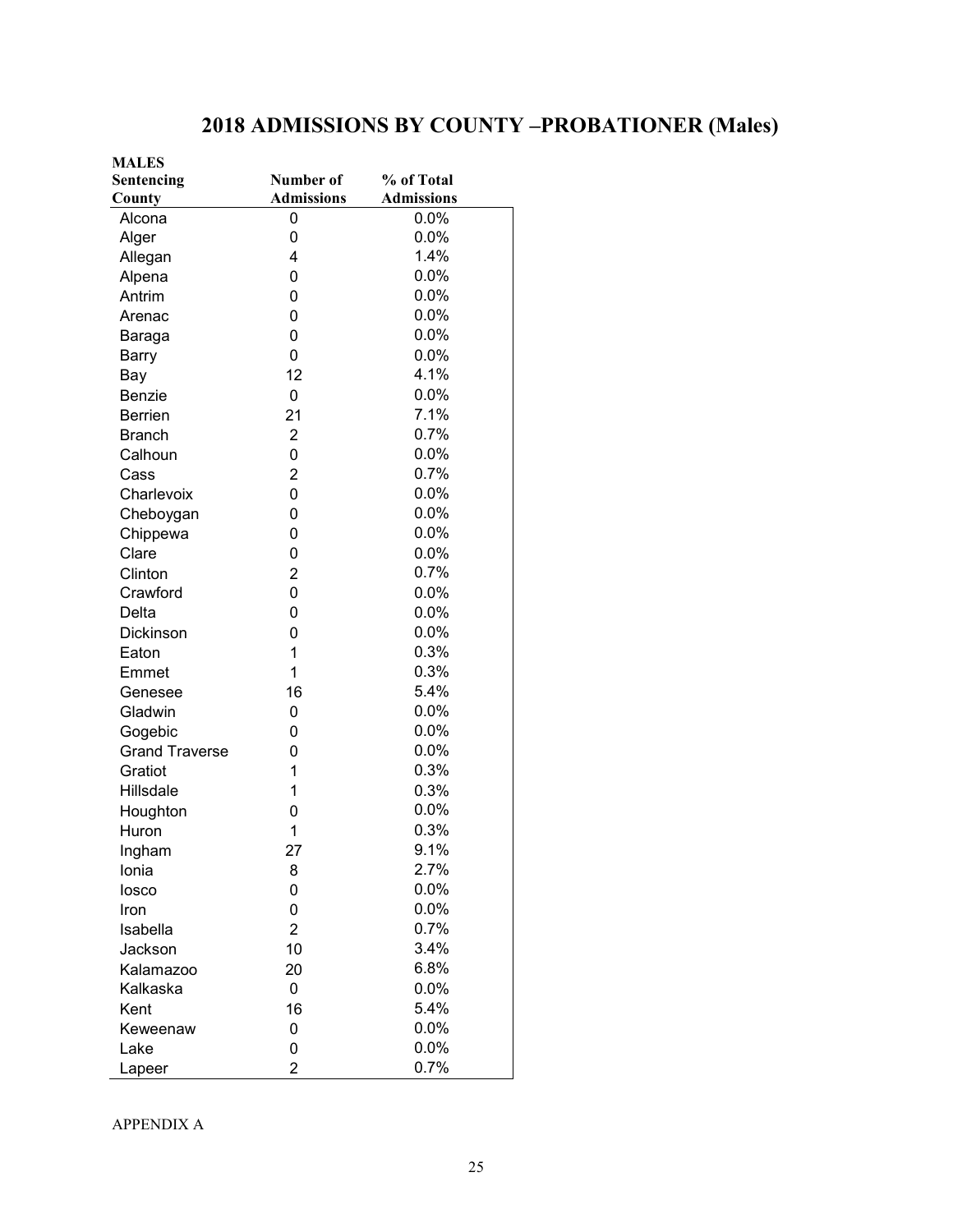# 2018 ADMISSIONS BY COUNTY –PROBATIONER (Males)

| MALES Sentencing County | Number of Admissions | % of Total Admissions |
|---|---|---|
| Alcona | 0 | 0.0% |
| Alger | 0 | 0.0% |
| Allegan | 4 | 1.4% |
| Alpena | 0 | 0.0% |
| Antrim | 0 | 0.0% |
| Arenac | 0 | 0.0% |
| Baraga | 0 | 0.0% |
| Barry | 0 | 0.0% |
| Bay | 12 | 4.1% |
| Benzie | 0 | 0.0% |
| Berrien | 21 | 7.1% |
| Branch | 2 | 0.7% |
| Calhoun | 0 | 0.0% |
| Cass | 2 | 0.7% |
| Charlevoix | 0 | 0.0% |
| Cheboygan | 0 | 0.0% |
| Chippewa | 0 | 0.0% |
| Clare | 0 | 0.0% |
| Clinton | 2 | 0.7% |
| Crawford | 0 | 0.0% |
| Delta | 0 | 0.0% |
| Dickinson | 0 | 0.0% |
| Eaton | 1 | 0.3% |
| Emmet | 1 | 0.3% |
| Genesee | 16 | 5.4% |
| Gladwin | 0 | 0.0% |
| Gogebic | 0 | 0.0% |
| Grand Traverse | 0 | 0.0% |
| Gratiot | 1 | 0.3% |
| Hillsdale | 1 | 0.3% |
| Houghton | 0 | 0.0% |
| Huron | 1 | 0.3% |
| Ingham | 27 | 9.1% |
| Ionia | 8 | 2.7% |
| Iosco | 0 | 0.0% |
| Iron | 0 | 0.0% |
| Isabella | 2 | 0.7% |
| Jackson | 10 | 3.4% |
| Kalamazoo | 20 | 6.8% |
| Kalkaska | 0 | 0.0% |
| Kent | 16 | 5.4% |
| Keweenaw | 0 | 0.0% |
| Lake | 0 | 0.0% |
| Lapeer | 2 | 0.7% |

APPENDIX A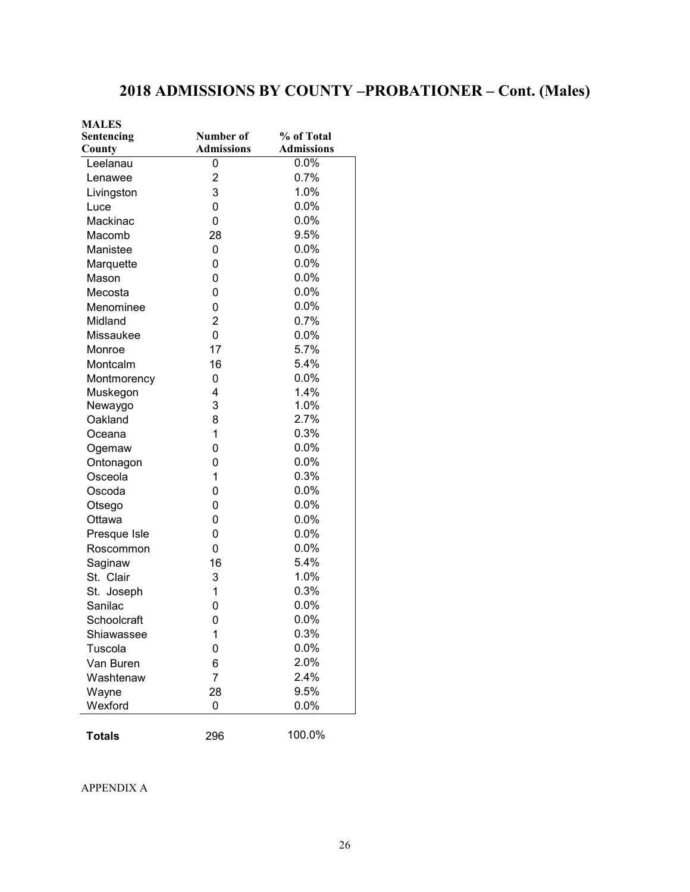# 2018 ADMISSIONS BY COUNTY –PROBATIONER – Cont. (Males)

| MALES Sentencing County | Number of Admissions | % of Total Admissions |
|---|---|---|
| Leelanau | 0 | 0.0% |
| Lenawee | 2 | 0.7% |
| Livingston | 3 | 1.0% |
| Luce | 0 | 0.0% |
| Mackinac | 0 | 0.0% |
| Macomb | 28 | 9.5% |
| Manistee | 0 | 0.0% |
| Marquette | 0 | 0.0% |
| Mason | 0 | 0.0% |
| Mecosta | 0 | 0.0% |
| Menominee | 0 | 0.0% |
| Midland | 2 | 0.7% |
| Missaukee | 0 | 0.0% |
| Monroe | 17 | 5.7% |
| Montcalm | 16 | 5.4% |
| Montmorency | 0 | 0.0% |
| Muskegon | 4 | 1.4% |
| Newaygo | 3 | 1.0% |
| Oakland | 8 | 2.7% |
| Oceana | 1 | 0.3% |
| Ogemaw | 0 | 0.0% |
| Ontonagon | 0 | 0.0% |
| Osceola | 1 | 0.3% |
| Oscoda | 0 | 0.0% |
| Otsego | 0 | 0.0% |
| Ottawa | 0 | 0.0% |
| Presque Isle | 0 | 0.0% |
| Roscommon | 0 | 0.0% |
| Saginaw | 16 | 5.4% |
| St. Clair | 3 | 1.0% |
| St. Joseph | 1 | 0.3% |
| Sanilac | 0 | 0.0% |
| Schoolcraft | 0 | 0.0% |
| Shiawassee | 1 | 0.3% |
| Tuscola | 0 | 0.0% |
| Van Buren | 6 | 2.0% |
| Washtenaw | 7 | 2.4% |
| Wayne | 28 | 9.5% |
| Wexford | 0 | 0.0% |
| **Totals** | 296 | 100.0% |

APPENDIX A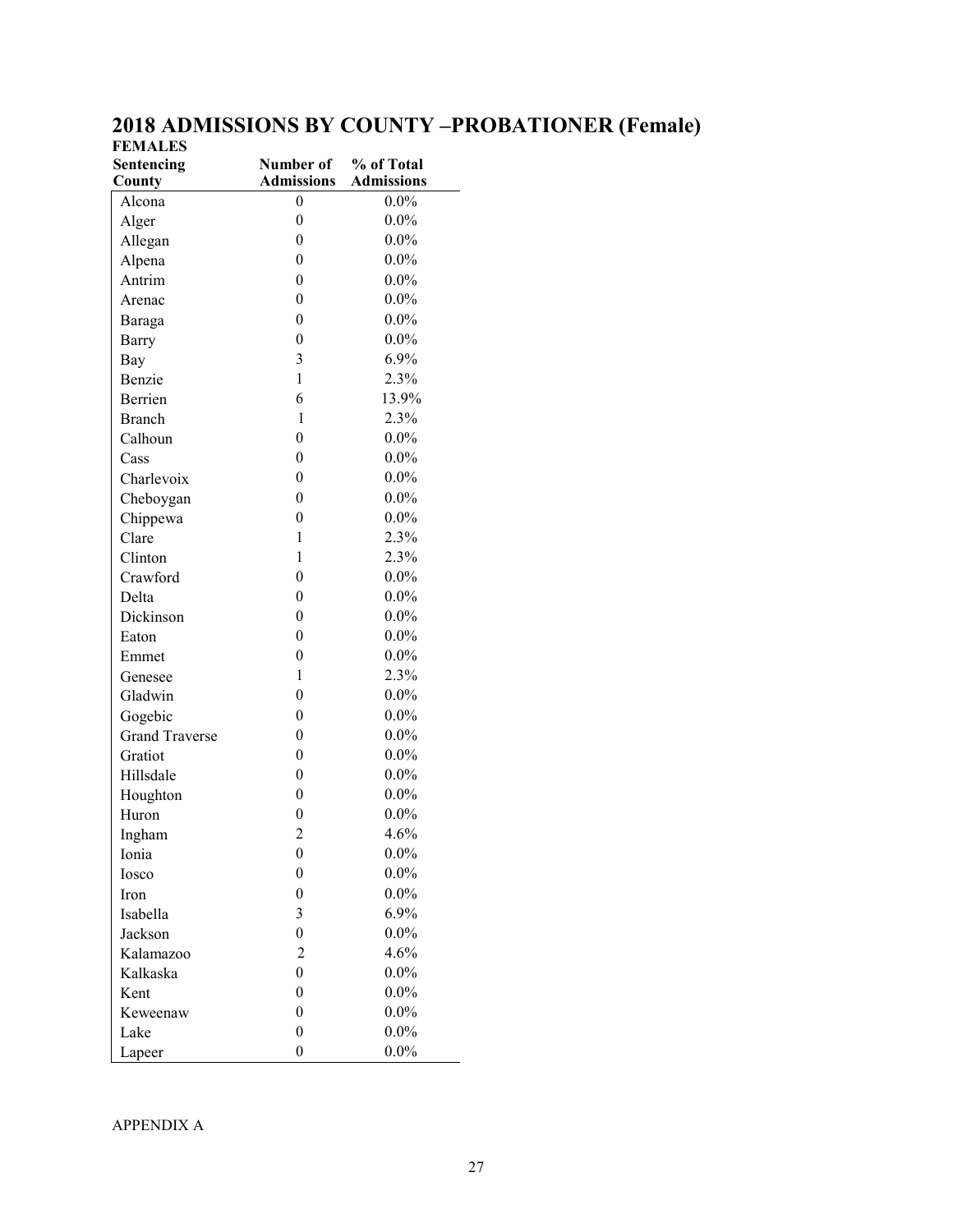# 2018 ADMISSIONS BY COUNTY –PROBATIONER (Female)

**FEMALES**

| Sentencing County | Number of Admissions | % of Total Admissions |
|---|---|---|
| Alcona | 0 | 0.0% |
| Alger | 0 | 0.0% |
| Allegan | 0 | 0.0% |
| Alpena | 0 | 0.0% |
| Antrim | 0 | 0.0% |
| Arenac | 0 | 0.0% |
| Baraga | 0 | 0.0% |
| Barry | 0 | 0.0% |
| Bay | 3 | 6.9% |
| Benzie | 1 | 2.3% |
| Berrien | 6 | 13.9% |
| Branch | 1 | 2.3% |
| Calhoun | 0 | 0.0% |
| Cass | 0 | 0.0% |
| Charlevoix | 0 | 0.0% |
| Cheboygan | 0 | 0.0% |
| Chippewa | 0 | 0.0% |
| Clare | 1 | 2.3% |
| Clinton | 1 | 2.3% |
| Crawford | 0 | 0.0% |
| Delta | 0 | 0.0% |
| Dickinson | 0 | 0.0% |
| Eaton | 0 | 0.0% |
| Emmet | 0 | 0.0% |
| Genesee | 1 | 2.3% |
| Gladwin | 0 | 0.0% |
| Gogebic | 0 | 0.0% |
| Grand Traverse | 0 | 0.0% |
| Gratiot | 0 | 0.0% |
| Hillsdale | 0 | 0.0% |
| Houghton | 0 | 0.0% |
| Huron | 0 | 0.0% |
| Ingham | 2 | 4.6% |
| Ionia | 0 | 0.0% |
| Iosco | 0 | 0.0% |
| Iron | 0 | 0.0% |
| Isabella | 3 | 6.9% |
| Jackson | 0 | 0.0% |
| Kalamazoo | 2 | 4.6% |
| Kalkaska | 0 | 0.0% |
| Kent | 0 | 0.0% |
| Keweenaw | 0 | 0.0% |
| Lake | 0 | 0.0% |
| Lapeer | 0 | 0.0% |

APPENDIX A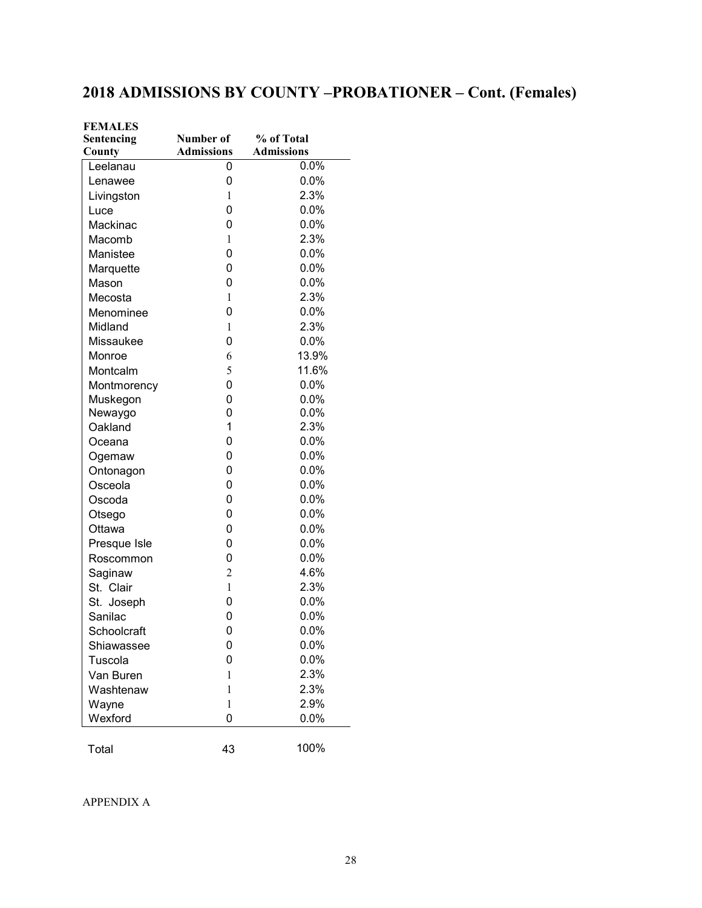## 2018 ADMISSIONS BY COUNTY –PROBATIONER – Cont. (Females)

| FEMALES Sentencing County | Number of Admissions | % of Total Admissions |
|---|---|---|
| Leelanau | 0 | 0.0% |
| Lenawee | 0 | 0.0% |
| Livingston | 1 | 2.3% |
| Luce | 0 | 0.0% |
| Mackinac | 0 | 0.0% |
| Macomb | 1 | 2.3% |
| Manistee | 0 | 0.0% |
| Marquette | 0 | 0.0% |
| Mason | 0 | 0.0% |
| Mecosta | 1 | 2.3% |
| Menominee | 0 | 0.0% |
| Midland | 1 | 2.3% |
| Missaukee | 0 | 0.0% |
| Monroe | 6 | 13.9% |
| Montcalm | 5 | 11.6% |
| Montmorency | 0 | 0.0% |
| Muskegon | 0 | 0.0% |
| Newaygo | 0 | 0.0% |
| Oakland | 1 | 2.3% |
| Oceana | 0 | 0.0% |
| Ogemaw | 0 | 0.0% |
| Ontonagon | 0 | 0.0% |
| Osceola | 0 | 0.0% |
| Oscoda | 0 | 0.0% |
| Otsego | 0 | 0.0% |
| Ottawa | 0 | 0.0% |
| Presque Isle | 0 | 0.0% |
| Roscommon | 0 | 0.0% |
| Saginaw | 2 | 4.6% |
| St. Clair | 1 | 2.3% |
| St. Joseph | 0 | 0.0% |
| Sanilac | 0 | 0.0% |
| Schoolcraft | 0 | 0.0% |
| Shiawassee | 0 | 0.0% |
| Tuscola | 0 | 0.0% |
| Van Buren | 1 | 2.3% |
| Washtenaw | 1 | 2.3% |
| Wayne | 1 | 2.9% |
| Wexford | 0 | 0.0% |
| Total | 43 | 100% |

APPENDIX A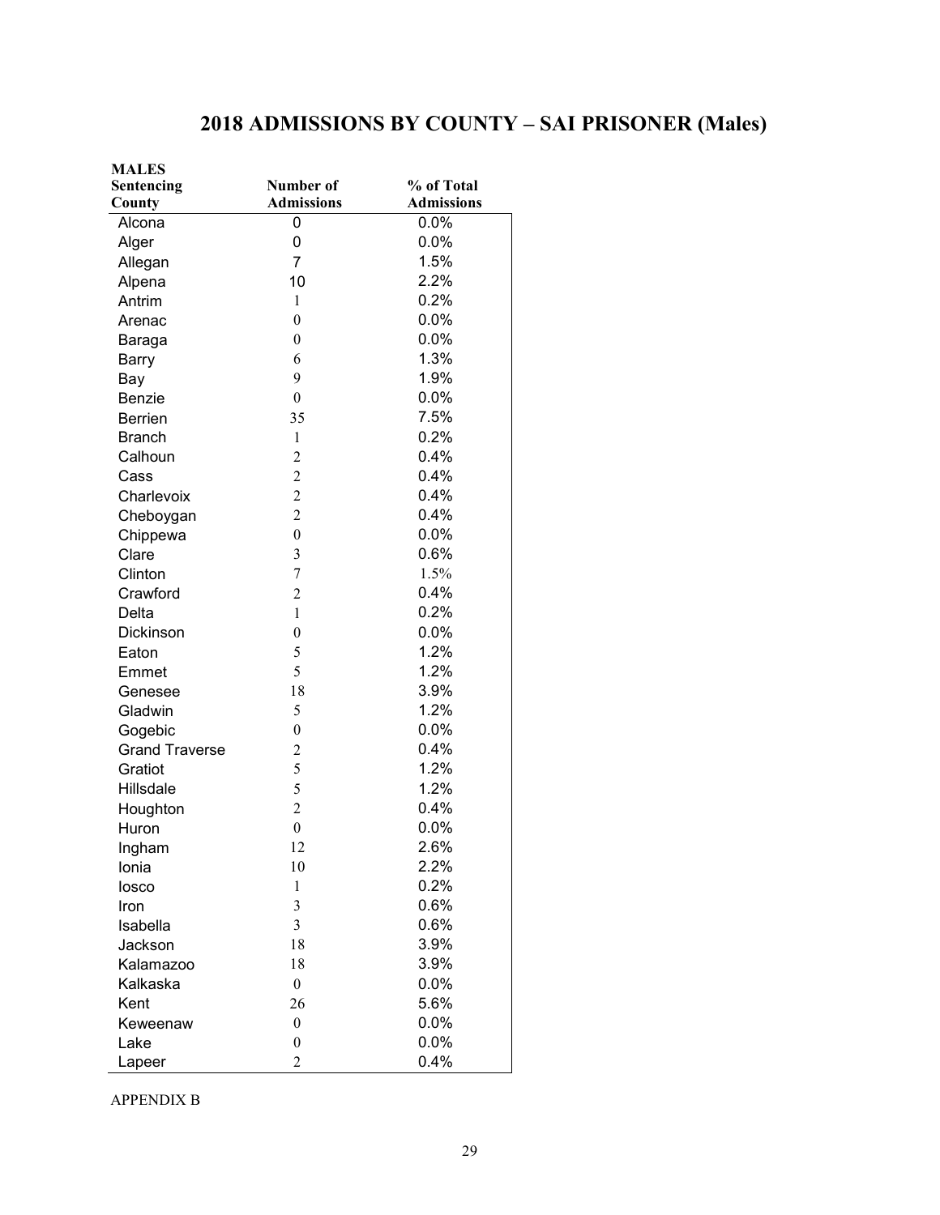# 2018 ADMISSIONS BY COUNTY – SAI PRISONER (Males)

| MALES Sentencing County | Number of Admissions | % of Total Admissions |
|---|---|---|
| Alcona | 0 | 0.0% |
| Alger | 0 | 0.0% |
| Allegan | 7 | 1.5% |
| Alpena | 10 | 2.2% |
| Antrim | 1 | 0.2% |
| Arenac | 0 | 0.0% |
| Baraga | 0 | 0.0% |
| Barry | 6 | 1.3% |
| Bay | 9 | 1.9% |
| Benzie | 0 | 0.0% |
| Berrien | 35 | 7.5% |
| Branch | 1 | 0.2% |
| Calhoun | 2 | 0.4% |
| Cass | 2 | 0.4% |
| Charlevoix | 2 | 0.4% |
| Cheboygan | 2 | 0.4% |
| Chippewa | 0 | 0.0% |
| Clare | 3 | 0.6% |
| Clinton | 7 | 1.5% |
| Crawford | 2 | 0.4% |
| Delta | 1 | 0.2% |
| Dickinson | 0 | 0.0% |
| Eaton | 5 | 1.2% |
| Emmet | 5 | 1.2% |
| Genesee | 18 | 3.9% |
| Gladwin | 5 | 1.2% |
| Gogebic | 0 | 0.0% |
| Grand Traverse | 2 | 0.4% |
| Gratiot | 5 | 1.2% |
| Hillsdale | 5 | 1.2% |
| Houghton | 2 | 0.4% |
| Huron | 0 | 0.0% |
| Ingham | 12 | 2.6% |
| Ionia | 10 | 2.2% |
| Iosco | 1 | 0.2% |
| Iron | 3 | 0.6% |
| Isabella | 3 | 0.6% |
| Jackson | 18 | 3.9% |
| Kalamazoo | 18 | 3.9% |
| Kalkaska | 0 | 0.0% |
| Kent | 26 | 5.6% |
| Keweenaw | 0 | 0.0% |
| Lake | 0 | 0.0% |
| Lapeer | 2 | 0.4% |

APPENDIX B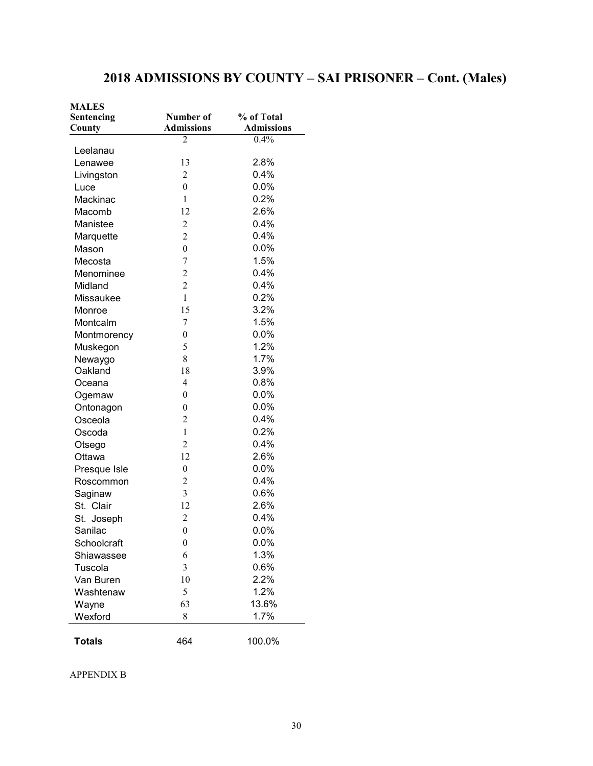# 2018 ADMISSIONS BY COUNTY – SAI PRISONER – Cont. (Males)

| MALES Sentencing County | Number of Admissions | % of Total Admissions |
|---|---|---|
| Leelanau | 2 | 0.4% |
| Lenawee | 13 | 2.8% |
| Livingston | 2 | 0.4% |
| Luce | 0 | 0.0% |
| Mackinac | 1 | 0.2% |
| Macomb | 12 | 2.6% |
| Manistee | 2 | 0.4% |
| Marquette | 2 | 0.4% |
| Mason | 0 | 0.0% |
| Mecosta | 7 | 1.5% |
| Menominee | 2 | 0.4% |
| Midland | 2 | 0.4% |
| Missaukee | 1 | 0.2% |
| Monroe | 15 | 3.2% |
| Montcalm | 7 | 1.5% |
| Montmorency | 0 | 0.0% |
| Muskegon | 5 | 1.2% |
| Newaygo | 8 | 1.7% |
| Oakland | 18 | 3.9% |
| Oceana | 4 | 0.8% |
| Ogemaw | 0 | 0.0% |
| Ontonagon | 0 | 0.0% |
| Osceola | 2 | 0.4% |
| Oscoda | 1 | 0.2% |
| Otsego | 2 | 0.4% |
| Ottawa | 12 | 2.6% |
| Presque Isle | 0 | 0.0% |
| Roscommon | 2 | 0.4% |
| Saginaw | 3 | 0.6% |
| St. Clair | 12 | 2.6% |
| St. Joseph | 2 | 0.4% |
| Sanilac | 0 | 0.0% |
| Schoolcraft | 0 | 0.0% |
| Shiawassee | 6 | 1.3% |
| Tuscola | 3 | 0.6% |
| Van Buren | 10 | 2.2% |
| Washtenaw | 5 | 1.2% |
| Wayne | 63 | 13.6% |
| Wexford | 8 | 1.7% |
| **Totals** | 464 | 100.0% |

APPENDIX B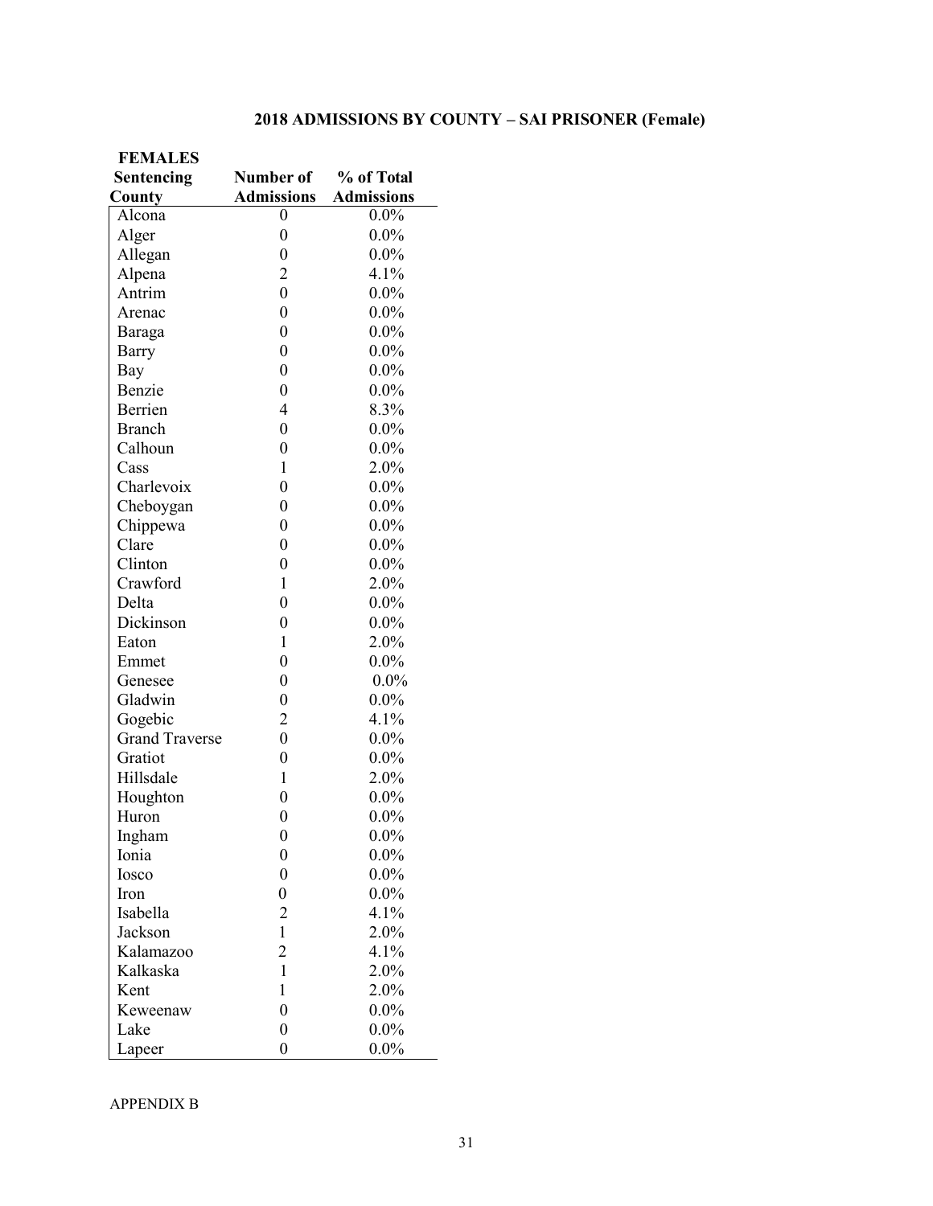## 2018 ADMISSIONS BY COUNTY – SAI PRISONER (Female)

| FEMALES Sentencing County | Number of Admissions | % of Total Admissions |
|---|---|---|
| Alcona | 0 | 0.0% |
| Alger | 0 | 0.0% |
| Allegan | 0 | 0.0% |
| Alpena | 2 | 4.1% |
| Antrim | 0 | 0.0% |
| Arenac | 0 | 0.0% |
| Baraga | 0 | 0.0% |
| Barry | 0 | 0.0% |
| Bay | 0 | 0.0% |
| Benzie | 0 | 0.0% |
| Berrien | 4 | 8.3% |
| Branch | 0 | 0.0% |
| Calhoun | 0 | 0.0% |
| Cass | 1 | 2.0% |
| Charlevoix | 0 | 0.0% |
| Cheboygan | 0 | 0.0% |
| Chippewa | 0 | 0.0% |
| Clare | 0 | 0.0% |
| Clinton | 0 | 0.0% |
| Crawford | 1 | 2.0% |
| Delta | 0 | 0.0% |
| Dickinson | 0 | 0.0% |
| Eaton | 1 | 2.0% |
| Emmet | 0 | 0.0% |
| Genesee | 0 | 0.0% |
| Gladwin | 0 | 0.0% |
| Gogebic | 2 | 4.1% |
| Grand Traverse | 0 | 0.0% |
| Gratiot | 0 | 0.0% |
| Hillsdale | 1 | 2.0% |
| Houghton | 0 | 0.0% |
| Huron | 0 | 0.0% |
| Ingham | 0 | 0.0% |
| Ionia | 0 | 0.0% |
| Iosco | 0 | 0.0% |
| Iron | 0 | 0.0% |
| Isabella | 2 | 4.1% |
| Jackson | 1 | 2.0% |
| Kalamazoo | 2 | 4.1% |
| Kalkaska | 1 | 2.0% |
| Kent | 1 | 2.0% |
| Keweenaw | 0 | 0.0% |
| Lake | 0 | 0.0% |
| Lapeer | 0 | 0.0% |

APPENDIX B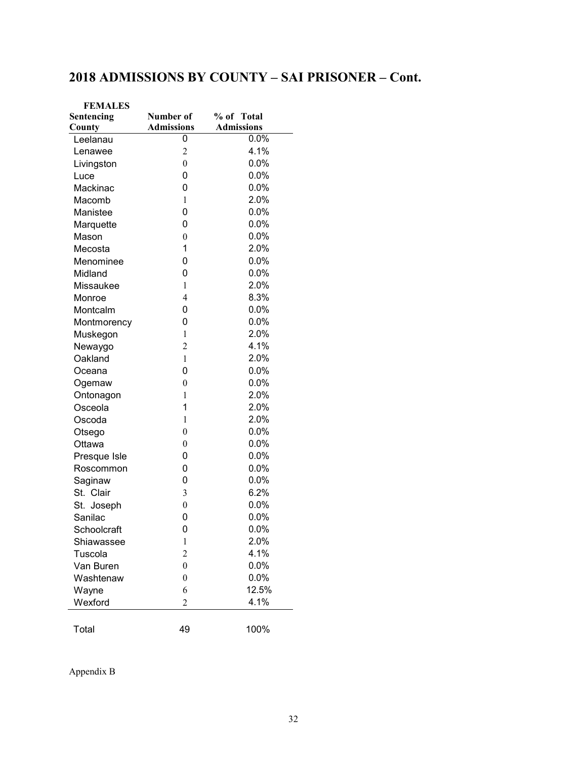## 2018 ADMISSIONS BY COUNTY – SAI PRISONER – Cont.

**FEMALES**

| Sentencing County | Number of Admissions | % of Total Admissions |
|---|---|---|
| Leelanau | 0 | 0.0% |
| Lenawee | 2 | 4.1% |
| Livingston | 0 | 0.0% |
| Luce | 0 | 0.0% |
| Mackinac | 0 | 0.0% |
| Macomb | 1 | 2.0% |
| Manistee | 0 | 0.0% |
| Marquette | 0 | 0.0% |
| Mason | 0 | 0.0% |
| Mecosta | 1 | 2.0% |
| Menominee | 0 | 0.0% |
| Midland | 0 | 0.0% |
| Missaukee | 1 | 2.0% |
| Monroe | 4 | 8.3% |
| Montcalm | 0 | 0.0% |
| Montmorency | 0 | 0.0% |
| Muskegon | 1 | 2.0% |
| Newaygo | 2 | 4.1% |
| Oakland | 1 | 2.0% |
| Oceana | 0 | 0.0% |
| Ogemaw | 0 | 0.0% |
| Ontonagon | 1 | 2.0% |
| Osceola | 1 | 2.0% |
| Oscoda | 1 | 2.0% |
| Otsego | 0 | 0.0% |
| Ottawa | 0 | 0.0% |
| Presque Isle | 0 | 0.0% |
| Roscommon | 0 | 0.0% |
| Saginaw | 0 | 0.0% |
| St. Clair | 3 | 6.2% |
| St. Joseph | 0 | 0.0% |
| Sanilac | 0 | 0.0% |
| Schoolcraft | 0 | 0.0% |
| Shiawassee | 1 | 2.0% |
| Tuscola | 2 | 4.1% |
| Van Buren | 0 | 0.0% |
| Washtenaw | 0 | 0.0% |
| Wayne | 6 | 12.5% |
| Wexford | 2 | 4.1% |
| Total | 49 | 100% |

Appendix B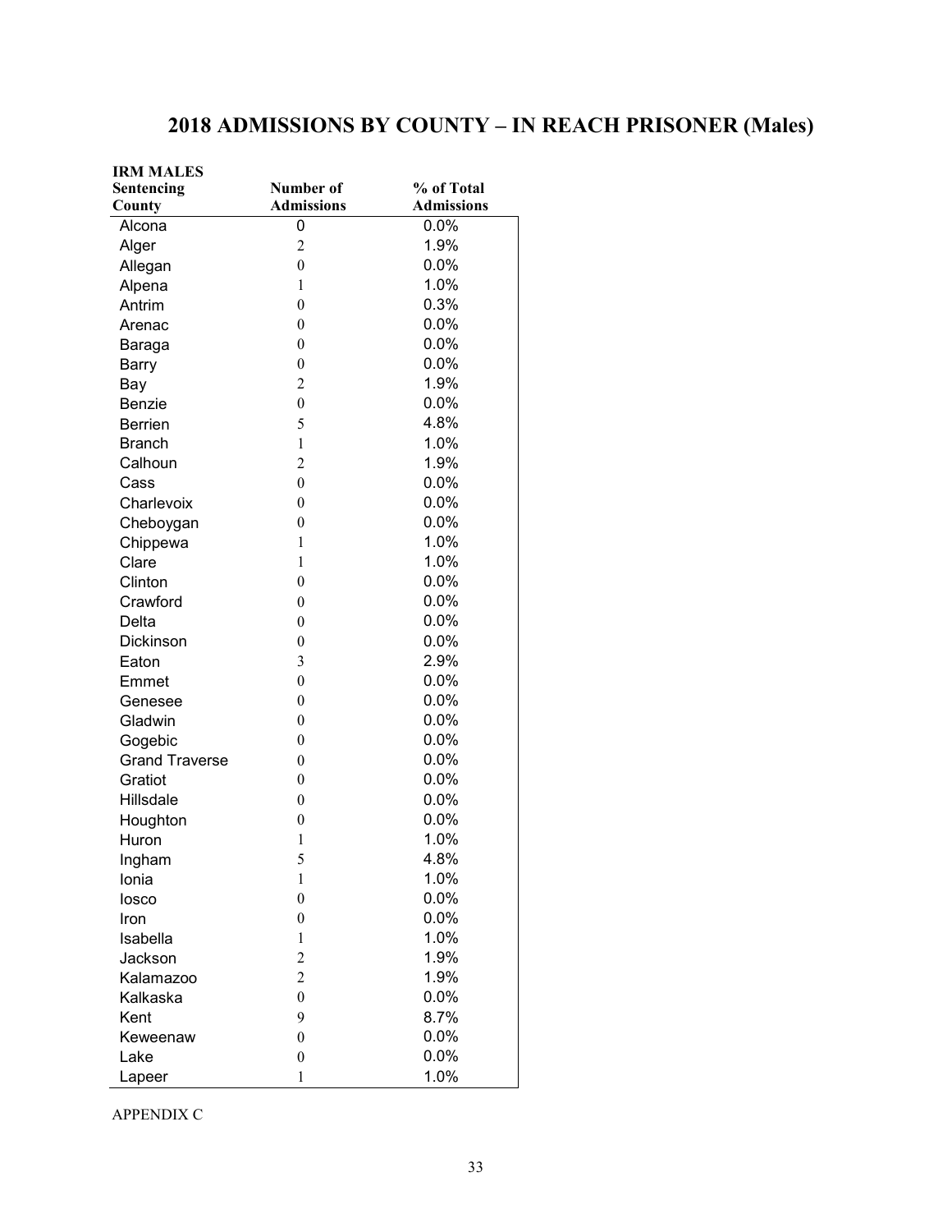# 2018 ADMISSIONS BY COUNTY – IN REACH PRISONER (Males)

| IRM MALES Sentencing County | Number of Admissions | % of Total Admissions |
|---|---|---|
| Alcona | 0 | 0.0% |
| Alger | 2 | 1.9% |
| Allegan | 0 | 0.0% |
| Alpena | 1 | 1.0% |
| Antrim | 0 | 0.3% |
| Arenac | 0 | 0.0% |
| Baraga | 0 | 0.0% |
| Barry | 0 | 0.0% |
| Bay | 2 | 1.9% |
| Benzie | 0 | 0.0% |
| Berrien | 5 | 4.8% |
| Branch | 1 | 1.0% |
| Calhoun | 2 | 1.9% |
| Cass | 0 | 0.0% |
| Charlevoix | 0 | 0.0% |
| Cheboygan | 0 | 0.0% |
| Chippewa | 1 | 1.0% |
| Clare | 1 | 1.0% |
| Clinton | 0 | 0.0% |
| Crawford | 0 | 0.0% |
| Delta | 0 | 0.0% |
| Dickinson | 0 | 0.0% |
| Eaton | 3 | 2.9% |
| Emmet | 0 | 0.0% |
| Genesee | 0 | 0.0% |
| Gladwin | 0 | 0.0% |
| Gogebic | 0 | 0.0% |
| Grand Traverse | 0 | 0.0% |
| Gratiot | 0 | 0.0% |
| Hillsdale | 0 | 0.0% |
| Houghton | 0 | 0.0% |
| Huron | 1 | 1.0% |
| Ingham | 5 | 4.8% |
| Ionia | 1 | 1.0% |
| Iosco | 0 | 0.0% |
| Iron | 0 | 0.0% |
| Isabella | 1 | 1.0% |
| Jackson | 2 | 1.9% |
| Kalamazoo | 2 | 1.9% |
| Kalkaska | 0 | 0.0% |
| Kent | 9 | 8.7% |
| Keweenaw | 0 | 0.0% |
| Lake | 0 | 0.0% |
| Lapeer | 1 | 1.0% |

APPENDIX C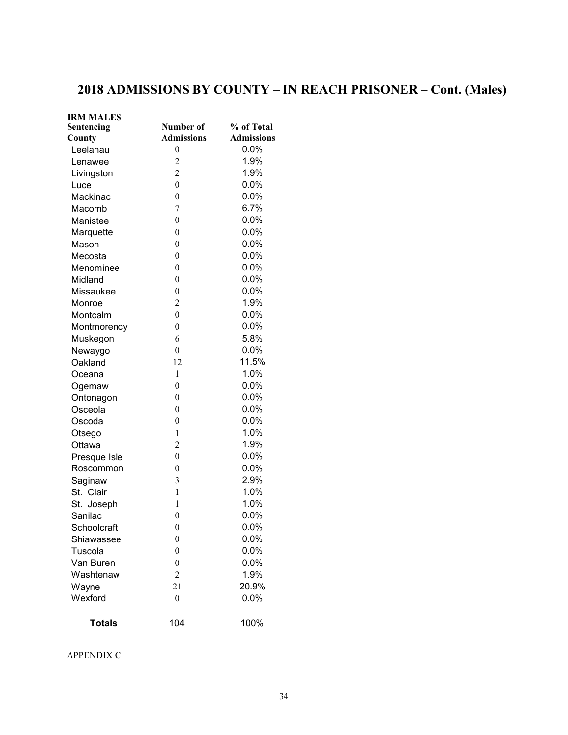## 2018 ADMISSIONS BY COUNTY – IN REACH PRISONER – Cont. (Males)

| IRM MALES Sentencing County | Number of Admissions | % of Total Admissions |
|---|---|---|
| Leelanau | 0 | 0.0% |
| Lenawee | 2 | 1.9% |
| Livingston | 2 | 1.9% |
| Luce | 0 | 0.0% |
| Mackinac | 0 | 0.0% |
| Macomb | 7 | 6.7% |
| Manistee | 0 | 0.0% |
| Marquette | 0 | 0.0% |
| Mason | 0 | 0.0% |
| Mecosta | 0 | 0.0% |
| Menominee | 0 | 0.0% |
| Midland | 0 | 0.0% |
| Missaukee | 0 | 0.0% |
| Monroe | 2 | 1.9% |
| Montcalm | 0 | 0.0% |
| Montmorency | 0 | 0.0% |
| Muskegon | 6 | 5.8% |
| Newaygo | 0 | 0.0% |
| Oakland | 12 | 11.5% |
| Oceana | 1 | 1.0% |
| Ogemaw | 0 | 0.0% |
| Ontonagon | 0 | 0.0% |
| Osceola | 0 | 0.0% |
| Oscoda | 0 | 0.0% |
| Otsego | 1 | 1.0% |
| Ottawa | 2 | 1.9% |
| Presque Isle | 0 | 0.0% |
| Roscommon | 0 | 0.0% |
| Saginaw | 3 | 2.9% |
| St. Clair | 1 | 1.0% |
| St. Joseph | 1 | 1.0% |
| Sanilac | 0 | 0.0% |
| Schoolcraft | 0 | 0.0% |
| Shiawassee | 0 | 0.0% |
| Tuscola | 0 | 0.0% |
| Van Buren | 0 | 0.0% |
| Washtenaw | 2 | 1.9% |
| Wayne | 21 | 20.9% |
| Wexford | 0 | 0.0% |
| **Totals** | 104 | 100% |

APPENDIX C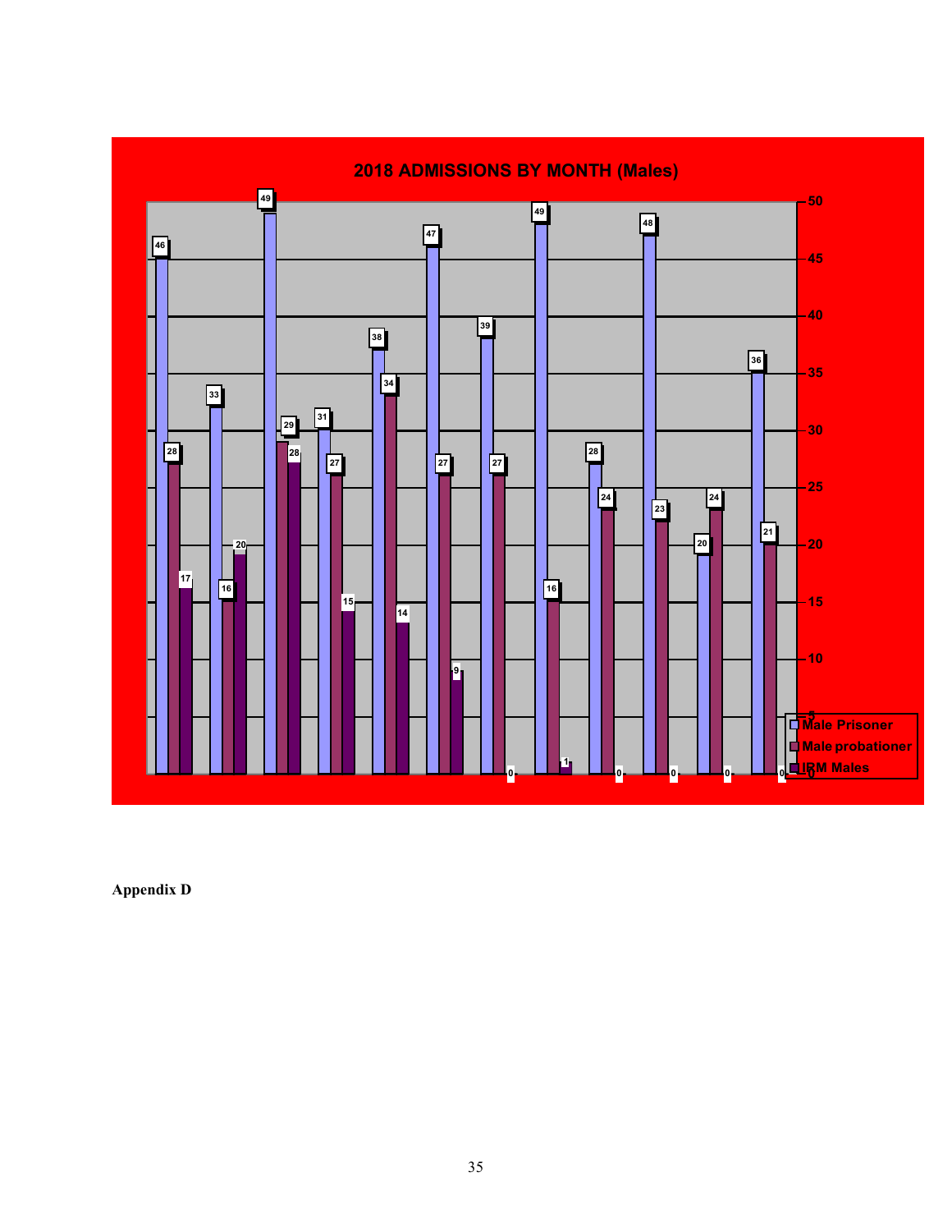## 2018 ADMISSIONS BY MONTH (Males)

| Series | | | | | | | | | | | | |
|---|---|---|---|---|---|---|---|---|---|---|---|---|
| Male Prisoner | 46 | 33 | 49 | 31 | 38 | 47 | 39 | 49 | 28 | 48 | 20 | 36 |
| Male probationer | 28 | 16 | 29 | 27 | 34 | 27 | 27 | 16 | 24 | 23 | 24 | 21 |
| IRM Males | 17 | 20 | 28 | 15 | 14 | 9 | 0 | 1 | 0 | 0 | 0 | 0 |

**Appendix D**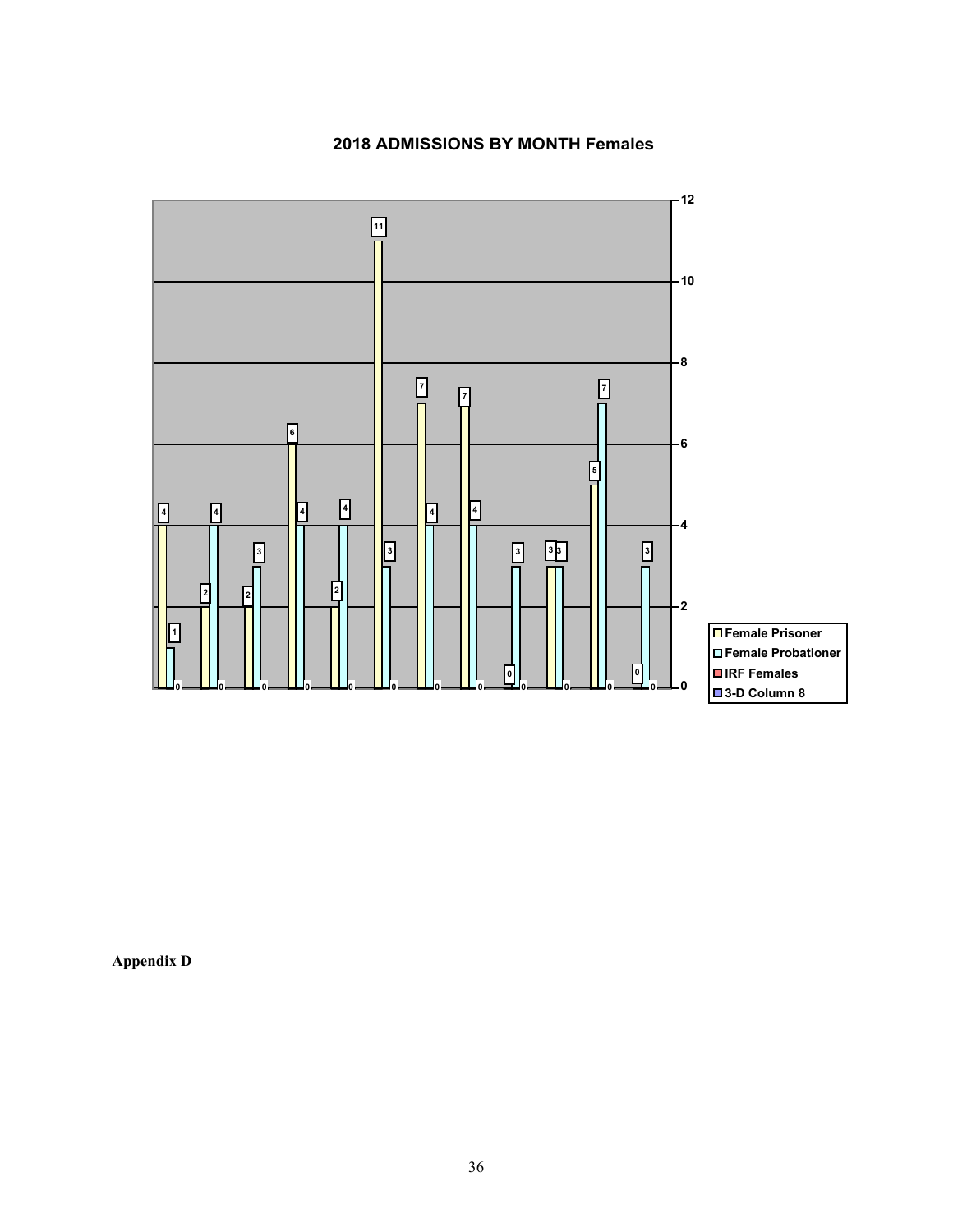## 2018 ADMISSIONS BY MONTH Females

| Month | Female Prisoner | Female Probationer | IRF Females | 3-D Column 8 |
|---|---|---|---|---|
| 1 | 4 | 1 | 0 | |
| 2 | 2 | 4 | 0 | |
| 3 | 2 | 3 | 0 | |
| 4 | 6 | 4 | 0 | |
| 5 | 2 | 4 | 0 | |
| 6 | 11 | 3 | 0 | |
| 7 | 7 | 4 | 0 | |
| 8 | 7 | 4 | 0 | |
| 9 | 0 | 3 | 0 | |
| 10 | 3 | 3 | 0 | |
| 11 | 5 | 7 | 0 | |
| 12 | 0 | 3 | 0 | |

**Appendix D**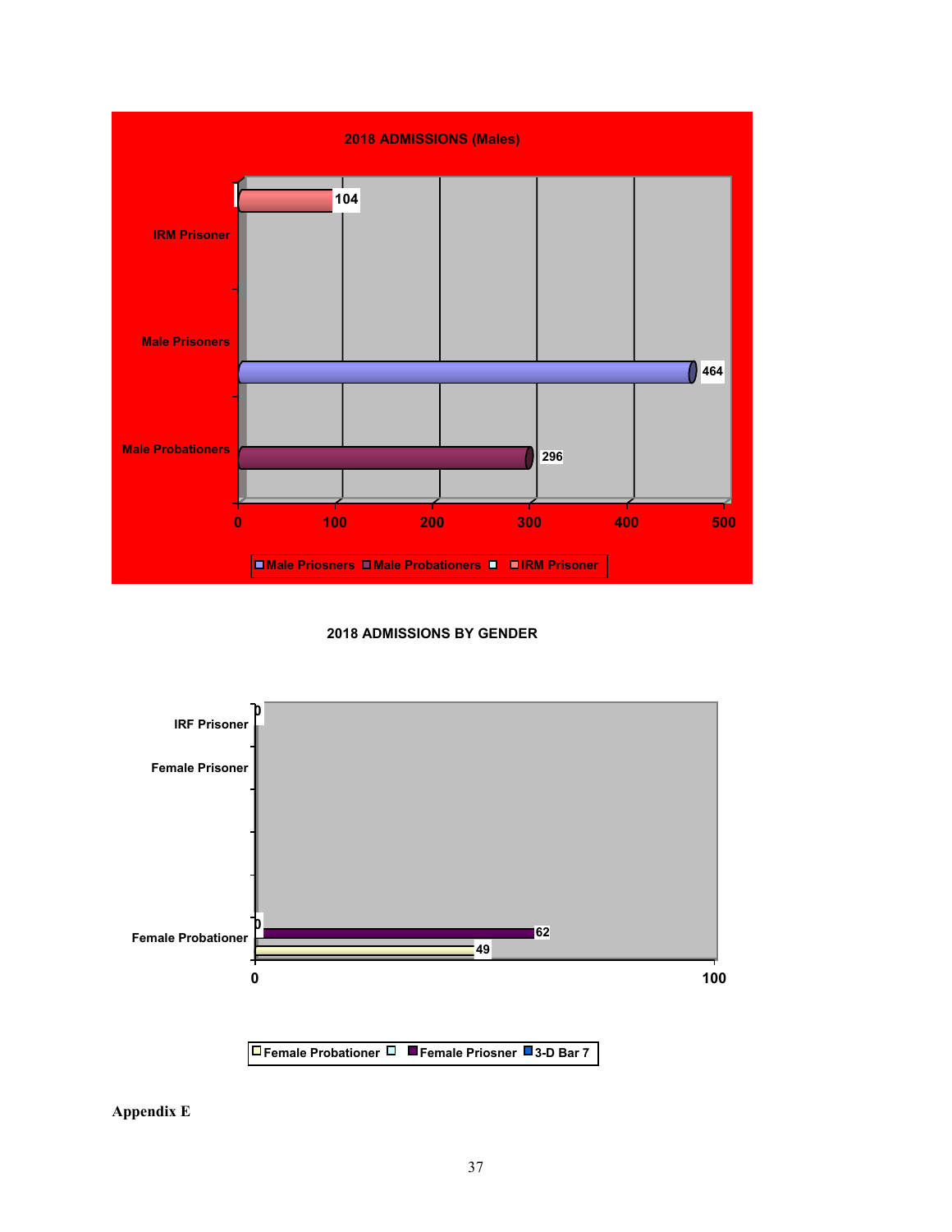**2018 ADMISSIONS (Males)**

| Category | Admissions |
|---|---|
| IRM Prisoner | 104 |
| Male Prisoners | 464 |
| Male Probationers | 296 |

Male Priosners | Male Probationers | IRM Prisoner

**2018 ADMISSIONS BY GENDER**

| Category | Admissions |
|---|---|
| IRF Prisoner | 0 |
| Female Prisoner | 62 |
| Female Probationer | 49 |

Female Probationer | Female Priosner | 3-D Bar 7

**Appendix E**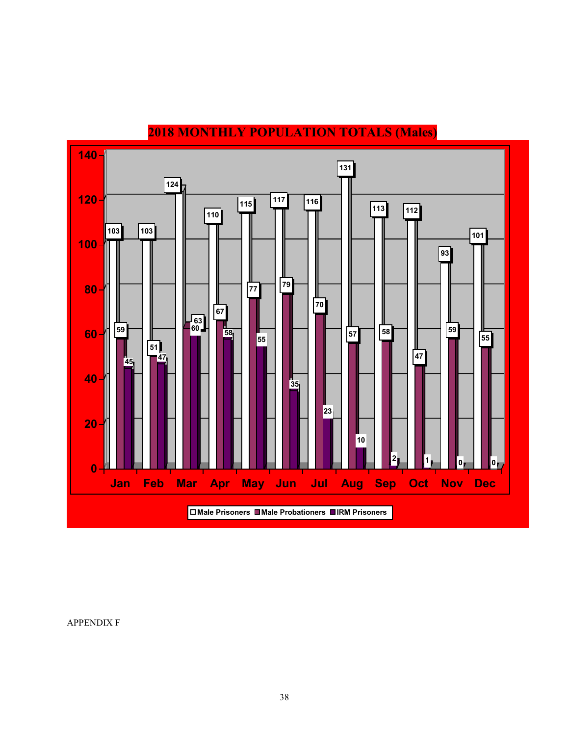## 2018 MONTHLY POPULATION TOTALS (Males)

| Month | Male Prisoners | Male Probationers | IRM Prisoners |
|---|---|---|---|
| Jan | 103 | 59 | 45 |
| Feb | 103 | 51 | 47 |
| Mar | 124 | 63 | 60 |
| Apr | 110 | 67 | 58 |
| May | 115 | 77 | 55 |
| Jun | 117 | 79 | 35 |
| Jul | 116 | 70 | 23 |
| Aug | 131 | 57 | 10 |
| Sep | 113 | 58 | 2 |
| Oct | 112 | 47 | 1 |
| Nov | 93 | 59 | 0 |
| Dec | 101 | 55 | 0 |

APPENDIX F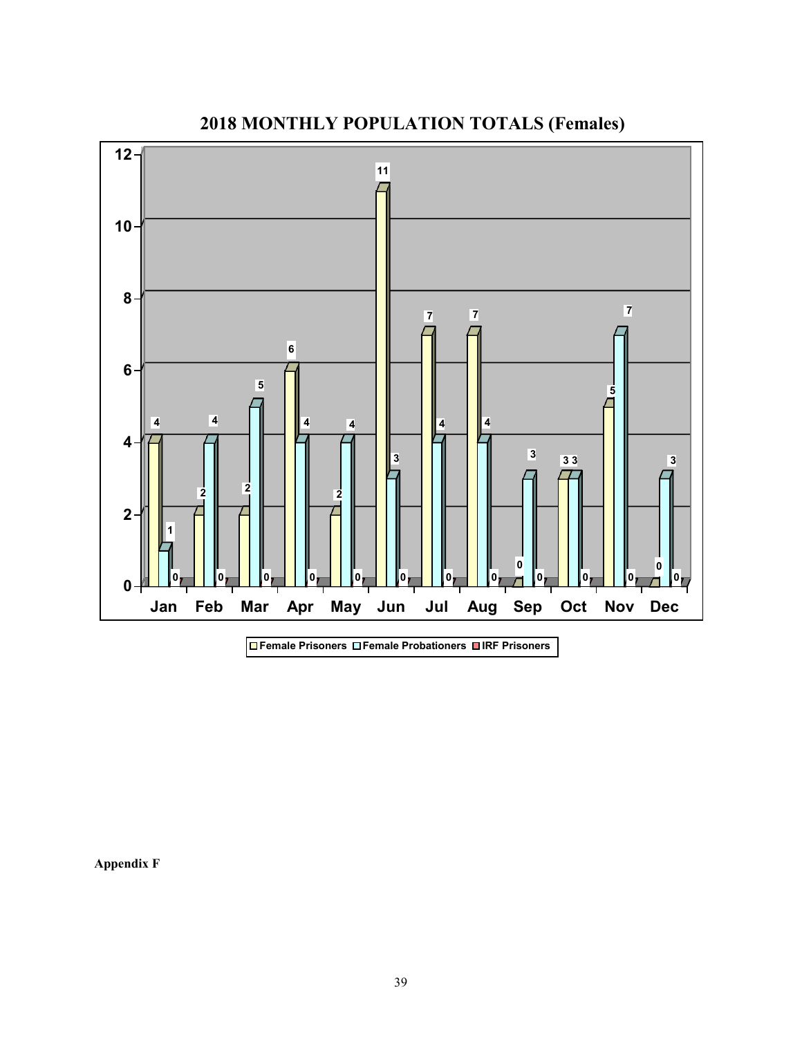## 2018 MONTHLY POPULATION TOTALS (Females)

| Month | Female Prisoners | Female Probationers | IRF Prisoners |
|---|---|---|---|
| Jan | 4 | 1 | 0 |
| Feb | 2 | 4 | 0 |
| Mar | 2 | 5 | 0 |
| Apr | 6 | 4 | 0 |
| May | 2 | 4 | 0 |
| Jun | 11 | 3 | 0 |
| Jul | 7 | 4 | 0 |
| Aug | 7 | 4 | 0 |
| Sep | 0 | 3 | 0 |
| Oct | 3 | 3 | 0 |
| Nov | 5 | 7 | 0 |
| Dec | 0 | 3 | 0 |

**Appendix F**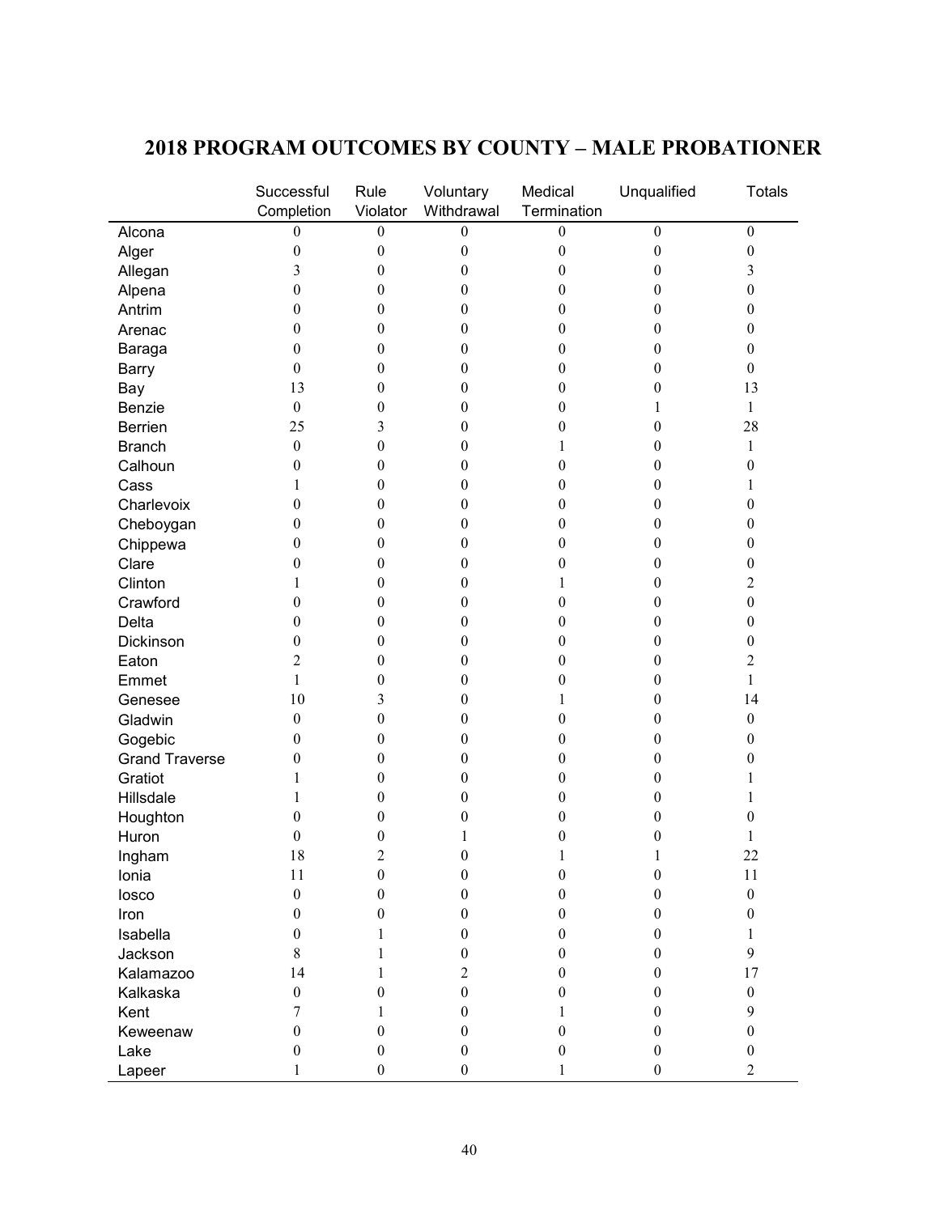# 2018 PROGRAM OUTCOMES BY COUNTY – MALE PROBATIONER

| | Successful Completion | Rule Violator | Voluntary Withdrawal | Medical Termination | Unqualified | Totals |
|---|---|---|---|---|---|---|
| Alcona | 0 | 0 | 0 | 0 | 0 | 0 |
| Alger | 0 | 0 | 0 | 0 | 0 | 0 |
| Allegan | 3 | 0 | 0 | 0 | 0 | 3 |
| Alpena | 0 | 0 | 0 | 0 | 0 | 0 |
| Antrim | 0 | 0 | 0 | 0 | 0 | 0 |
| Arenac | 0 | 0 | 0 | 0 | 0 | 0 |
| Baraga | 0 | 0 | 0 | 0 | 0 | 0 |
| Barry | 0 | 0 | 0 | 0 | 0 | 0 |
| Bay | 13 | 0 | 0 | 0 | 0 | 13 |
| Benzie | 0 | 0 | 0 | 0 | 1 | 1 |
| Berrien | 25 | 3 | 0 | 0 | 0 | 28 |
| Branch | 0 | 0 | 0 | 1 | 0 | 1 |
| Calhoun | 0 | 0 | 0 | 0 | 0 | 0 |
| Cass | 1 | 0 | 0 | 0 | 0 | 1 |
| Charlevoix | 0 | 0 | 0 | 0 | 0 | 0 |
| Cheboygan | 0 | 0 | 0 | 0 | 0 | 0 |
| Chippewa | 0 | 0 | 0 | 0 | 0 | 0 |
| Clare | 0 | 0 | 0 | 0 | 0 | 0 |
| Clinton | 1 | 0 | 0 | 1 | 0 | 2 |
| Crawford | 0 | 0 | 0 | 0 | 0 | 0 |
| Delta | 0 | 0 | 0 | 0 | 0 | 0 |
| Dickinson | 0 | 0 | 0 | 0 | 0 | 0 |
| Eaton | 2 | 0 | 0 | 0 | 0 | 2 |
| Emmet | 1 | 0 | 0 | 0 | 0 | 1 |
| Genesee | 10 | 3 | 0 | 1 | 0 | 14 |
| Gladwin | 0 | 0 | 0 | 0 | 0 | 0 |
| Gogebic | 0 | 0 | 0 | 0 | 0 | 0 |
| Grand Traverse | 0 | 0 | 0 | 0 | 0 | 0 |
| Gratiot | 1 | 0 | 0 | 0 | 0 | 1 |
| Hillsdale | 1 | 0 | 0 | 0 | 0 | 1 |
| Houghton | 0 | 0 | 0 | 0 | 0 | 0 |
| Huron | 0 | 0 | 1 | 0 | 0 | 1 |
| Ingham | 18 | 2 | 0 | 1 | 1 | 22 |
| Ionia | 11 | 0 | 0 | 0 | 0 | 11 |
| Iosco | 0 | 0 | 0 | 0 | 0 | 0 |
| Iron | 0 | 0 | 0 | 0 | 0 | 0 |
| Isabella | 0 | 1 | 0 | 0 | 0 | 1 |
| Jackson | 8 | 1 | 0 | 0 | 0 | 9 |
| Kalamazoo | 14 | 1 | 2 | 0 | 0 | 17 |
| Kalkaska | 0 | 0 | 0 | 0 | 0 | 0 |
| Kent | 7 | 1 | 0 | 1 | 0 | 9 |
| Keweenaw | 0 | 0 | 0 | 0 | 0 | 0 |
| Lake | 0 | 0 | 0 | 0 | 0 | 0 |
| Lapeer | 1 | 0 | 0 | 1 | 0 | 2 |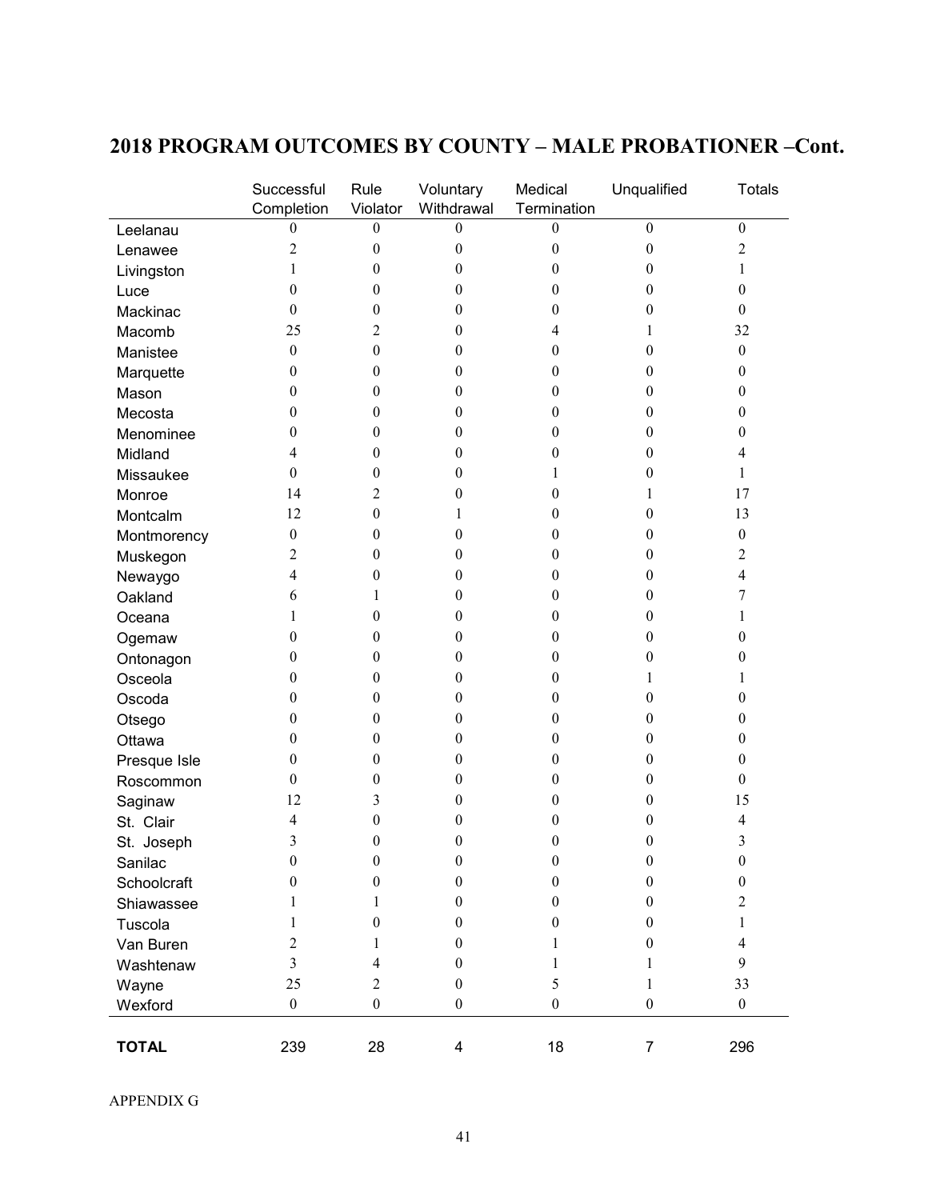## 2018 PROGRAM OUTCOMES BY COUNTY – MALE PROBATIONER –Cont.

| | Successful Completion | Rule Violator | Voluntary Withdrawal | Medical Termination | Unqualified | Totals |
|---|---|---|---|---|---|---|
| Leelanau | 0 | 0 | 0 | 0 | 0 | 0 |
| Lenawee | 2 | 0 | 0 | 0 | 0 | 2 |
| Livingston | 1 | 0 | 0 | 0 | 0 | 1 |
| Luce | 0 | 0 | 0 | 0 | 0 | 0 |
| Mackinac | 0 | 0 | 0 | 0 | 0 | 0 |
| Macomb | 25 | 2 | 0 | 4 | 1 | 32 |
| Manistee | 0 | 0 | 0 | 0 | 0 | 0 |
| Marquette | 0 | 0 | 0 | 0 | 0 | 0 |
| Mason | 0 | 0 | 0 | 0 | 0 | 0 |
| Mecosta | 0 | 0 | 0 | 0 | 0 | 0 |
| Menominee | 0 | 0 | 0 | 0 | 0 | 0 |
| Midland | 4 | 0 | 0 | 0 | 0 | 4 |
| Missaukee | 0 | 0 | 0 | 1 | 0 | 1 |
| Monroe | 14 | 2 | 0 | 0 | 1 | 17 |
| Montcalm | 12 | 0 | 1 | 0 | 0 | 13 |
| Montmorency | 0 | 0 | 0 | 0 | 0 | 0 |
| Muskegon | 2 | 0 | 0 | 0 | 0 | 2 |
| Newaygo | 4 | 0 | 0 | 0 | 0 | 4 |
| Oakland | 6 | 1 | 0 | 0 | 0 | 7 |
| Oceana | 1 | 0 | 0 | 0 | 0 | 1 |
| Ogemaw | 0 | 0 | 0 | 0 | 0 | 0 |
| Ontonagon | 0 | 0 | 0 | 0 | 0 | 0 |
| Osceola | 0 | 0 | 0 | 0 | 1 | 1 |
| Oscoda | 0 | 0 | 0 | 0 | 0 | 0 |
| Otsego | 0 | 0 | 0 | 0 | 0 | 0 |
| Ottawa | 0 | 0 | 0 | 0 | 0 | 0 |
| Presque Isle | 0 | 0 | 0 | 0 | 0 | 0 |
| Roscommon | 0 | 0 | 0 | 0 | 0 | 0 |
| Saginaw | 12 | 3 | 0 | 0 | 0 | 15 |
| St. Clair | 4 | 0 | 0 | 0 | 0 | 4 |
| St. Joseph | 3 | 0 | 0 | 0 | 0 | 3 |
| Sanilac | 0 | 0 | 0 | 0 | 0 | 0 |
| Schoolcraft | 0 | 0 | 0 | 0 | 0 | 0 |
| Shiawassee | 1 | 1 | 0 | 0 | 0 | 2 |
| Tuscola | 1 | 0 | 0 | 0 | 0 | 1 |
| Van Buren | 2 | 1 | 0 | 1 | 0 | 4 |
| Washtenaw | 3 | 4 | 0 | 1 | 1 | 9 |
| Wayne | 25 | 2 | 0 | 5 | 1 | 33 |
| Wexford | 0 | 0 | 0 | 0 | 0 | 0 |
| **TOTAL** | 239 | 28 | 4 | 18 | 7 | 296 |

APPENDIX G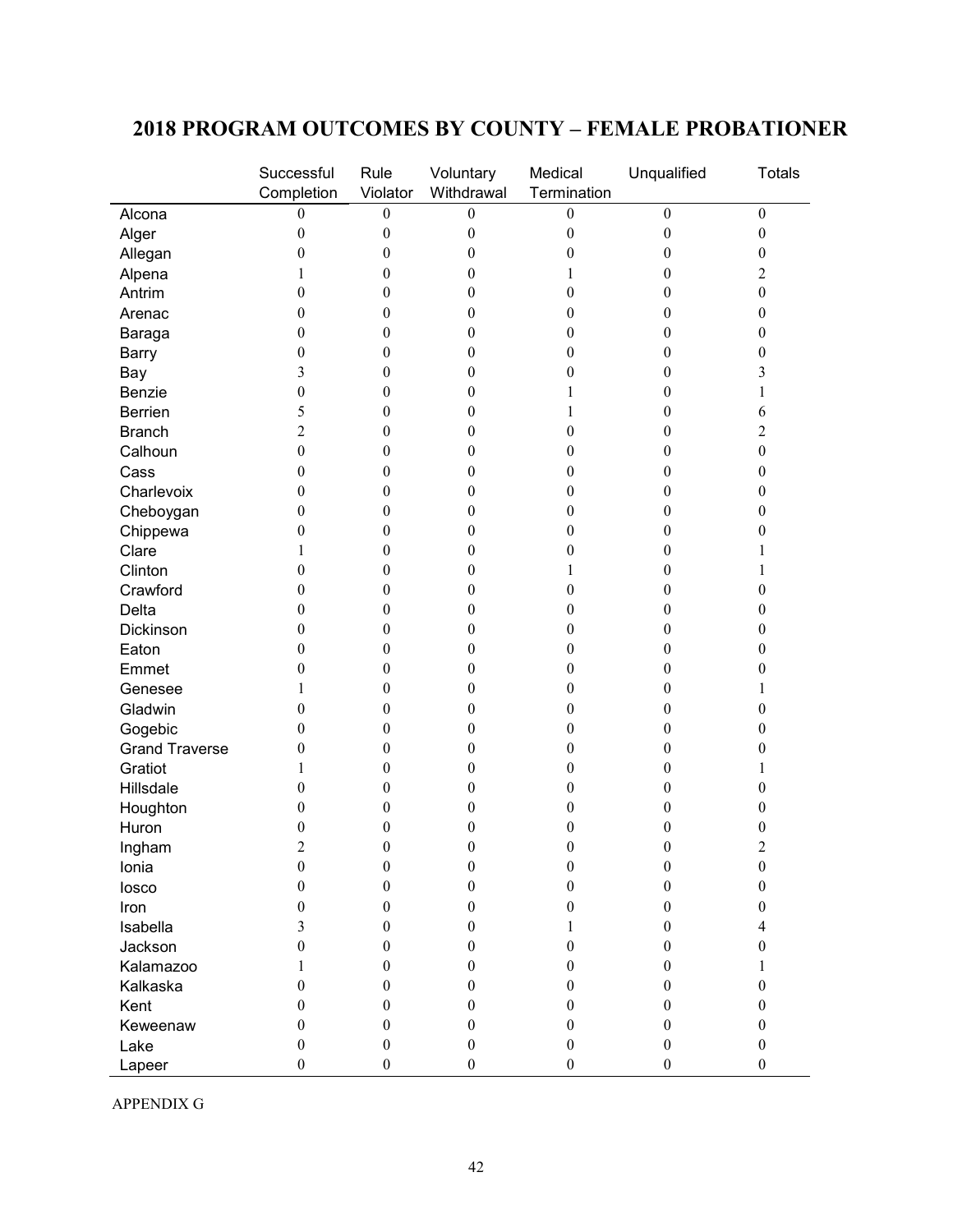# 2018 PROGRAM OUTCOMES BY COUNTY – FEMALE PROBATIONER

| | Successful Completion | Rule Violator | Voluntary Withdrawal | Medical Termination | Unqualified | Totals |
|---|---|---|---|---|---|---|
| Alcona | 0 | 0 | 0 | 0 | 0 | 0 |
| Alger | 0 | 0 | 0 | 0 | 0 | 0 |
| Allegan | 0 | 0 | 0 | 0 | 0 | 0 |
| Alpena | 1 | 0 | 0 | 1 | 0 | 2 |
| Antrim | 0 | 0 | 0 | 0 | 0 | 0 |
| Arenac | 0 | 0 | 0 | 0 | 0 | 0 |
| Baraga | 0 | 0 | 0 | 0 | 0 | 0 |
| Barry | 0 | 0 | 0 | 0 | 0 | 0 |
| Bay | 3 | 0 | 0 | 0 | 0 | 3 |
| Benzie | 0 | 0 | 0 | 1 | 0 | 1 |
| Berrien | 5 | 0 | 0 | 1 | 0 | 6 |
| Branch | 2 | 0 | 0 | 0 | 0 | 2 |
| Calhoun | 0 | 0 | 0 | 0 | 0 | 0 |
| Cass | 0 | 0 | 0 | 0 | 0 | 0 |
| Charlevoix | 0 | 0 | 0 | 0 | 0 | 0 |
| Cheboygan | 0 | 0 | 0 | 0 | 0 | 0 |
| Chippewa | 0 | 0 | 0 | 0 | 0 | 0 |
| Clare | 1 | 0 | 0 | 0 | 0 | 1 |
| Clinton | 0 | 0 | 0 | 1 | 0 | 1 |
| Crawford | 0 | 0 | 0 | 0 | 0 | 0 |
| Delta | 0 | 0 | 0 | 0 | 0 | 0 |
| Dickinson | 0 | 0 | 0 | 0 | 0 | 0 |
| Eaton | 0 | 0 | 0 | 0 | 0 | 0 |
| Emmet | 0 | 0 | 0 | 0 | 0 | 0 |
| Genesee | 1 | 0 | 0 | 0 | 0 | 1 |
| Gladwin | 0 | 0 | 0 | 0 | 0 | 0 |
| Gogebic | 0 | 0 | 0 | 0 | 0 | 0 |
| Grand Traverse | 0 | 0 | 0 | 0 | 0 | 0 |
| Gratiot | 1 | 0 | 0 | 0 | 0 | 1 |
| Hillsdale | 0 | 0 | 0 | 0 | 0 | 0 |
| Houghton | 0 | 0 | 0 | 0 | 0 | 0 |
| Huron | 0 | 0 | 0 | 0 | 0 | 0 |
| Ingham | 2 | 0 | 0 | 0 | 0 | 2 |
| Ionia | 0 | 0 | 0 | 0 | 0 | 0 |
| Iosco | 0 | 0 | 0 | 0 | 0 | 0 |
| Iron | 0 | 0 | 0 | 0 | 0 | 0 |
| Isabella | 3 | 0 | 0 | 1 | 0 | 4 |
| Jackson | 0 | 0 | 0 | 0 | 0 | 0 |
| Kalamazoo | 1 | 0 | 0 | 0 | 0 | 1 |
| Kalkaska | 0 | 0 | 0 | 0 | 0 | 0 |
| Kent | 0 | 0 | 0 | 0 | 0 | 0 |
| Keweenaw | 0 | 0 | 0 | 0 | 0 | 0 |
| Lake | 0 | 0 | 0 | 0 | 0 | 0 |
| Lapeer | 0 | 0 | 0 | 0 | 0 | 0 |

APPENDIX G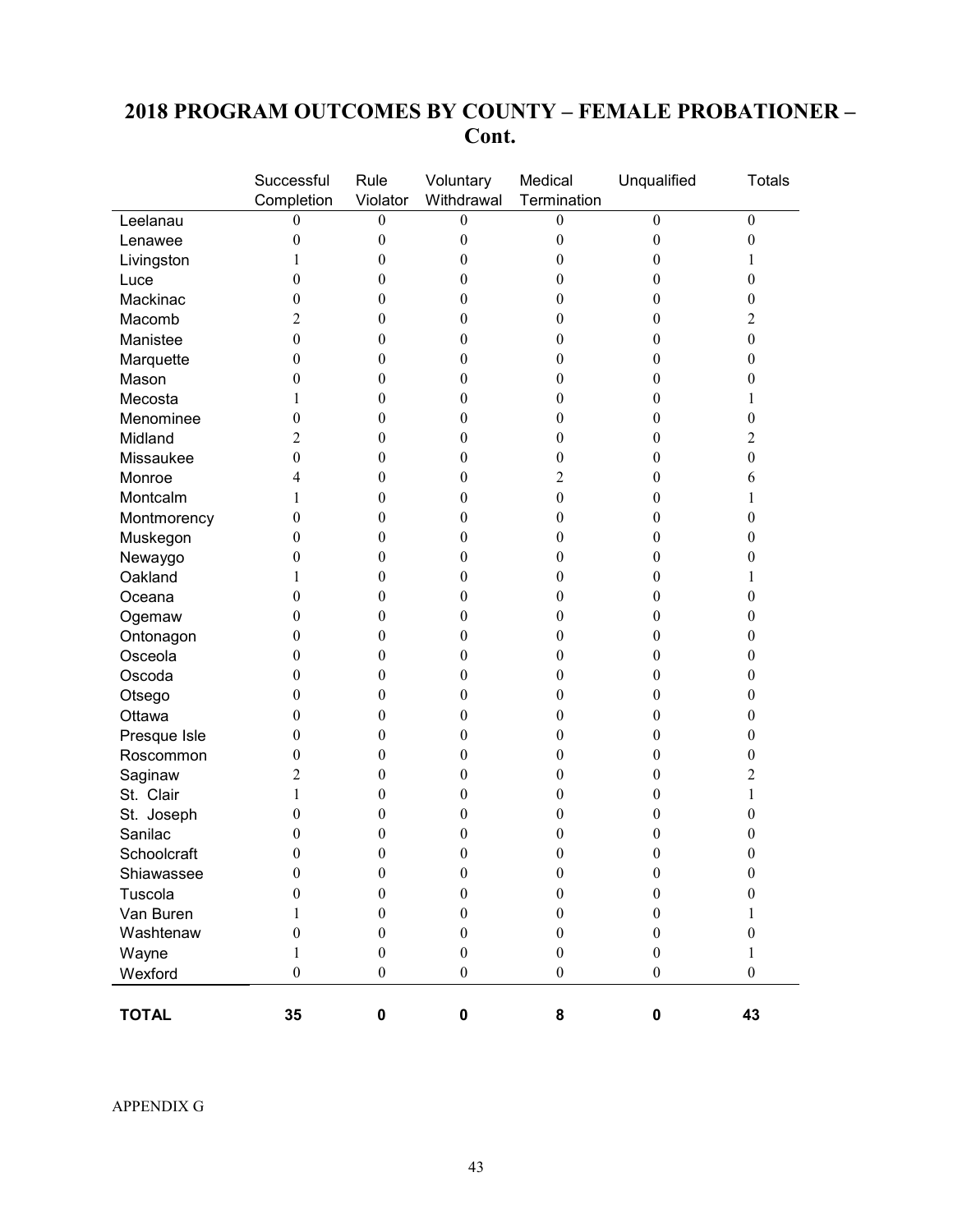## 2018 PROGRAM OUTCOMES BY COUNTY – FEMALE PROBATIONER – Cont.

| | Successful Completion | Rule Violator | Voluntary Withdrawal | Medical Termination | Unqualified | Totals |
|---|---|---|---|---|---|---|
| Leelanau | 0 | 0 | 0 | 0 | 0 | 0 |
| Lenawee | 0 | 0 | 0 | 0 | 0 | 0 |
| Livingston | 1 | 0 | 0 | 0 | 0 | 1 |
| Luce | 0 | 0 | 0 | 0 | 0 | 0 |
| Mackinac | 0 | 0 | 0 | 0 | 0 | 0 |
| Macomb | 2 | 0 | 0 | 0 | 0 | 2 |
| Manistee | 0 | 0 | 0 | 0 | 0 | 0 |
| Marquette | 0 | 0 | 0 | 0 | 0 | 0 |
| Mason | 0 | 0 | 0 | 0 | 0 | 0 |
| Mecosta | 1 | 0 | 0 | 0 | 0 | 1 |
| Menominee | 0 | 0 | 0 | 0 | 0 | 0 |
| Midland | 2 | 0 | 0 | 0 | 0 | 2 |
| Missaukee | 0 | 0 | 0 | 0 | 0 | 0 |
| Monroe | 4 | 0 | 0 | 2 | 0 | 6 |
| Montcalm | 1 | 0 | 0 | 0 | 0 | 1 |
| Montmorency | 0 | 0 | 0 | 0 | 0 | 0 |
| Muskegon | 0 | 0 | 0 | 0 | 0 | 0 |
| Newaygo | 0 | 0 | 0 | 0 | 0 | 0 |
| Oakland | 1 | 0 | 0 | 0 | 0 | 1 |
| Oceana | 0 | 0 | 0 | 0 | 0 | 0 |
| Ogemaw | 0 | 0 | 0 | 0 | 0 | 0 |
| Ontonagon | 0 | 0 | 0 | 0 | 0 | 0 |
| Osceola | 0 | 0 | 0 | 0 | 0 | 0 |
| Oscoda | 0 | 0 | 0 | 0 | 0 | 0 |
| Otsego | 0 | 0 | 0 | 0 | 0 | 0 |
| Ottawa | 0 | 0 | 0 | 0 | 0 | 0 |
| Presque Isle | 0 | 0 | 0 | 0 | 0 | 0 |
| Roscommon | 0 | 0 | 0 | 0 | 0 | 0 |
| Saginaw | 2 | 0 | 0 | 0 | 0 | 2 |
| St. Clair | 1 | 0 | 0 | 0 | 0 | 1 |
| St. Joseph | 0 | 0 | 0 | 0 | 0 | 0 |
| Sanilac | 0 | 0 | 0 | 0 | 0 | 0 |
| Schoolcraft | 0 | 0 | 0 | 0 | 0 | 0 |
| Shiawassee | 0 | 0 | 0 | 0 | 0 | 0 |
| Tuscola | 0 | 0 | 0 | 0 | 0 | 0 |
| Van Buren | 1 | 0 | 0 | 0 | 0 | 1 |
| Washtenaw | 0 | 0 | 0 | 0 | 0 | 0 |
| Wayne | 1 | 0 | 0 | 0 | 0 | 1 |
| Wexford | 0 | 0 | 0 | 0 | 0 | 0 |
| **TOTAL** | **35** | **0** | **0** | **8** | **0** | **43** |

APPENDIX G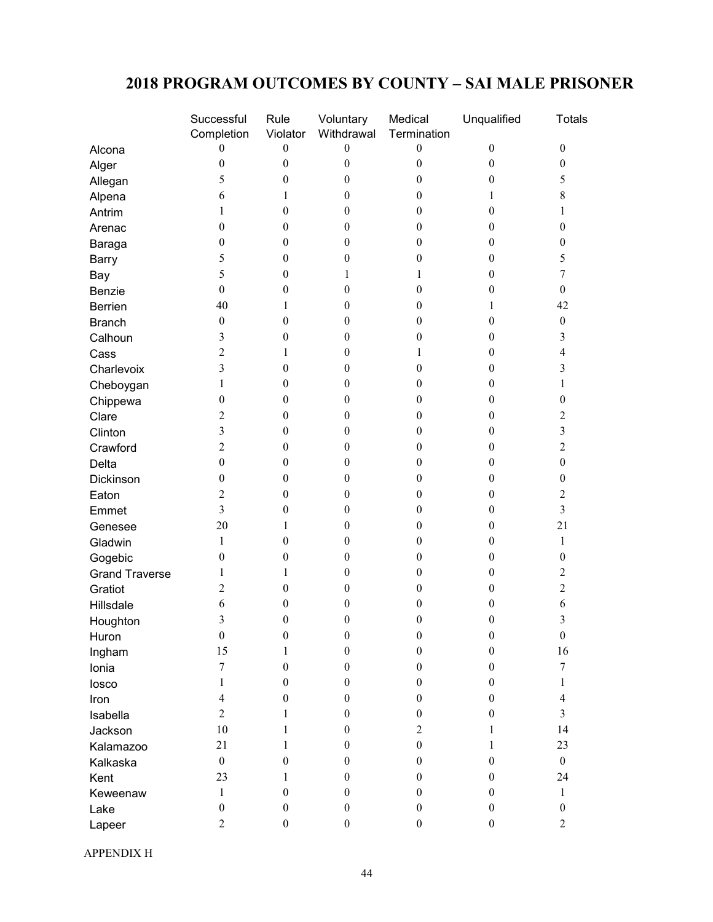# 2018 PROGRAM OUTCOMES BY COUNTY – SAI MALE PRISONER

| | Successful Completion | Rule Violator | Voluntary Withdrawal | Medical Termination | Unqualified | Totals |
|---|---|---|---|---|---|---|
| Alcona | 0 | 0 | 0 | 0 | 0 | 0 |
| Alger | 0 | 0 | 0 | 0 | 0 | 0 |
| Allegan | 5 | 0 | 0 | 0 | 0 | 5 |
| Alpena | 6 | 1 | 0 | 0 | 1 | 8 |
| Antrim | 1 | 0 | 0 | 0 | 0 | 1 |
| Arenac | 0 | 0 | 0 | 0 | 0 | 0 |
| Baraga | 0 | 0 | 0 | 0 | 0 | 0 |
| Barry | 5 | 0 | 0 | 0 | 0 | 5 |
| Bay | 5 | 0 | 1 | 1 | 0 | 7 |
| Benzie | 0 | 0 | 0 | 0 | 0 | 0 |
| Berrien | 40 | 1 | 0 | 0 | 1 | 42 |
| Branch | 0 | 0 | 0 | 0 | 0 | 0 |
| Calhoun | 3 | 0 | 0 | 0 | 0 | 3 |
| Cass | 2 | 1 | 0 | 1 | 0 | 4 |
| Charlevoix | 3 | 0 | 0 | 0 | 0 | 3 |
| Cheboygan | 1 | 0 | 0 | 0 | 0 | 1 |
| Chippewa | 0 | 0 | 0 | 0 | 0 | 0 |
| Clare | 2 | 0 | 0 | 0 | 0 | 2 |
| Clinton | 3 | 0 | 0 | 0 | 0 | 3 |
| Crawford | 2 | 0 | 0 | 0 | 0 | 2 |
| Delta | 0 | 0 | 0 | 0 | 0 | 0 |
| Dickinson | 0 | 0 | 0 | 0 | 0 | 0 |
| Eaton | 2 | 0 | 0 | 0 | 0 | 2 |
| Emmet | 3 | 0 | 0 | 0 | 0 | 3 |
| Genesee | 20 | 1 | 0 | 0 | 0 | 21 |
| Gladwin | 1 | 0 | 0 | 0 | 0 | 1 |
| Gogebic | 0 | 0 | 0 | 0 | 0 | 0 |
| Grand Traverse | 1 | 1 | 0 | 0 | 0 | 2 |
| Gratiot | 2 | 0 | 0 | 0 | 0 | 2 |
| Hillsdale | 6 | 0 | 0 | 0 | 0 | 6 |
| Houghton | 3 | 0 | 0 | 0 | 0 | 3 |
| Huron | 0 | 0 | 0 | 0 | 0 | 0 |
| Ingham | 15 | 1 | 0 | 0 | 0 | 16 |
| Ionia | 7 | 0 | 0 | 0 | 0 | 7 |
| Iosco | 1 | 0 | 0 | 0 | 0 | 1 |
| Iron | 4 | 0 | 0 | 0 | 0 | 4 |
| Isabella | 2 | 1 | 0 | 0 | 0 | 3 |
| Jackson | 10 | 1 | 0 | 2 | 1 | 14 |
| Kalamazoo | 21 | 1 | 0 | 0 | 1 | 23 |
| Kalkaska | 0 | 0 | 0 | 0 | 0 | 0 |
| Kent | 23 | 1 | 0 | 0 | 0 | 24 |
| Keweenaw | 1 | 0 | 0 | 0 | 0 | 1 |
| Lake | 0 | 0 | 0 | 0 | 0 | 0 |
| Lapeer | 2 | 0 | 0 | 0 | 0 | 2 |

APPENDIX H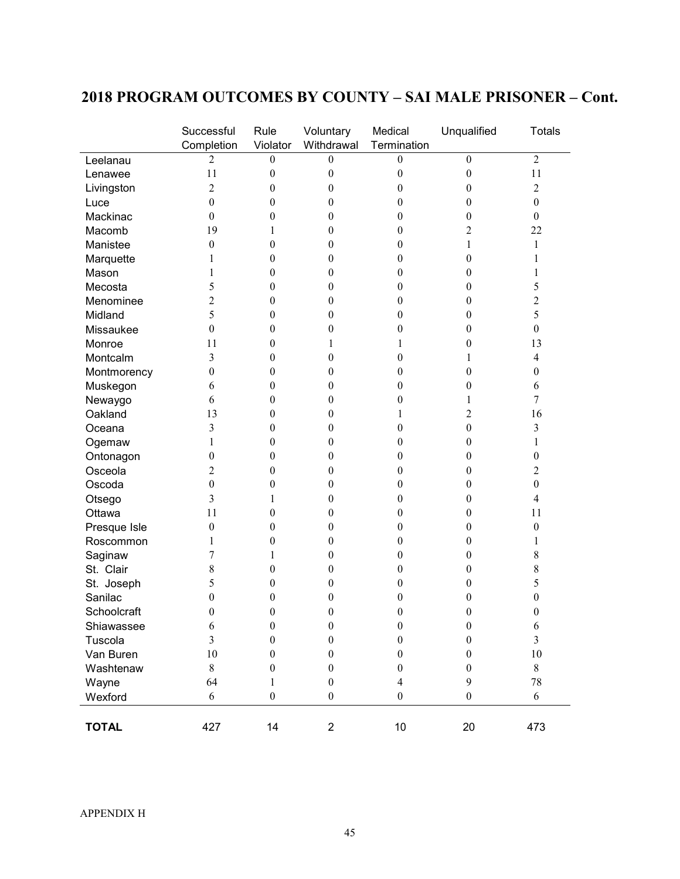## 2018 PROGRAM OUTCOMES BY COUNTY – SAI MALE PRISONER – Cont.

| | Successful Completion | Rule Violator | Voluntary Withdrawal | Medical Termination | Unqualified | Totals |
|---|---|---|---|---|---|---|
| Leelanau | 2 | 0 | 0 | 0 | 0 | 2 |
| Lenawee | 11 | 0 | 0 | 0 | 0 | 11 |
| Livingston | 2 | 0 | 0 | 0 | 0 | 2 |
| Luce | 0 | 0 | 0 | 0 | 0 | 0 |
| Mackinac | 0 | 0 | 0 | 0 | 0 | 0 |
| Macomb | 19 | 1 | 0 | 0 | 2 | 22 |
| Manistee | 0 | 0 | 0 | 0 | 1 | 1 |
| Marquette | 1 | 0 | 0 | 0 | 0 | 1 |
| Mason | 1 | 0 | 0 | 0 | 0 | 1 |
| Mecosta | 5 | 0 | 0 | 0 | 0 | 5 |
| Menominee | 2 | 0 | 0 | 0 | 0 | 2 |
| Midland | 5 | 0 | 0 | 0 | 0 | 5 |
| Missaukee | 0 | 0 | 0 | 0 | 0 | 0 |
| Monroe | 11 | 0 | 1 | 1 | 0 | 13 |
| Montcalm | 3 | 0 | 0 | 0 | 1 | 4 |
| Montmorency | 0 | 0 | 0 | 0 | 0 | 0 |
| Muskegon | 6 | 0 | 0 | 0 | 0 | 6 |
| Newaygo | 6 | 0 | 0 | 0 | 1 | 7 |
| Oakland | 13 | 0 | 0 | 1 | 2 | 16 |
| Oceana | 3 | 0 | 0 | 0 | 0 | 3 |
| Ogemaw | 1 | 0 | 0 | 0 | 0 | 1 |
| Ontonagon | 0 | 0 | 0 | 0 | 0 | 0 |
| Osceola | 2 | 0 | 0 | 0 | 0 | 2 |
| Oscoda | 0 | 0 | 0 | 0 | 0 | 0 |
| Otsego | 3 | 1 | 0 | 0 | 0 | 4 |
| Ottawa | 11 | 0 | 0 | 0 | 0 | 11 |
| Presque Isle | 0 | 0 | 0 | 0 | 0 | 0 |
| Roscommon | 1 | 0 | 0 | 0 | 0 | 1 |
| Saginaw | 7 | 1 | 0 | 0 | 0 | 8 |
| St. Clair | 8 | 0 | 0 | 0 | 0 | 8 |
| St. Joseph | 5 | 0 | 0 | 0 | 0 | 5 |
| Sanilac | 0 | 0 | 0 | 0 | 0 | 0 |
| Schoolcraft | 0 | 0 | 0 | 0 | 0 | 0 |
| Shiawassee | 6 | 0 | 0 | 0 | 0 | 6 |
| Tuscola | 3 | 0 | 0 | 0 | 0 | 3 |
| Van Buren | 10 | 0 | 0 | 0 | 0 | 10 |
| Washtenaw | 8 | 0 | 0 | 0 | 0 | 8 |
| Wayne | 64 | 1 | 0 | 4 | 9 | 78 |
| Wexford | 6 | 0 | 0 | 0 | 0 | 6 |
| **TOTAL** | 427 | 14 | 2 | 10 | 20 | 473 |

APPENDIX H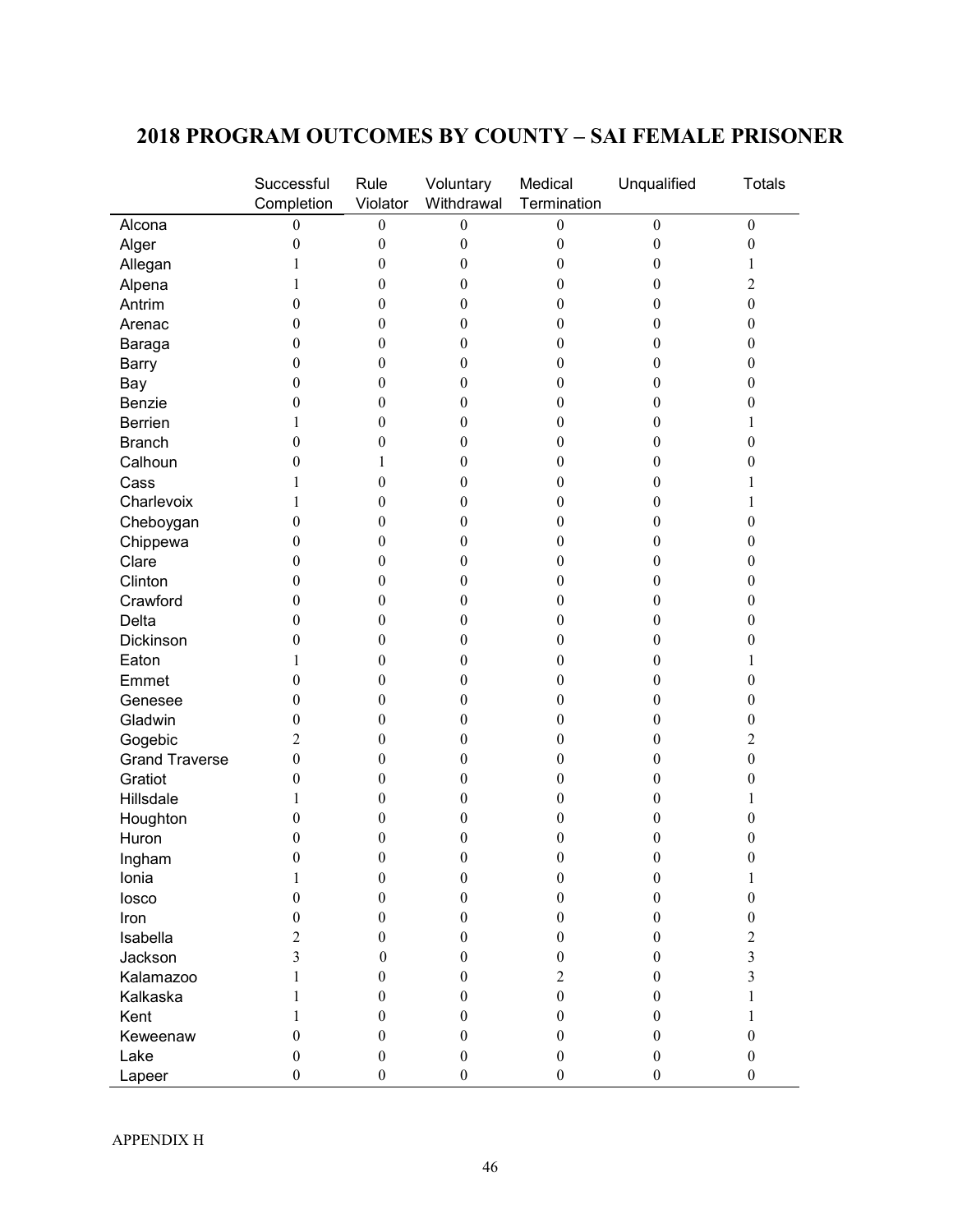## 2018 PROGRAM OUTCOMES BY COUNTY – SAI FEMALE PRISONER

| | Successful Completion | Rule Violator | Voluntary Withdrawal | Medical Termination | Unqualified | Totals |
|---|---|---|---|---|---|---|
| Alcona | 0 | 0 | 0 | 0 | 0 | 0 |
| Alger | 0 | 0 | 0 | 0 | 0 | 0 |
| Allegan | 1 | 0 | 0 | 0 | 0 | 1 |
| Alpena | 1 | 0 | 0 | 0 | 0 | 2 |
| Antrim | 0 | 0 | 0 | 0 | 0 | 0 |
| Arenac | 0 | 0 | 0 | 0 | 0 | 0 |
| Baraga | 0 | 0 | 0 | 0 | 0 | 0 |
| Barry | 0 | 0 | 0 | 0 | 0 | 0 |
| Bay | 0 | 0 | 0 | 0 | 0 | 0 |
| Benzie | 0 | 0 | 0 | 0 | 0 | 0 |
| Berrien | 1 | 0 | 0 | 0 | 0 | 1 |
| Branch | 0 | 0 | 0 | 0 | 0 | 0 |
| Calhoun | 0 | 1 | 0 | 0 | 0 | 0 |
| Cass | 1 | 0 | 0 | 0 | 0 | 1 |
| Charlevoix | 1 | 0 | 0 | 0 | 0 | 1 |
| Cheboygan | 0 | 0 | 0 | 0 | 0 | 0 |
| Chippewa | 0 | 0 | 0 | 0 | 0 | 0 |
| Clare | 0 | 0 | 0 | 0 | 0 | 0 |
| Clinton | 0 | 0 | 0 | 0 | 0 | 0 |
| Crawford | 0 | 0 | 0 | 0 | 0 | 0 |
| Delta | 0 | 0 | 0 | 0 | 0 | 0 |
| Dickinson | 0 | 0 | 0 | 0 | 0 | 0 |
| Eaton | 1 | 0 | 0 | 0 | 0 | 1 |
| Emmet | 0 | 0 | 0 | 0 | 0 | 0 |
| Genesee | 0 | 0 | 0 | 0 | 0 | 0 |
| Gladwin | 0 | 0 | 0 | 0 | 0 | 0 |
| Gogebic | 2 | 0 | 0 | 0 | 0 | 2 |
| Grand Traverse | 0 | 0 | 0 | 0 | 0 | 0 |
| Gratiot | 0 | 0 | 0 | 0 | 0 | 0 |
| Hillsdale | 1 | 0 | 0 | 0 | 0 | 1 |
| Houghton | 0 | 0 | 0 | 0 | 0 | 0 |
| Huron | 0 | 0 | 0 | 0 | 0 | 0 |
| Ingham | 0 | 0 | 0 | 0 | 0 | 0 |
| Ionia | 1 | 0 | 0 | 0 | 0 | 1 |
| Iosco | 0 | 0 | 0 | 0 | 0 | 0 |
| Iron | 0 | 0 | 0 | 0 | 0 | 0 |
| Isabella | 2 | 0 | 0 | 0 | 0 | 2 |
| Jackson | 3 | 0 | 0 | 0 | 0 | 3 |
| Kalamazoo | 1 | 0 | 0 | 2 | 0 | 3 |
| Kalkaska | 1 | 0 | 0 | 0 | 0 | 1 |
| Kent | 1 | 0 | 0 | 0 | 0 | 1 |
| Keweenaw | 0 | 0 | 0 | 0 | 0 | 0 |
| Lake | 0 | 0 | 0 | 0 | 0 | 0 |
| Lapeer | 0 | 0 | 0 | 0 | 0 | 0 |

APPENDIX H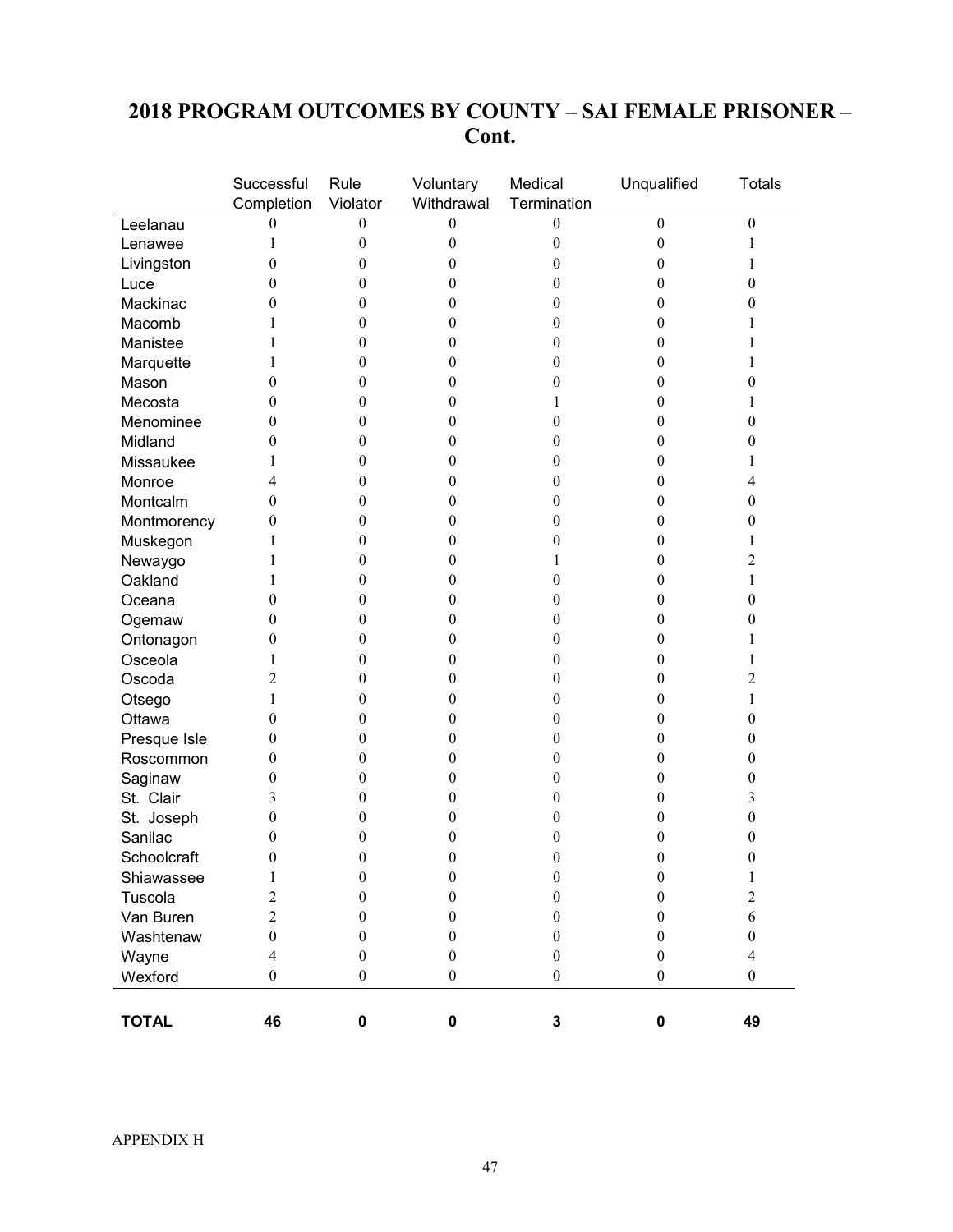# 2018 PROGRAM OUTCOMES BY COUNTY – SAI FEMALE PRISONER – Cont.

| | Successful Completion | Rule Violator | Voluntary Withdrawal | Medical Termination | Unqualified | Totals |
|---|---|---|---|---|---|---|
| Leelanau | 0 | 0 | 0 | 0 | 0 | 0 |
| Lenawee | 1 | 0 | 0 | 0 | 0 | 1 |
| Livingston | 0 | 0 | 0 | 0 | 0 | 1 |
| Luce | 0 | 0 | 0 | 0 | 0 | 0 |
| Mackinac | 0 | 0 | 0 | 0 | 0 | 0 |
| Macomb | 1 | 0 | 0 | 0 | 0 | 1 |
| Manistee | 1 | 0 | 0 | 0 | 0 | 1 |
| Marquette | 1 | 0 | 0 | 0 | 0 | 1 |
| Mason | 0 | 0 | 0 | 0 | 0 | 0 |
| Mecosta | 0 | 0 | 0 | 1 | 0 | 1 |
| Menominee | 0 | 0 | 0 | 0 | 0 | 0 |
| Midland | 0 | 0 | 0 | 0 | 0 | 0 |
| Missaukee | 1 | 0 | 0 | 0 | 0 | 1 |
| Monroe | 4 | 0 | 0 | 0 | 0 | 4 |
| Montcalm | 0 | 0 | 0 | 0 | 0 | 0 |
| Montmorency | 0 | 0 | 0 | 0 | 0 | 0 |
| Muskegon | 1 | 0 | 0 | 0 | 0 | 1 |
| Newaygo | 1 | 0 | 0 | 1 | 0 | 2 |
| Oakland | 1 | 0 | 0 | 0 | 0 | 1 |
| Oceana | 0 | 0 | 0 | 0 | 0 | 0 |
| Ogemaw | 0 | 0 | 0 | 0 | 0 | 0 |
| Ontonagon | 0 | 0 | 0 | 0 | 0 | 1 |
| Osceola | 1 | 0 | 0 | 0 | 0 | 1 |
| Oscoda | 2 | 0 | 0 | 0 | 0 | 2 |
| Otsego | 1 | 0 | 0 | 0 | 0 | 1 |
| Ottawa | 0 | 0 | 0 | 0 | 0 | 0 |
| Presque Isle | 0 | 0 | 0 | 0 | 0 | 0 |
| Roscommon | 0 | 0 | 0 | 0 | 0 | 0 |
| Saginaw | 0 | 0 | 0 | 0 | 0 | 0 |
| St. Clair | 3 | 0 | 0 | 0 | 0 | 3 |
| St. Joseph | 0 | 0 | 0 | 0 | 0 | 0 |
| Sanilac | 0 | 0 | 0 | 0 | 0 | 0 |
| Schoolcraft | 0 | 0 | 0 | 0 | 0 | 0 |
| Shiawassee | 1 | 0 | 0 | 0 | 0 | 1 |
| Tuscola | 2 | 0 | 0 | 0 | 0 | 2 |
| Van Buren | 2 | 0 | 0 | 0 | 0 | 6 |
| Washtenaw | 0 | 0 | 0 | 0 | 0 | 0 |
| Wayne | 4 | 0 | 0 | 0 | 0 | 4 |
| Wexford | 0 | 0 | 0 | 0 | 0 | 0 |
| **TOTAL** | **46** | **0** | **0** | **3** | **0** | **49** |

APPENDIX H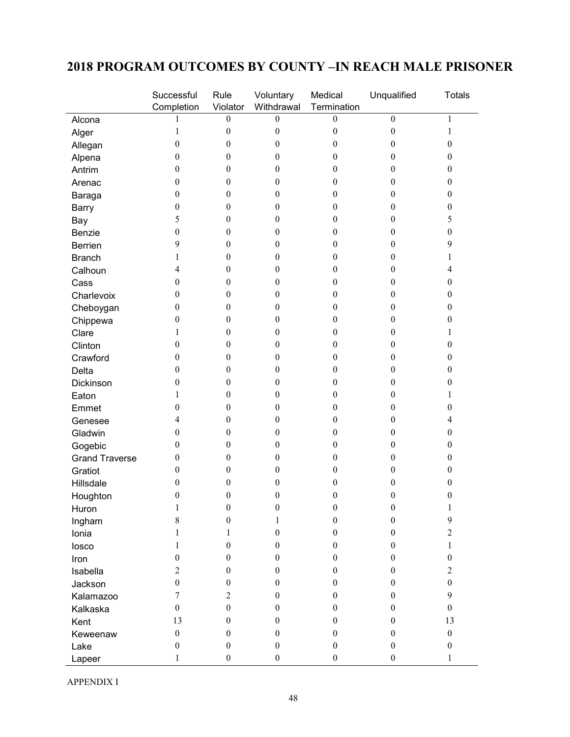## 2018 PROGRAM OUTCOMES BY COUNTY –IN REACH MALE PRISONER

| | Successful Completion | Rule Violator | Voluntary Withdrawal | Medical Termination | Unqualified | Totals |
|---|---|---|---|---|---|---|
| Alcona | 1 | 0 | 0 | 0 | 0 | 1 |
| Alger | 1 | 0 | 0 | 0 | 0 | 1 |
| Allegan | 0 | 0 | 0 | 0 | 0 | 0 |
| Alpena | 0 | 0 | 0 | 0 | 0 | 0 |
| Antrim | 0 | 0 | 0 | 0 | 0 | 0 |
| Arenac | 0 | 0 | 0 | 0 | 0 | 0 |
| Baraga | 0 | 0 | 0 | 0 | 0 | 0 |
| Barry | 0 | 0 | 0 | 0 | 0 | 0 |
| Bay | 5 | 0 | 0 | 0 | 0 | 5 |
| Benzie | 0 | 0 | 0 | 0 | 0 | 0 |
| Berrien | 9 | 0 | 0 | 0 | 0 | 9 |
| Branch | 1 | 0 | 0 | 0 | 0 | 1 |
| Calhoun | 4 | 0 | 0 | 0 | 0 | 4 |
| Cass | 0 | 0 | 0 | 0 | 0 | 0 |
| Charlevoix | 0 | 0 | 0 | 0 | 0 | 0 |
| Cheboygan | 0 | 0 | 0 | 0 | 0 | 0 |
| Chippewa | 0 | 0 | 0 | 0 | 0 | 0 |
| Clare | 1 | 0 | 0 | 0 | 0 | 1 |
| Clinton | 0 | 0 | 0 | 0 | 0 | 0 |
| Crawford | 0 | 0 | 0 | 0 | 0 | 0 |
| Delta | 0 | 0 | 0 | 0 | 0 | 0 |
| Dickinson | 0 | 0 | 0 | 0 | 0 | 0 |
| Eaton | 1 | 0 | 0 | 0 | 0 | 1 |
| Emmet | 0 | 0 | 0 | 0 | 0 | 0 |
| Genesee | 4 | 0 | 0 | 0 | 0 | 4 |
| Gladwin | 0 | 0 | 0 | 0 | 0 | 0 |
| Gogebic | 0 | 0 | 0 | 0 | 0 | 0 |
| Grand Traverse | 0 | 0 | 0 | 0 | 0 | 0 |
| Gratiot | 0 | 0 | 0 | 0 | 0 | 0 |
| Hillsdale | 0 | 0 | 0 | 0 | 0 | 0 |
| Houghton | 0 | 0 | 0 | 0 | 0 | 0 |
| Huron | 1 | 0 | 0 | 0 | 0 | 1 |
| Ingham | 8 | 0 | 1 | 0 | 0 | 9 |
| Ionia | 1 | 1 | 0 | 0 | 0 | 2 |
| Iosco | 1 | 0 | 0 | 0 | 0 | 1 |
| Iron | 0 | 0 | 0 | 0 | 0 | 0 |
| Isabella | 2 | 0 | 0 | 0 | 0 | 2 |
| Jackson | 0 | 0 | 0 | 0 | 0 | 0 |
| Kalamazoo | 7 | 2 | 0 | 0 | 0 | 9 |
| Kalkaska | 0 | 0 | 0 | 0 | 0 | 0 |
| Kent | 13 | 0 | 0 | 0 | 0 | 13 |
| Keweenaw | 0 | 0 | 0 | 0 | 0 | 0 |
| Lake | 0 | 0 | 0 | 0 | 0 | 0 |
| Lapeer | 1 | 0 | 0 | 0 | 0 | 1 |

APPENDIX I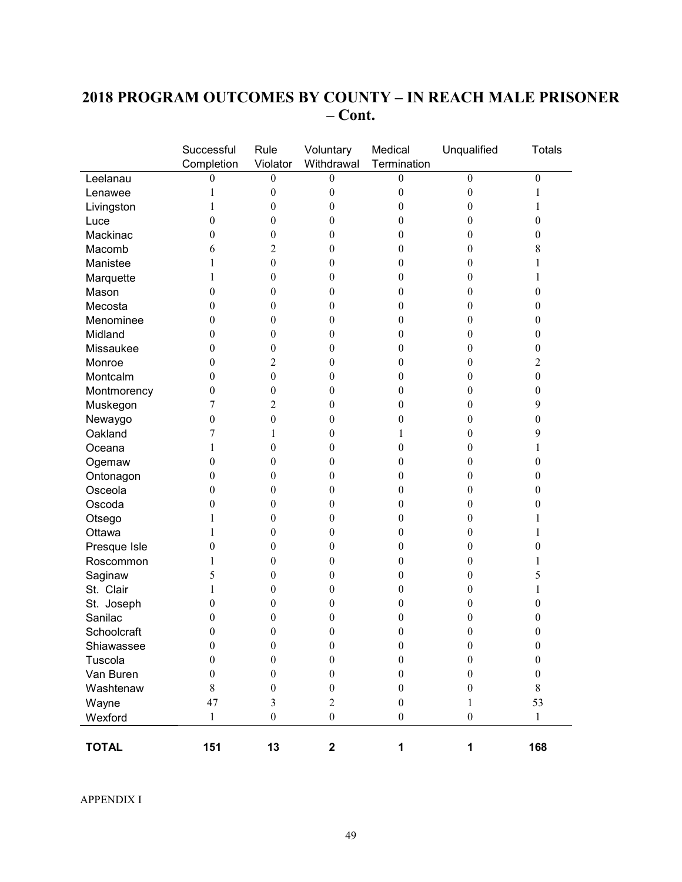## 2018 PROGRAM OUTCOMES BY COUNTY – IN REACH MALE PRISONER – Cont.

| | Successful Completion | Rule Violator | Voluntary Withdrawal | Medical Termination | Unqualified | Totals |
|---|---|---|---|---|---|---|
| Leelanau | 0 | 0 | 0 | 0 | 0 | 0 |
| Lenawee | 1 | 0 | 0 | 0 | 0 | 1 |
| Livingston | 1 | 0 | 0 | 0 | 0 | 1 |
| Luce | 0 | 0 | 0 | 0 | 0 | 0 |
| Mackinac | 0 | 0 | 0 | 0 | 0 | 0 |
| Macomb | 6 | 2 | 0 | 0 | 0 | 8 |
| Manistee | 1 | 0 | 0 | 0 | 0 | 1 |
| Marquette | 1 | 0 | 0 | 0 | 0 | 1 |
| Mason | 0 | 0 | 0 | 0 | 0 | 0 |
| Mecosta | 0 | 0 | 0 | 0 | 0 | 0 |
| Menominee | 0 | 0 | 0 | 0 | 0 | 0 |
| Midland | 0 | 0 | 0 | 0 | 0 | 0 |
| Missaukee | 0 | 0 | 0 | 0 | 0 | 0 |
| Monroe | 0 | 2 | 0 | 0 | 0 | 2 |
| Montcalm | 0 | 0 | 0 | 0 | 0 | 0 |
| Montmorency | 0 | 0 | 0 | 0 | 0 | 0 |
| Muskegon | 7 | 2 | 0 | 0 | 0 | 9 |
| Newaygo | 0 | 0 | 0 | 0 | 0 | 0 |
| Oakland | 7 | 1 | 0 | 1 | 0 | 9 |
| Oceana | 1 | 0 | 0 | 0 | 0 | 1 |
| Ogemaw | 0 | 0 | 0 | 0 | 0 | 0 |
| Ontonagon | 0 | 0 | 0 | 0 | 0 | 0 |
| Osceola | 0 | 0 | 0 | 0 | 0 | 0 |
| Oscoda | 0 | 0 | 0 | 0 | 0 | 0 |
| Otsego | 1 | 0 | 0 | 0 | 0 | 1 |
| Ottawa | 1 | 0 | 0 | 0 | 0 | 1 |
| Presque Isle | 0 | 0 | 0 | 0 | 0 | 0 |
| Roscommon | 1 | 0 | 0 | 0 | 0 | 1 |
| Saginaw | 5 | 0 | 0 | 0 | 0 | 5 |
| St. Clair | 1 | 0 | 0 | 0 | 0 | 1 |
| St. Joseph | 0 | 0 | 0 | 0 | 0 | 0 |
| Sanilac | 0 | 0 | 0 | 0 | 0 | 0 |
| Schoolcraft | 0 | 0 | 0 | 0 | 0 | 0 |
| Shiawassee | 0 | 0 | 0 | 0 | 0 | 0 |
| Tuscola | 0 | 0 | 0 | 0 | 0 | 0 |
| Van Buren | 0 | 0 | 0 | 0 | 0 | 0 |
| Washtenaw | 8 | 0 | 0 | 0 | 0 | 8 |
| Wayne | 47 | 3 | 2 | 0 | 1 | 53 |
| Wexford | 1 | 0 | 0 | 0 | 0 | 1 |
| **TOTAL** | **151** | **13** | **2** | **1** | **1** | **168** |

APPENDIX I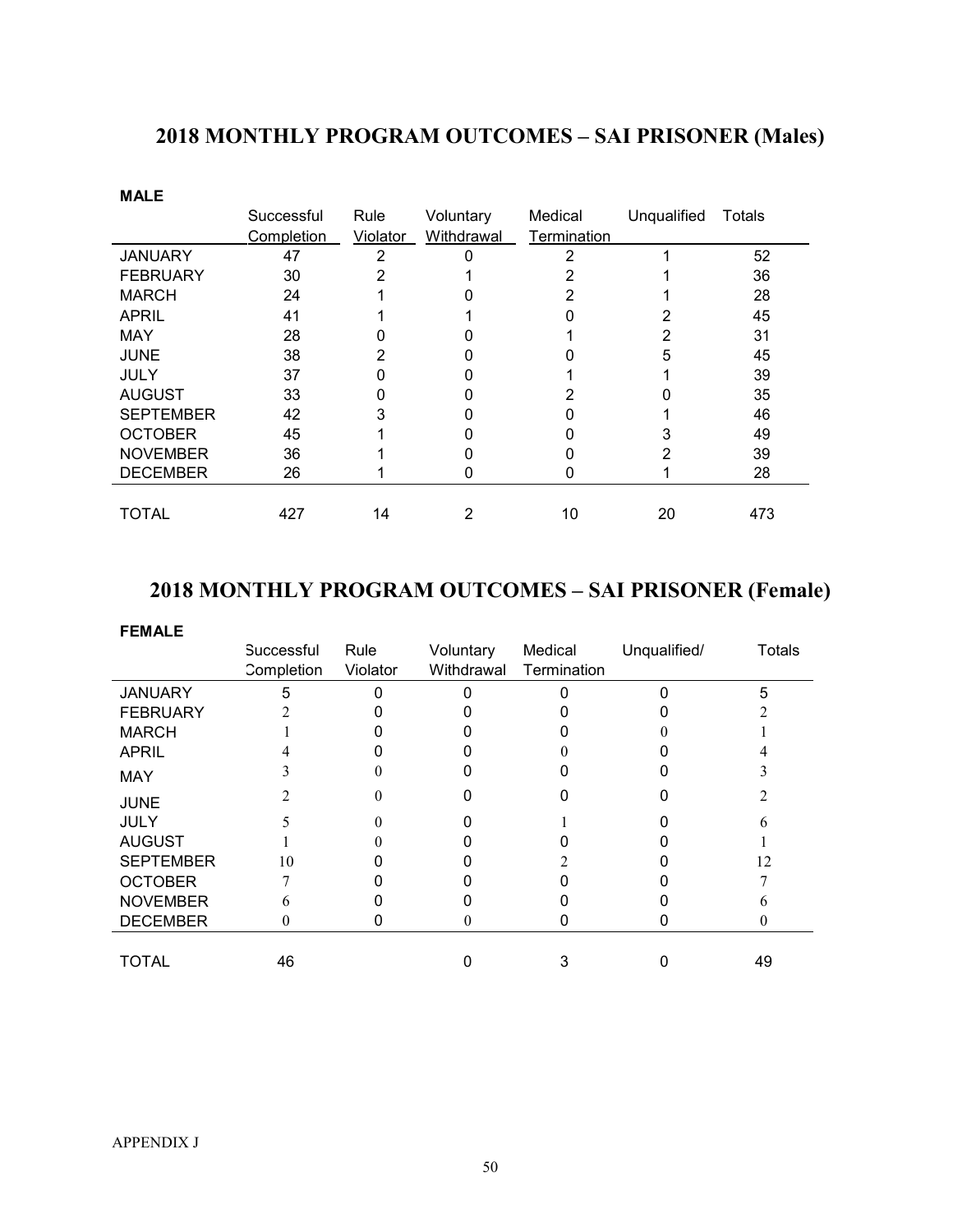# 2018 MONTHLY PROGRAM OUTCOMES – SAI PRISONER (Males)

**MALE**

| | Successful Completion | Rule Violator | Voluntary Withdrawal | Medical Termination | Unqualified | Totals |
|---|---|---|---|---|---|---|
| JANUARY | 47 | 2 | 0 | 2 | 1 | 52 |
| FEBRUARY | 30 | 2 | 1 | 2 | 1 | 36 |
| MARCH | 24 | 1 | 0 | 2 | 1 | 28 |
| APRIL | 41 | 1 | 1 | 0 | 2 | 45 |
| MAY | 28 | 0 | 0 | 1 | 2 | 31 |
| JUNE | 38 | 2 | 0 | 0 | 5 | 45 |
| JULY | 37 | 0 | 0 | 1 | 1 | 39 |
| AUGUST | 33 | 0 | 0 | 2 | 0 | 35 |
| SEPTEMBER | 42 | 3 | 0 | 0 | 1 | 46 |
| OCTOBER | 45 | 1 | 0 | 0 | 3 | 49 |
| NOVEMBER | 36 | 1 | 0 | 0 | 2 | 39 |
| DECEMBER | 26 | 1 | 0 | 0 | 1 | 28 |
| TOTAL | 427 | 14 | 2 | 10 | 20 | 473 |

# 2018 MONTHLY PROGRAM OUTCOMES – SAI PRISONER (Female)

**FEMALE**

| | Successful Completion | Rule Violator | Voluntary Withdrawal | Medical Termination | Unqualified/ | Totals |
|---|---|---|---|---|---|---|
| JANUARY | 5 | 0 | 0 | 0 | 0 | 5 |
| FEBRUARY | 2 | 0 | 0 | 0 | 0 | 2 |
| MARCH | 1 | 0 | 0 | 0 | 0 | 1 |
| APRIL | 4 | 0 | 0 | 0 | 0 | 4 |
| MAY | 3 | 0 | 0 | 0 | 0 | 3 |
| JUNE | 2 | 0 | 0 | 0 | 0 | 2 |
| JULY | 5 | 0 | 0 | 1 | 0 | 6 |
| AUGUST | 1 | 0 | 0 | 0 | 0 | 1 |
| SEPTEMBER | 10 | 0 | 0 | 2 | 0 | 12 |
| OCTOBER | 7 | 0 | 0 | 0 | 0 | 7 |
| NOVEMBER | 6 | 0 | 0 | 0 | 0 | 6 |
| DECEMBER | 0 | 0 | 0 | 0 | 0 | 0 |
| TOTAL | 46 | | 0 | 3 | 0 | 49 |

APPENDIX J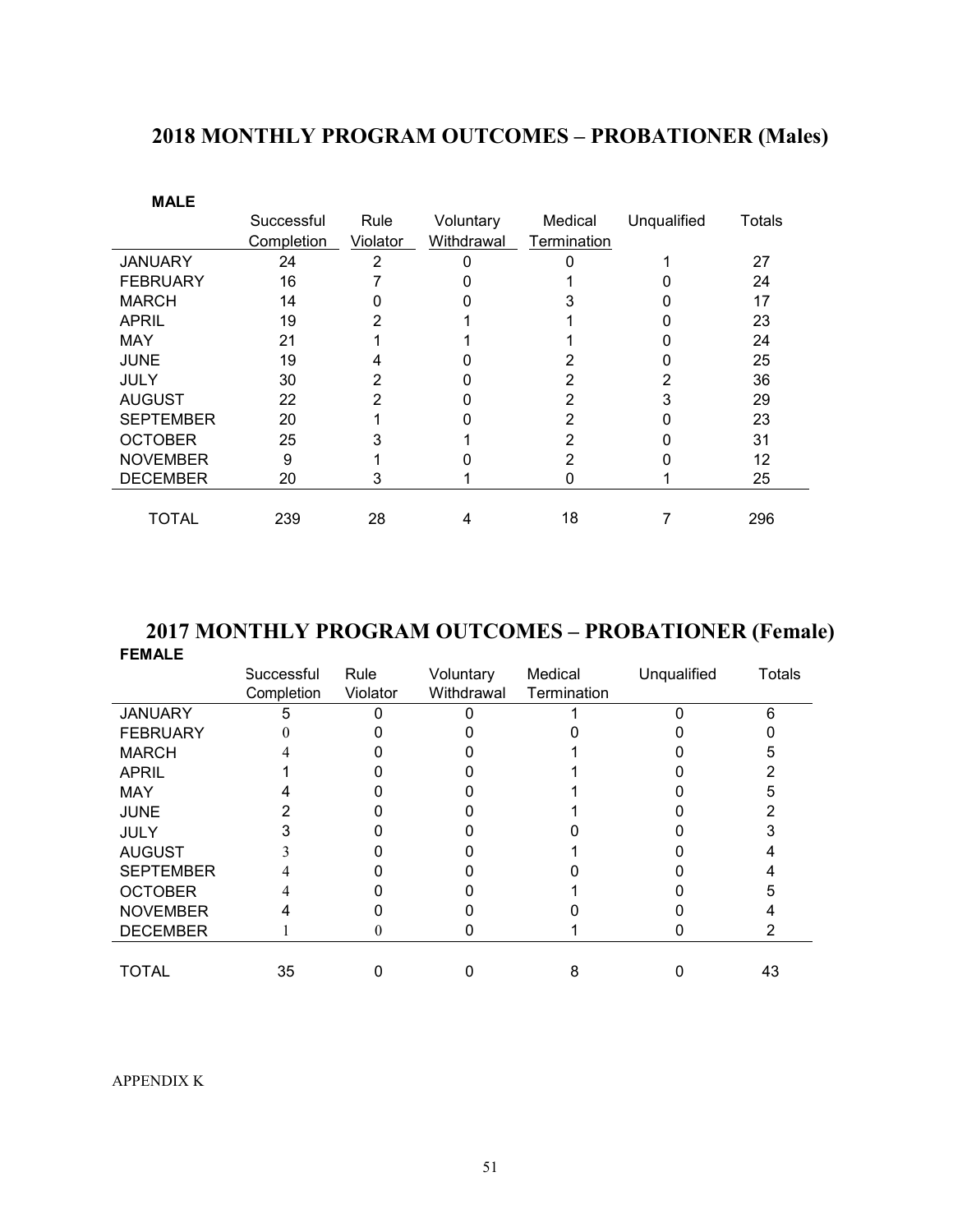## 2018 MONTHLY PROGRAM OUTCOMES – PROBATIONER (Males)

**MALE**

| | Successful Completion | Rule Violator | Voluntary Withdrawal | Medical Termination | Unqualified | Totals |
|---|---|---|---|---|---|---|
| JANUARY | 24 | 2 | 0 | 0 | 1 | 27 |
| FEBRUARY | 16 | 7 | 0 | 1 | 0 | 24 |
| MARCH | 14 | 0 | 0 | 3 | 0 | 17 |
| APRIL | 19 | 2 | 1 | 1 | 0 | 23 |
| MAY | 21 | 1 | 1 | 1 | 0 | 24 |
| JUNE | 19 | 4 | 0 | 2 | 0 | 25 |
| JULY | 30 | 2 | 0 | 2 | 2 | 36 |
| AUGUST | 22 | 2 | 0 | 2 | 3 | 29 |
| SEPTEMBER | 20 | 1 | 0 | 2 | 0 | 23 |
| OCTOBER | 25 | 3 | 1 | 2 | 0 | 31 |
| NOVEMBER | 9 | 1 | 0 | 2 | 0 | 12 |
| DECEMBER | 20 | 3 | 1 | 0 | 1 | 25 |
| TOTAL | 239 | 28 | 4 | 18 | 7 | 296 |

## 2017 MONTHLY PROGRAM OUTCOMES – PROBATIONER (Female)

**FEMALE**

| | Successful Completion | Rule Violator | Voluntary Withdrawal | Medical Termination | Unqualified | Totals |
|---|---|---|---|---|---|---|
| JANUARY | 5 | 0 | 0 | 1 | 0 | 6 |
| FEBRUARY | 0 | 0 | 0 | 0 | 0 | 0 |
| MARCH | 4 | 0 | 0 | 1 | 0 | 5 |
| APRIL | 1 | 0 | 0 | 1 | 0 | 2 |
| MAY | 4 | 0 | 0 | 1 | 0 | 5 |
| JUNE | 2 | 0 | 0 | 1 | 0 | 2 |
| JULY | 3 | 0 | 0 | 0 | 0 | 3 |
| AUGUST | 3 | 0 | 0 | 1 | 0 | 4 |
| SEPTEMBER | 4 | 0 | 0 | 0 | 0 | 4 |
| OCTOBER | 4 | 0 | 0 | 1 | 0 | 5 |
| NOVEMBER | 4 | 0 | 0 | 0 | 0 | 4 |
| DECEMBER | 1 | 0 | 0 | 1 | 0 | 2 |
| TOTAL | 35 | 0 | 0 | 8 | 0 | 43 |

APPENDIX K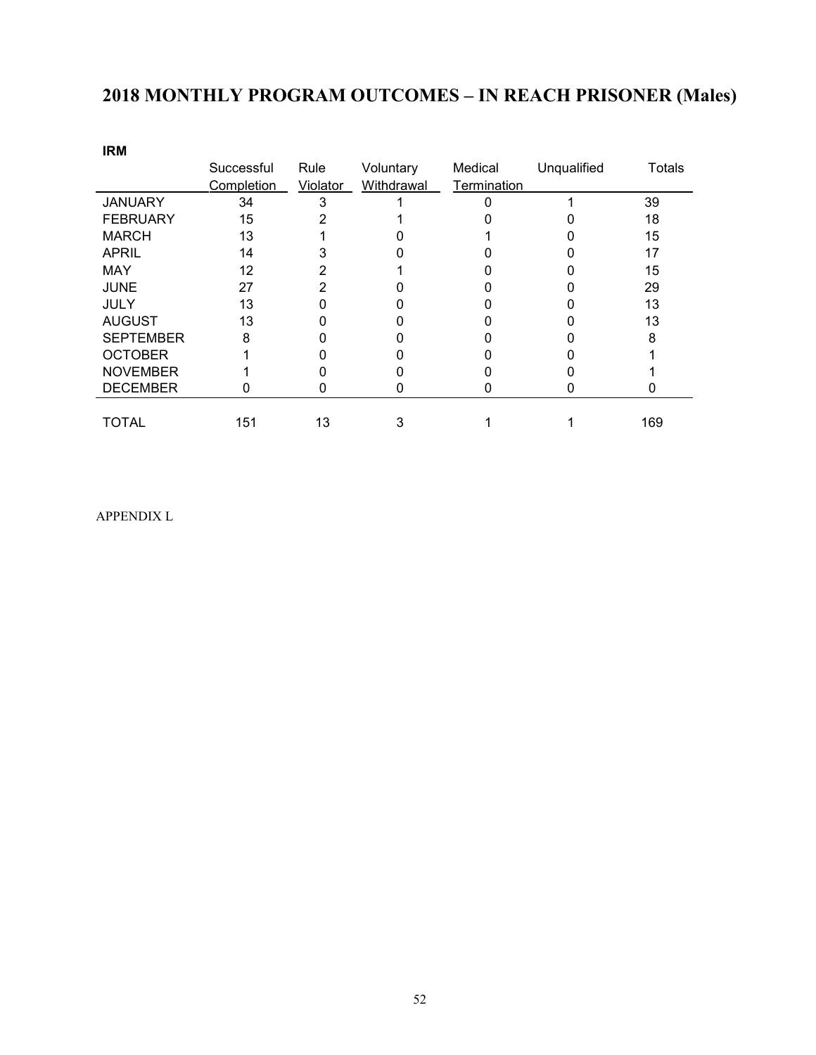# 2018 MONTHLY PROGRAM OUTCOMES – IN REACH PRISONER (Males)

**IRM**

| | Successful Completion | Rule Violator | Voluntary Withdrawal | Medical Termination | Unqualified | Totals |
|---|---|---|---|---|---|---|
| JANUARY | 34 | 3 | 1 | 0 | 1 | 39 |
| FEBRUARY | 15 | 2 | 1 | 0 | 0 | 18 |
| MARCH | 13 | 1 | 0 | 1 | 0 | 15 |
| APRIL | 14 | 3 | 0 | 0 | 0 | 17 |
| MAY | 12 | 2 | 1 | 0 | 0 | 15 |
| JUNE | 27 | 2 | 0 | 0 | 0 | 29 |
| JULY | 13 | 0 | 0 | 0 | 0 | 13 |
| AUGUST | 13 | 0 | 0 | 0 | 0 | 13 |
| SEPTEMBER | 8 | 0 | 0 | 0 | 0 | 8 |
| OCTOBER | 1 | 0 | 0 | 0 | 0 | 1 |
| NOVEMBER | 1 | 0 | 0 | 0 | 0 | 1 |
| DECEMBER | 0 | 0 | 0 | 0 | 0 | 0 |
| TOTAL | 151 | 13 | 3 | 1 | 1 | 169 |

APPENDIX L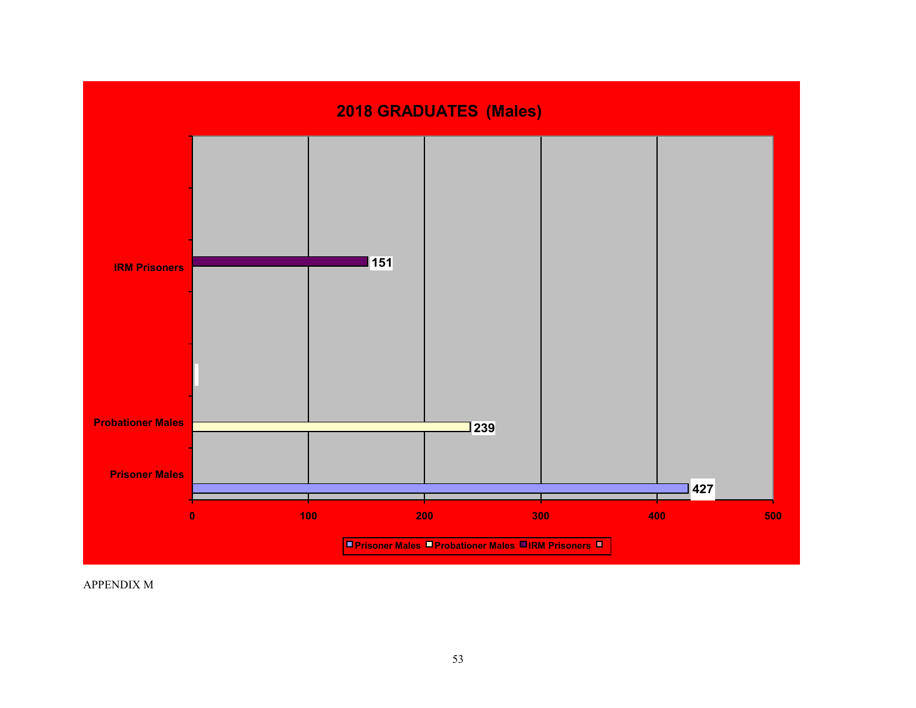## 2018 GRADUATES (Males)

| Category | Graduates |
| --- | --- |
| IRM Prisoners | 151 |
| Probationer Males | 239 |
| Prisoner Males | 427 |

APPENDIX M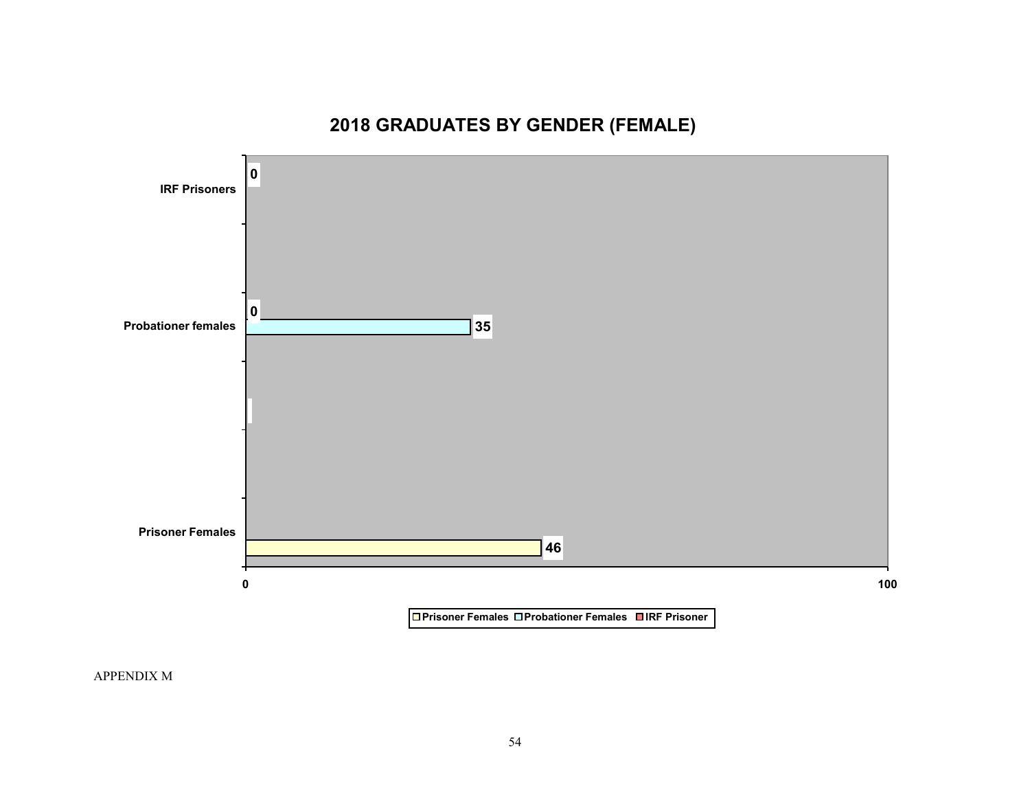## 2018 GRADUATES BY GENDER (FEMALE)

| Category | Prisoner Females | Probationer Females | IRF Prisoner |
|---|---|---|---|
| IRF Prisoners | | | 0 |
| Probationer females | | 35 | 0 |
| Prisoner Females | 46 | | |

APPENDIX M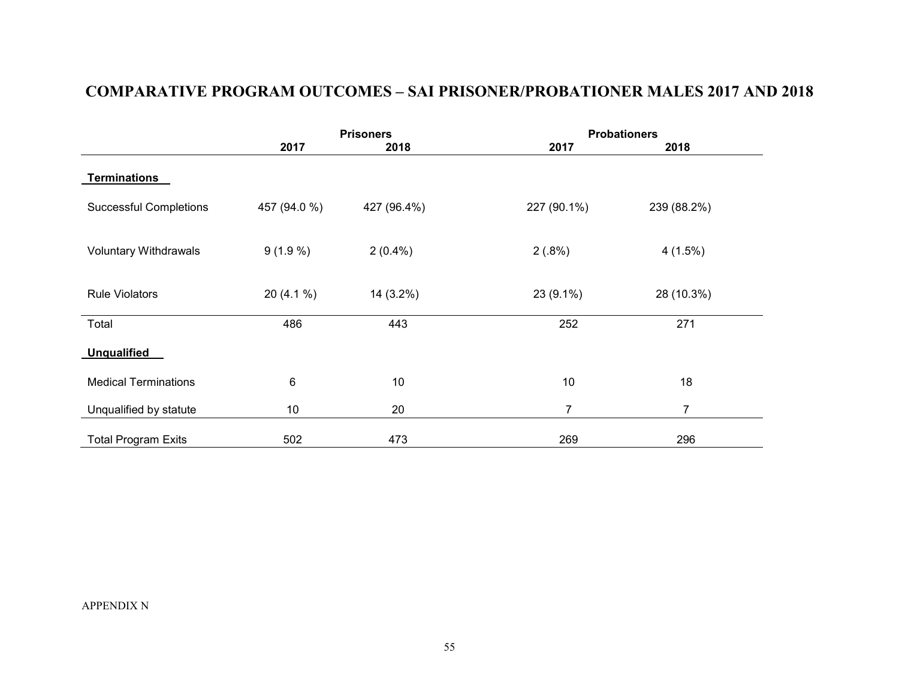# COMPARATIVE PROGRAM OUTCOMES – SAI PRISONER/PROBATIONER MALES 2017 AND 2018

| | Prisoners | | Probationers | |
|---|---|---|---|---|
| | 2017 | 2018 | 2017 | 2018 |
| **Terminations** | | | | |
| Successful Completions | 457 (94.0 %) | 427 (96.4%) | 227 (90.1%) | 239 (88.2%) |
| Voluntary Withdrawals | 9 (1.9 %) | 2 (0.4%) | 2 (.8%) | 4 (1.5%) |
| Rule Violators | 20 (4.1 %) | 14 (3.2%) | 23 (9.1%) | 28 (10.3%) |
| Total | 486 | 443 | 252 | 271 |
| **Unqualified** | | | | |
| Medical Terminations | 6 | 10 | 10 | 18 |
| Unqualified by statute | 10 | 20 | 7 | 7 |
| Total Program Exits | 502 | 473 | 269 | 296 |

APPENDIX N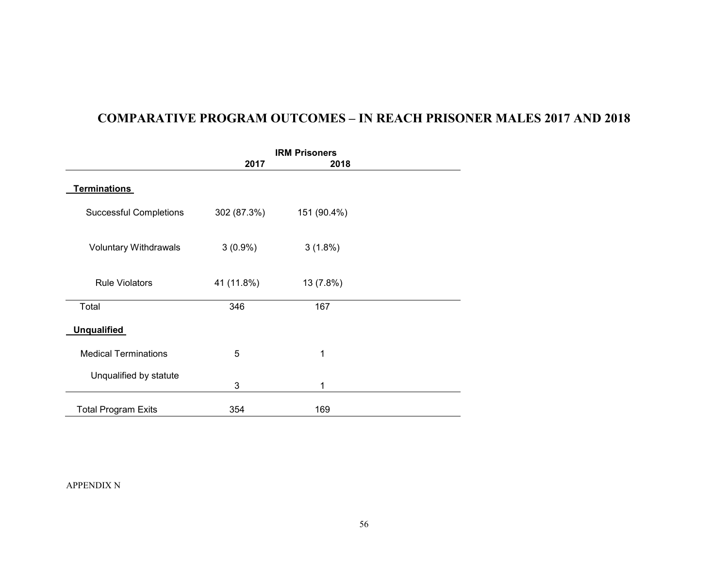# COMPARATIVE PROGRAM OUTCOMES – IN REACH PRISONER MALES 2017 AND 2018

| | IRM Prisoners | |
|---|---|---|
| | **2017** | **2018** |
| **Terminations** | | |
| Successful Completions | 302 (87.3%) | 151 (90.4%) |
| Voluntary Withdrawals | 3 (0.9%) | 3 (1.8%) |
| Rule Violators | 41 (11.8%) | 13 (7.8%) |
| Total | 346 | 167 |
| **Unqualified** | | |
| Medical Terminations | 5 | 1 |
| Unqualified by statute | 3 | 1 |
| Total Program Exits | 354 | 169 |

APPENDIX N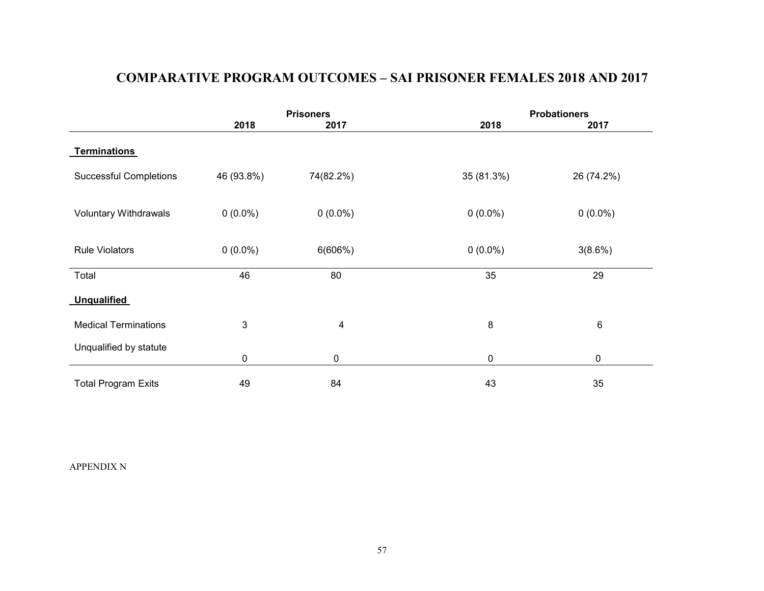# COMPARATIVE PROGRAM OUTCOMES – SAI PRISONER FEMALES 2018 AND 2017

| | Prisoners | | Probationers | |
|---|---|---|---|---|
| | 2018 | 2017 | 2018 | 2017 |
| **Terminations** | | | | |
| Successful Completions | 46 (93.8%) | 74(82.2%) | 35 (81.3%) | 26 (74.2%) |
| Voluntary Withdrawals | 0 (0.0%) | 0 (0.0%) | 0 (0.0%) | 0 (0.0%) |
| Rule Violators | 0 (0.0%) | 6(606%) | 0 (0.0%) | 3(8.6%) |
| Total | 46 | 80 | 35 | 29 |
| **Unqualified** | | | | |
| Medical Terminations | 3 | 4 | 8 | 6 |
| Unqualified by statute | 0 | 0 | 0 | 0 |
| Total Program Exits | 49 | 84 | 43 | 35 |

APPENDIX N